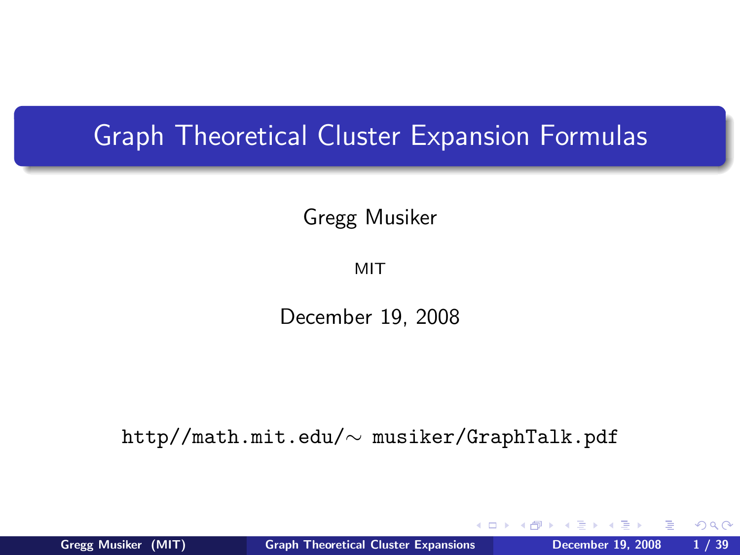# Graph Theoretical Cluster Expansion Formulas

Gregg Musiker

MIT

December 19, 2008

http//math.mit.edu/∼ musiker/GraphTalk.pdf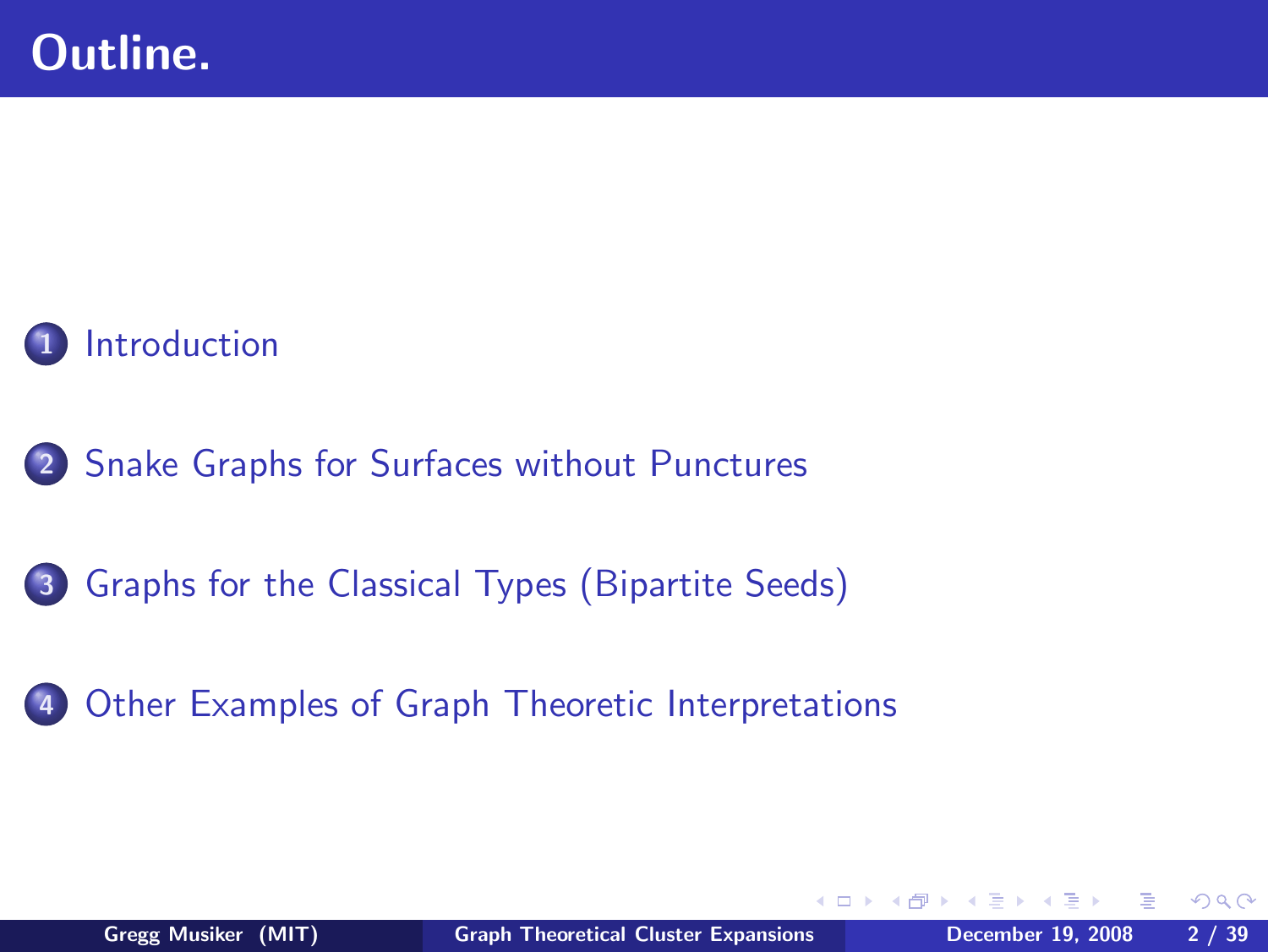# Outline.

1. Introduction
2. Snake Graphs for Surfaces without Punctures
3. Graphs for the Classical Types (Bipartite Seeds)
4. Other Examples of Graph Theoretic Interpretations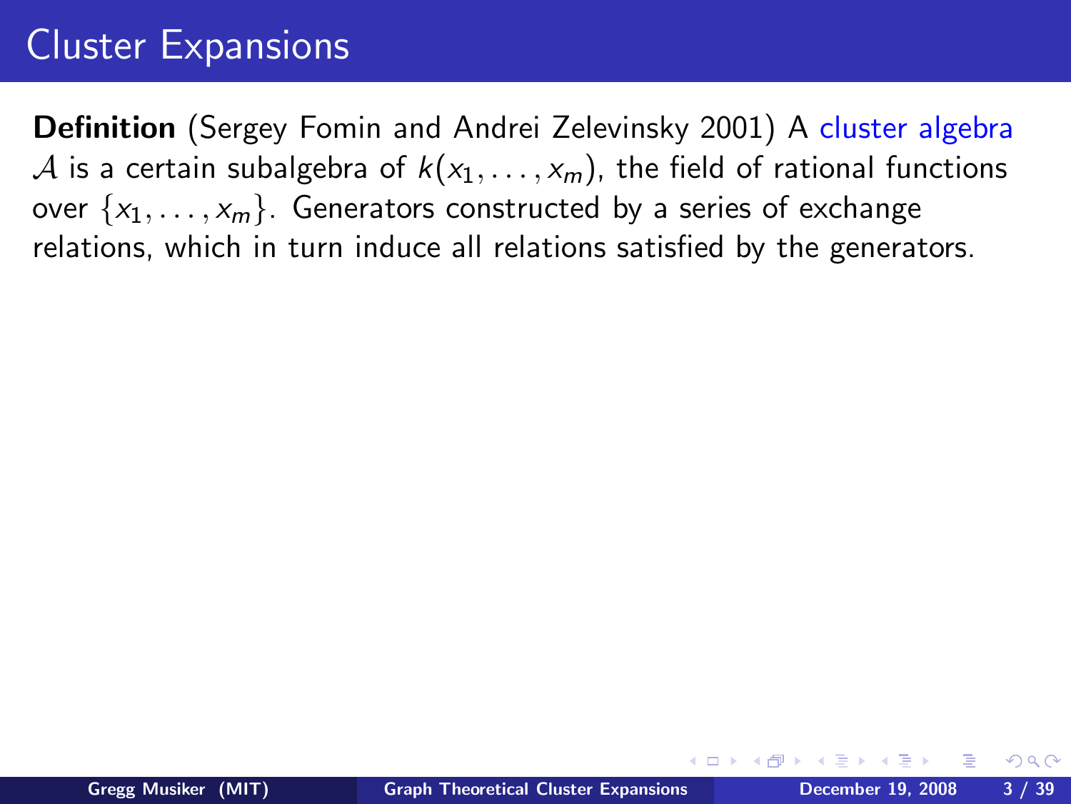# Cluster Expansions

**Definition** (Sergey Fomin and Andrei Zelevinsky 2001) A cluster algebra $\mathcal{A}$ is a certain subalgebra of $k(x_1, \ldots, x_m)$, the field of rational functions over $\{x_1, \ldots, x_m\}$. Generators constructed by a series of exchange relations, which in turn induce all relations satisfied by the generators.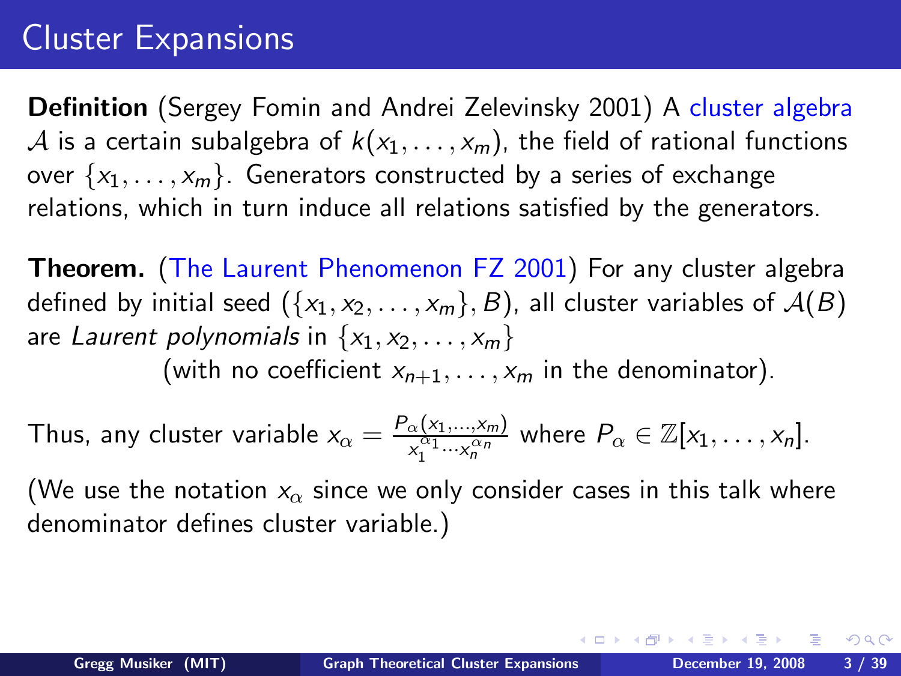# Cluster Expansions

**Definition** (Sergey Fomin and Andrei Zelevinsky 2001) A cluster algebra $\mathcal{A}$ is a certain subalgebra of $k(x_1, \ldots, x_m)$, the field of rational functions over $\{x_1, \ldots, x_m\}$. Generators constructed by a series of exchange relations, which in turn induce all relations satisfied by the generators.

**Theorem.** (The Laurent Phenomenon FZ 2001) For any cluster algebra defined by initial seed $(\{x_1, x_2, \ldots, x_m\}, B)$, all cluster variables of $\mathcal{A}(B)$ are *Laurent polynomials* in $\{x_1, x_2, \ldots, x_m\}$
(with no coefficient $x_{n+1}, \ldots, x_m$ in the denominator).

Thus, any cluster variable $x_\alpha = \frac{P_\alpha(x_1,\ldots,x_m)}{x_1^{\alpha_1}\cdots x_n^{\alpha_n}}$ where $P_\alpha \in \mathbb{Z}[x_1, \ldots, x_n]$.

(We use the notation $x_\alpha$ since we only consider cases in this talk where denominator defines cluster variable.)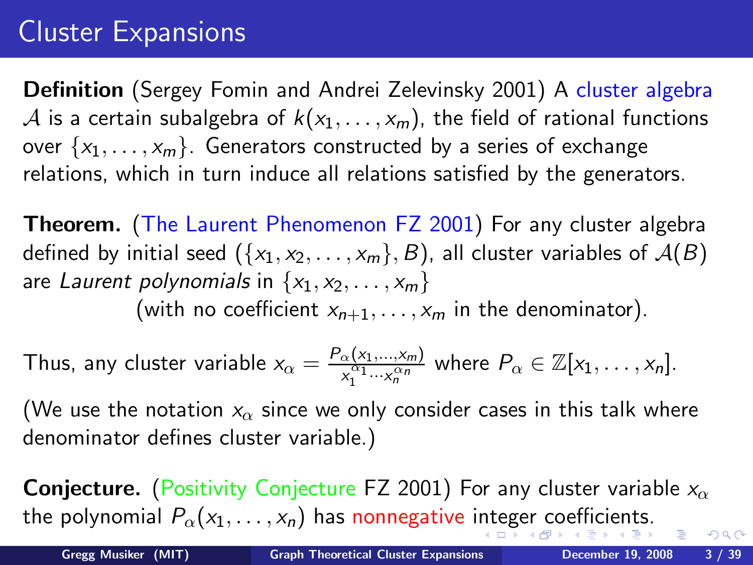# Cluster Expansions

**Definition** (Sergey Fomin and Andrei Zelevinsky 2001) A cluster algebra $\mathcal{A}$ is a certain subalgebra of $k(x_1, \ldots, x_m)$, the field of rational functions over $\{x_1, \ldots, x_m\}$. Generators constructed by a series of exchange relations, which in turn induce all relations satisfied by the generators.

**Theorem.** (The Laurent Phenomenon FZ 2001) For any cluster algebra defined by initial seed $(\{x_1, x_2, \ldots, x_m\}, B)$, all cluster variables of $\mathcal{A}(B)$ are *Laurent polynomials* in $\{x_1, x_2, \ldots, x_m\}$

(with no coefficient $x_{n+1}, \ldots, x_m$ in the denominator).

Thus, any cluster variable $x_\alpha = \frac{P_\alpha(x_1, \ldots, x_m)}{x_1^{\alpha_1} \cdots x_n^{\alpha_n}}$ where $P_\alpha \in \mathbb{Z}[x_1, \ldots, x_n]$.

(We use the notation $x_\alpha$ since we only consider cases in this talk where denominator defines cluster variable.)

**Conjecture.** (Positivity Conjecture FZ 2001) For any cluster variable $x_\alpha$ the polynomial $P_\alpha(x_1, \ldots, x_n)$ has nonnegative integer coefficients.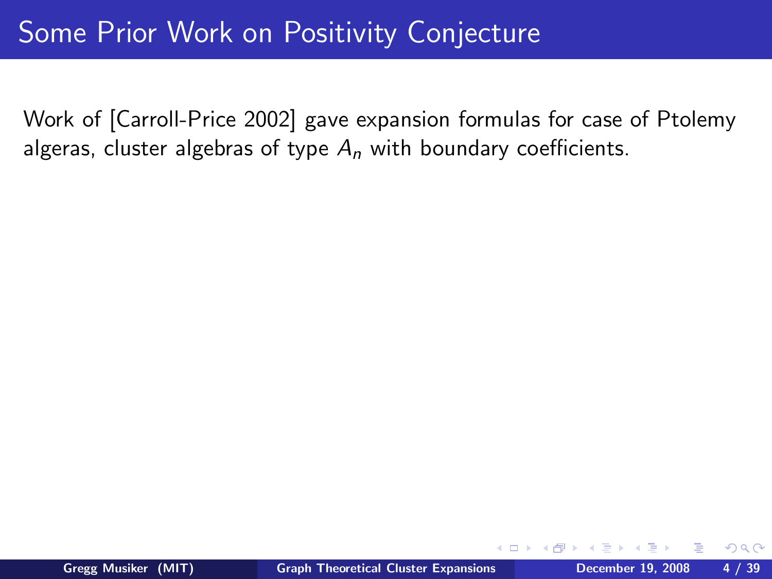# Some Prior Work on Positivity Conjecture

Work of [Carroll-Price 2002] gave expansion formulas for case of Ptolemy algeras, cluster algebras of type $A_n$ with boundary coefficients.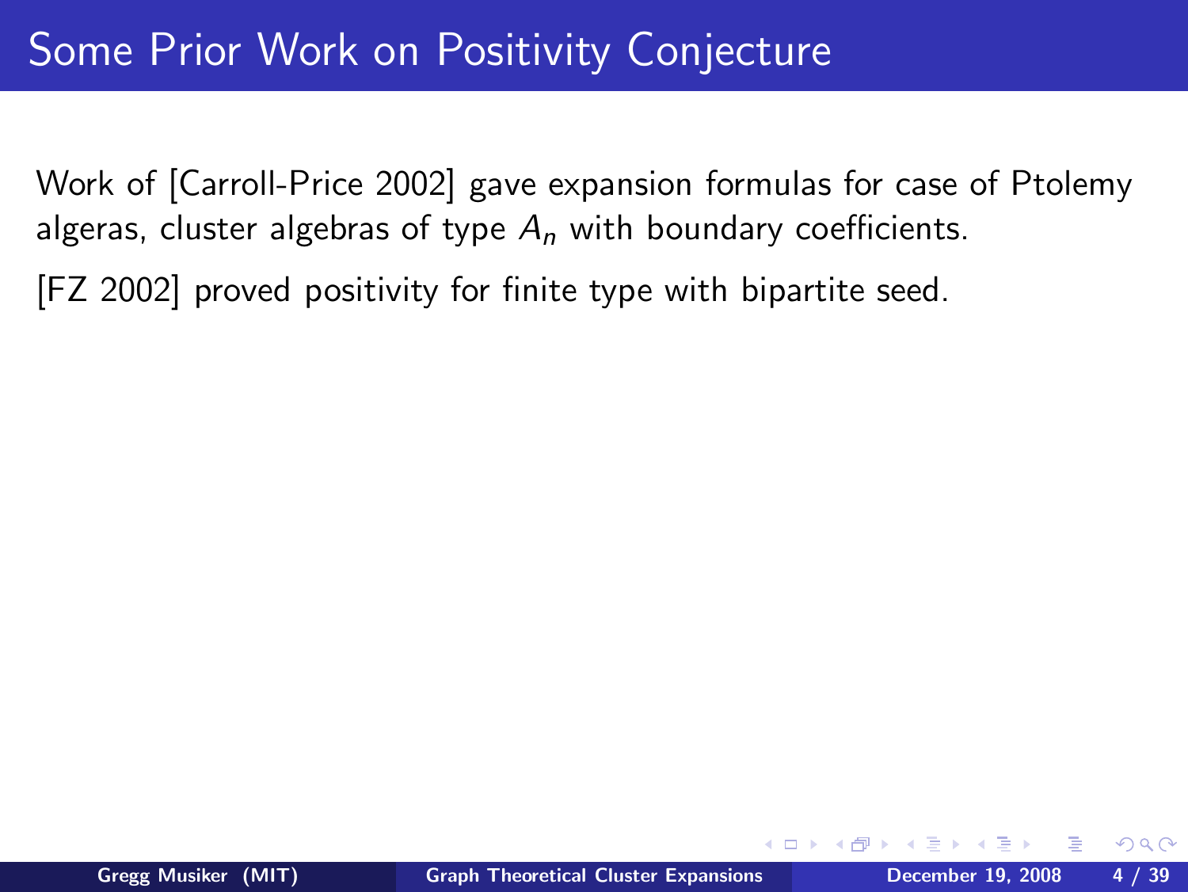# Some Prior Work on Positivity Conjecture

Work of [Carroll-Price 2002] gave expansion formulas for case of Ptolemy algeras, cluster algebras of type $A_n$ with boundary coefficients.

[FZ 2002] proved positivity for finite type with bipartite seed.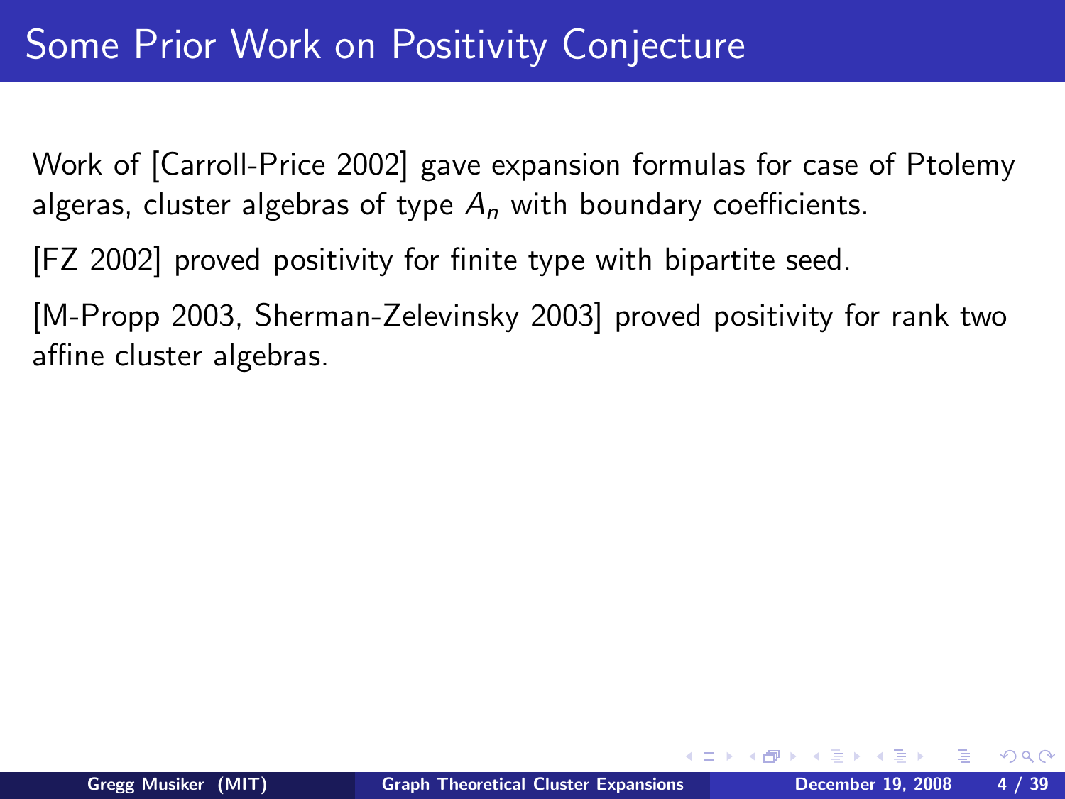# Some Prior Work on Positivity Conjecture

Work of [Carroll-Price 2002] gave expansion formulas for case of Ptolemy algeras, cluster algebras of type $A_n$ with boundary coefficients.

[FZ 2002] proved positivity for finite type with bipartite seed.

[M-Propp 2003, Sherman-Zelevinsky 2003] proved positivity for rank two affine cluster algebras.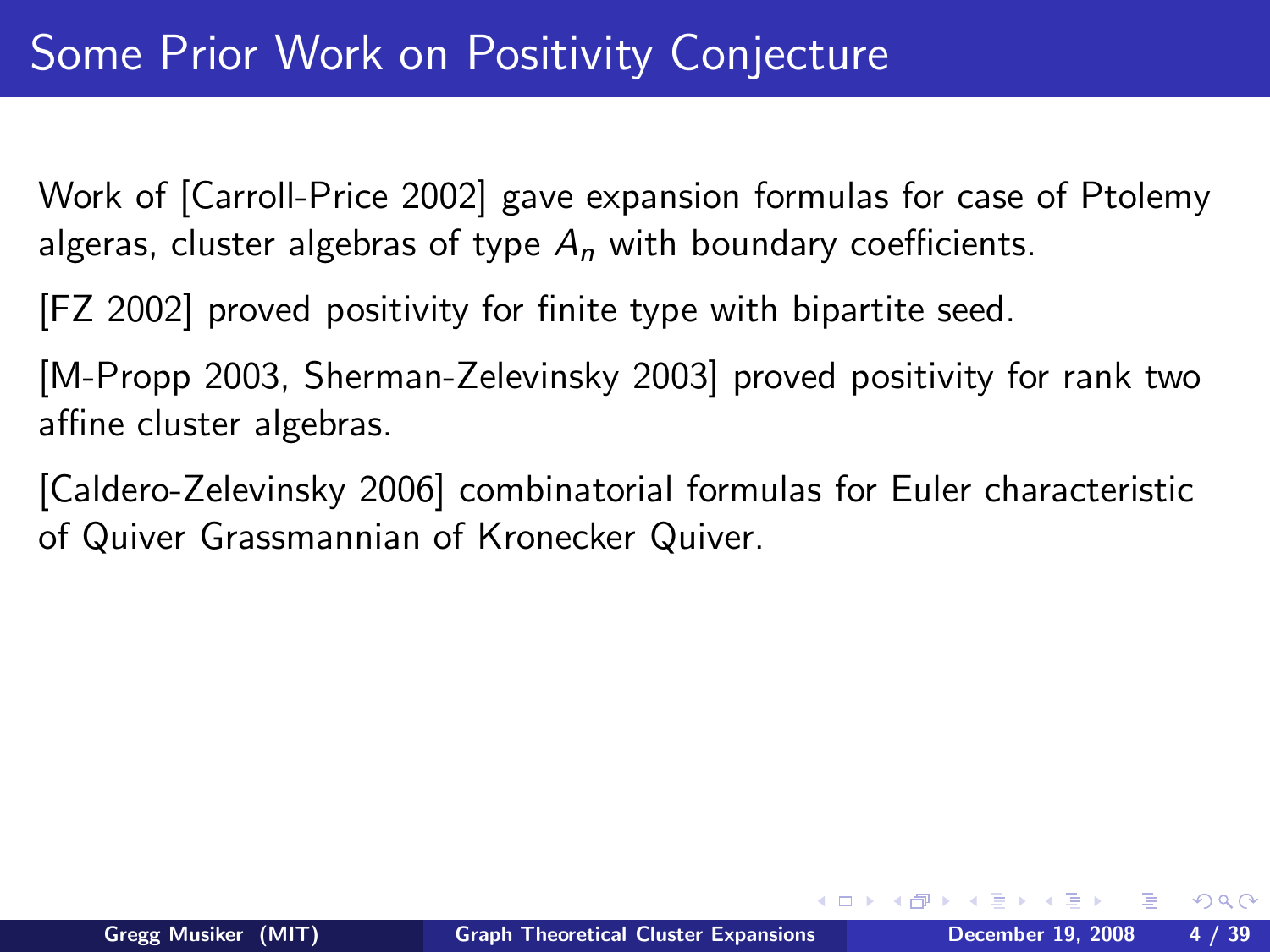# Some Prior Work on Positivity Conjecture

Work of [Carroll-Price 2002] gave expansion formulas for case of Ptolemy algeras, cluster algebras of type $A_n$ with boundary coefficients.

[FZ 2002] proved positivity for finite type with bipartite seed.

[M-Propp 2003, Sherman-Zelevinsky 2003] proved positivity for rank two affine cluster algebras.

[Caldero-Zelevinsky 2006] combinatorial formulas for Euler characteristic of Quiver Grassmannian of Kronecker Quiver.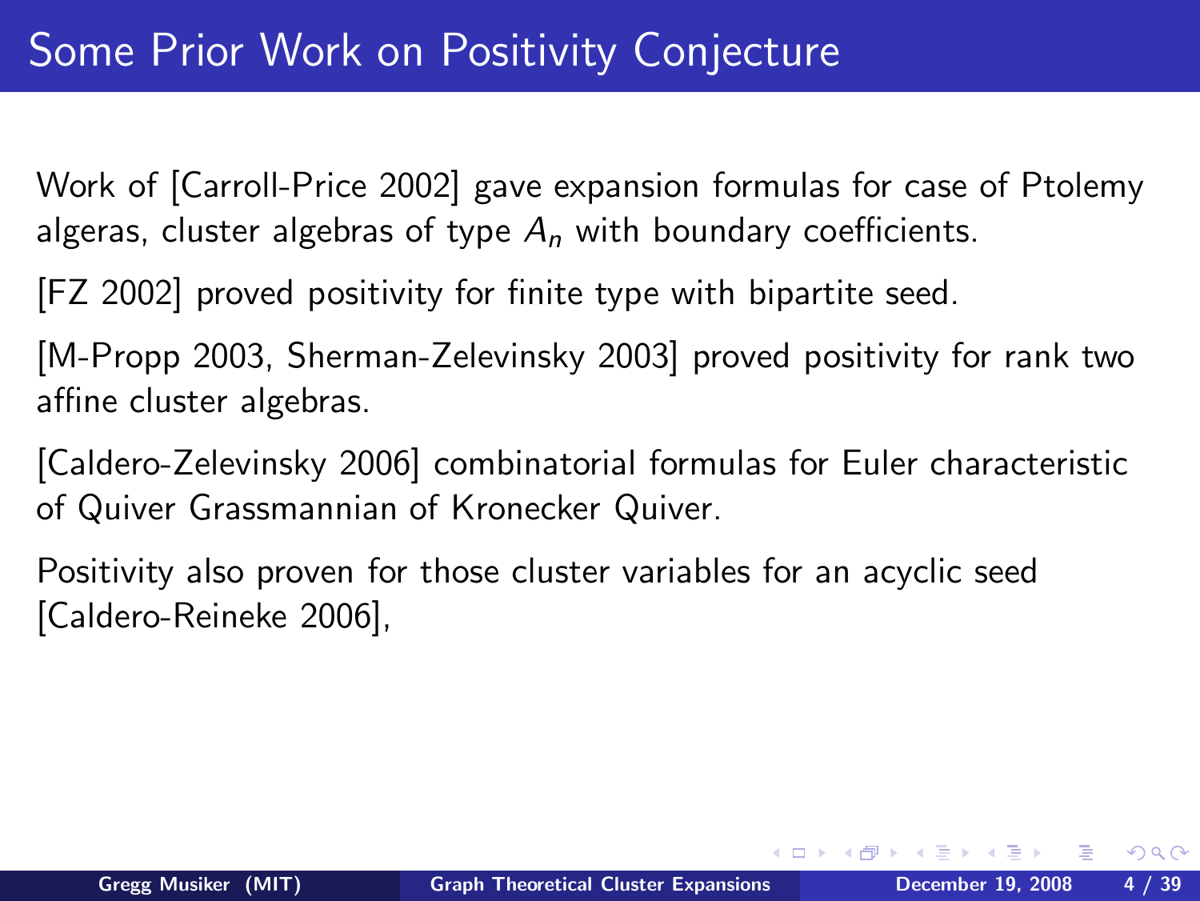# Some Prior Work on Positivity Conjecture

Work of [Carroll-Price 2002] gave expansion formulas for case of Ptolemy algeras, cluster algebras of type $A_n$ with boundary coefficients.

[FZ 2002] proved positivity for finite type with bipartite seed.

[M-Propp 2003, Sherman-Zelevinsky 2003] proved positivity for rank two affine cluster algebras.

[Caldero-Zelevinsky 2006] combinatorial formulas for Euler characteristic of Quiver Grassmannian of Kronecker Quiver.

Positivity also proven for those cluster variables for an acyclic seed [Caldero-Reineke 2006],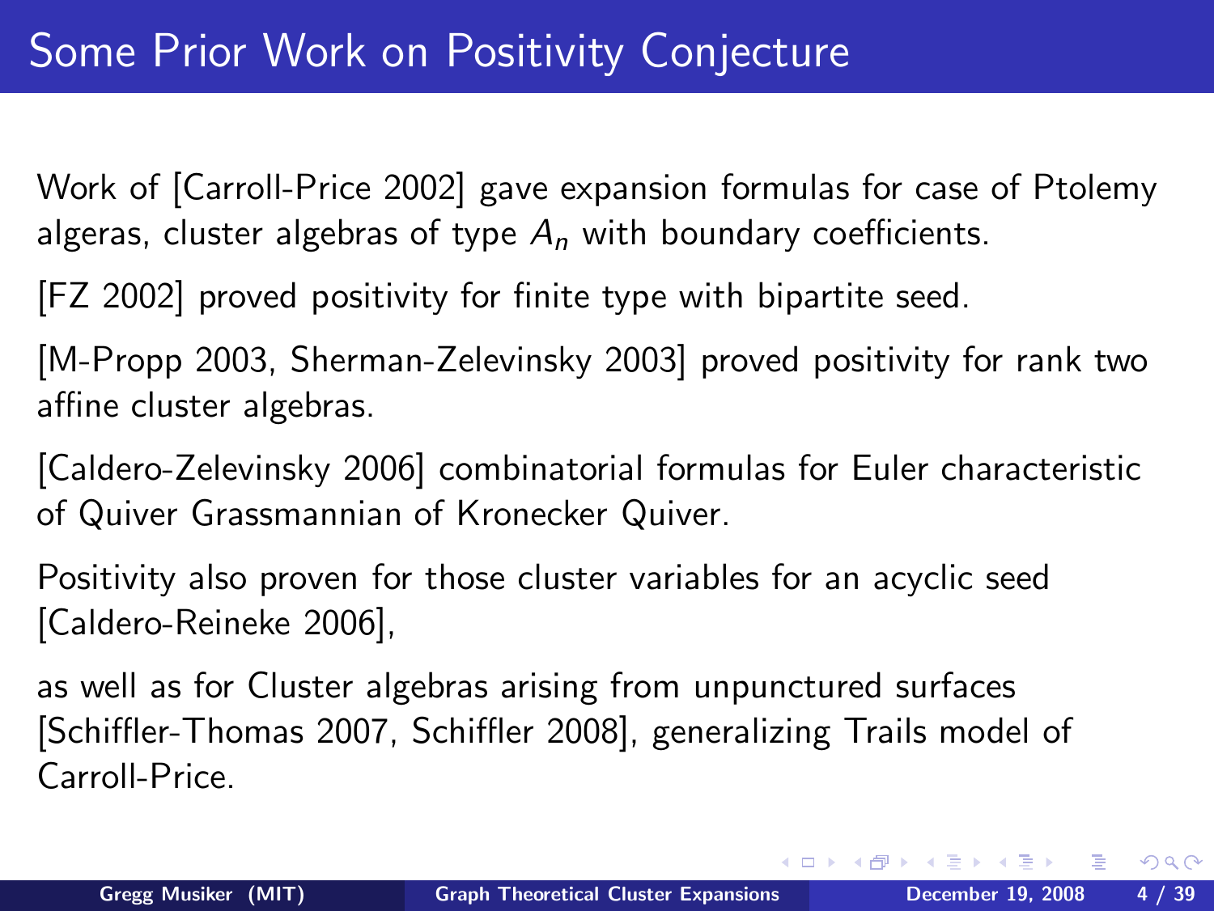# Some Prior Work on Positivity Conjecture

Work of [Carroll-Price 2002] gave expansion formulas for case of Ptolemy algeras, cluster algebras of type $A_n$ with boundary coefficients.

[FZ 2002] proved positivity for finite type with bipartite seed.

[M-Propp 2003, Sherman-Zelevinsky 2003] proved positivity for rank two affine cluster algebras.

[Caldero-Zelevinsky 2006] combinatorial formulas for Euler characteristic of Quiver Grassmannian of Kronecker Quiver.

Positivity also proven for those cluster variables for an acyclic seed [Caldero-Reineke 2006],

as well as for Cluster algebras arising from unpunctured surfaces [Schiffler-Thomas 2007, Schiffler 2008], generalizing Trails model of Carroll-Price.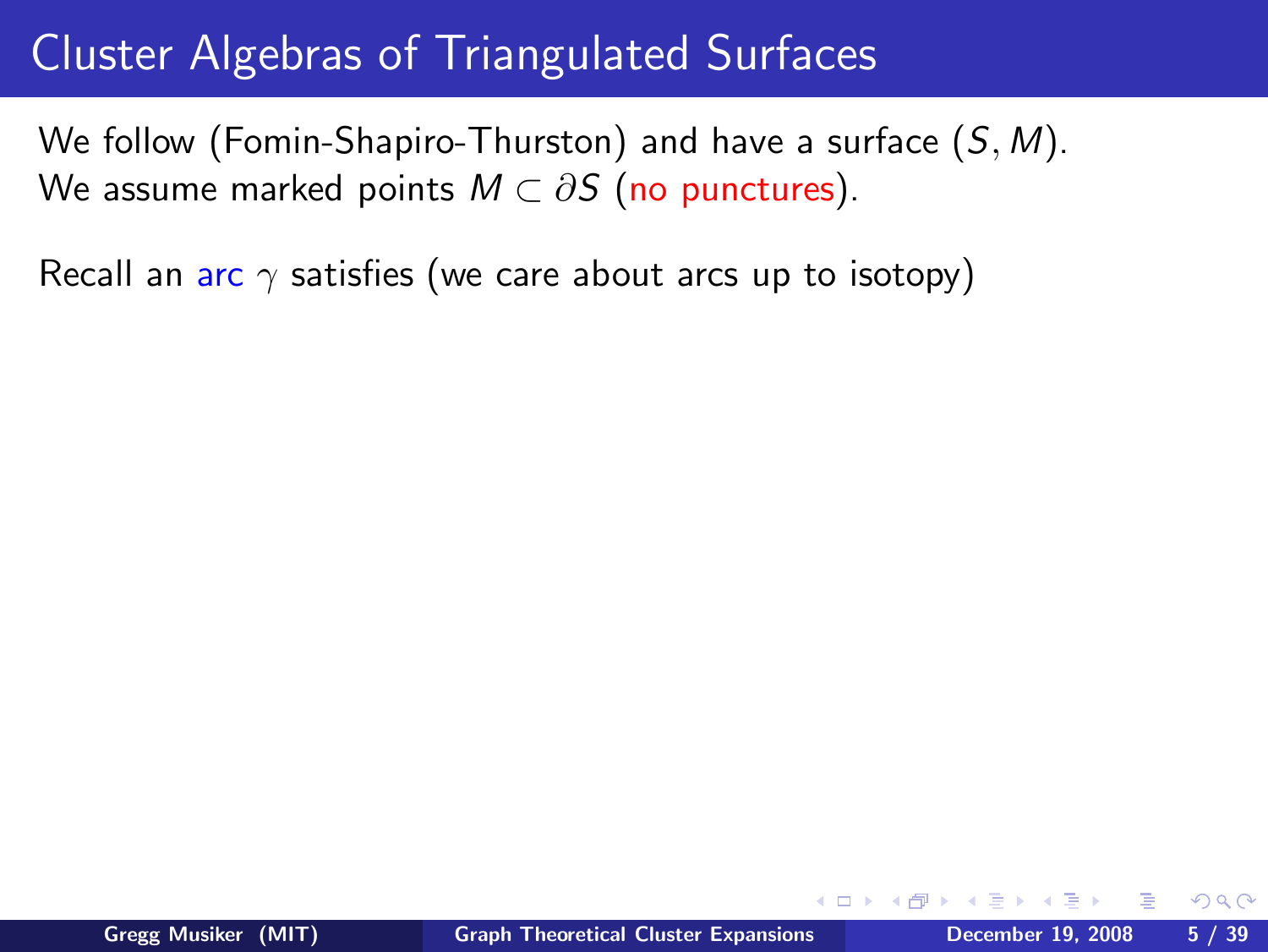# Cluster Algebras of Triangulated Surfaces

We follow (Fomin-Shapiro-Thurston) and have a surface $(S, M)$.
We assume marked points $M \subset \partial S$ (no punctures).

Recall an arc $\gamma$ satisfies (we care about arcs up to isotopy)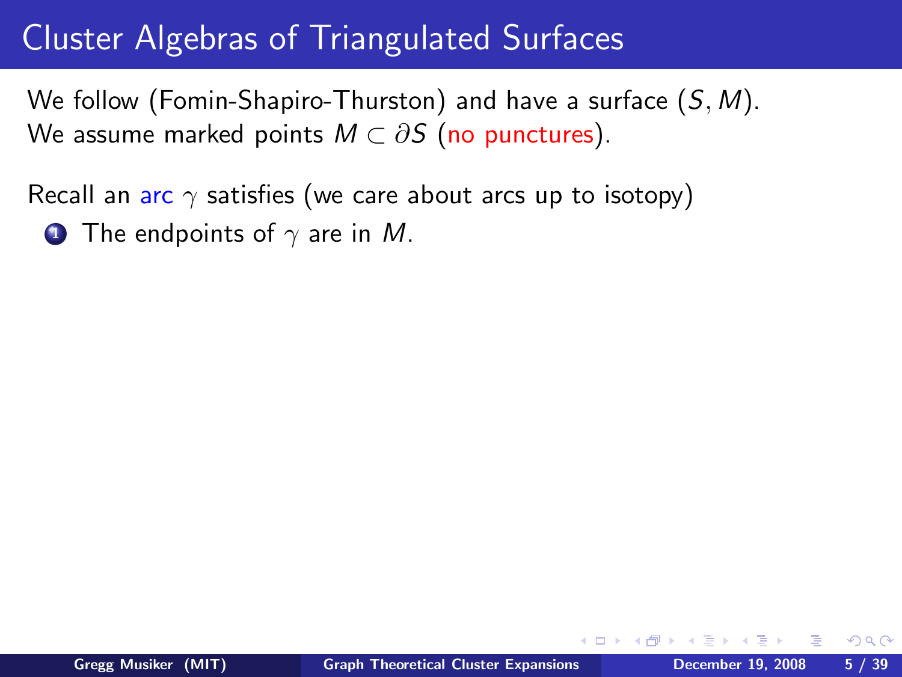# Cluster Algebras of Triangulated Surfaces

We follow (Fomin-Shapiro-Thurston) and have a surface $(S, M)$.
We assume marked points $M \subset \partial S$ (no punctures).

Recall an arc $\gamma$ satisfies (we care about arcs up to isotopy)

1. The endpoints of $\gamma$ are in $M$.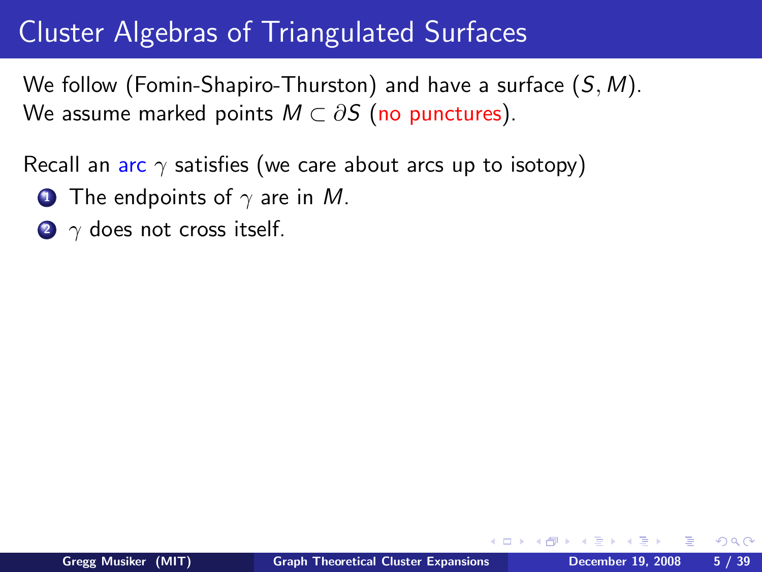# Cluster Algebras of Triangulated Surfaces

We follow (Fomin-Shapiro-Thurston) and have a surface $(S, M)$.
We assume marked points $M \subset \partial S$ (no punctures).

Recall an arc $\gamma$ satisfies (we care about arcs up to isotopy)

1. The endpoints of $\gamma$ are in $M$.
2. $\gamma$ does not cross itself.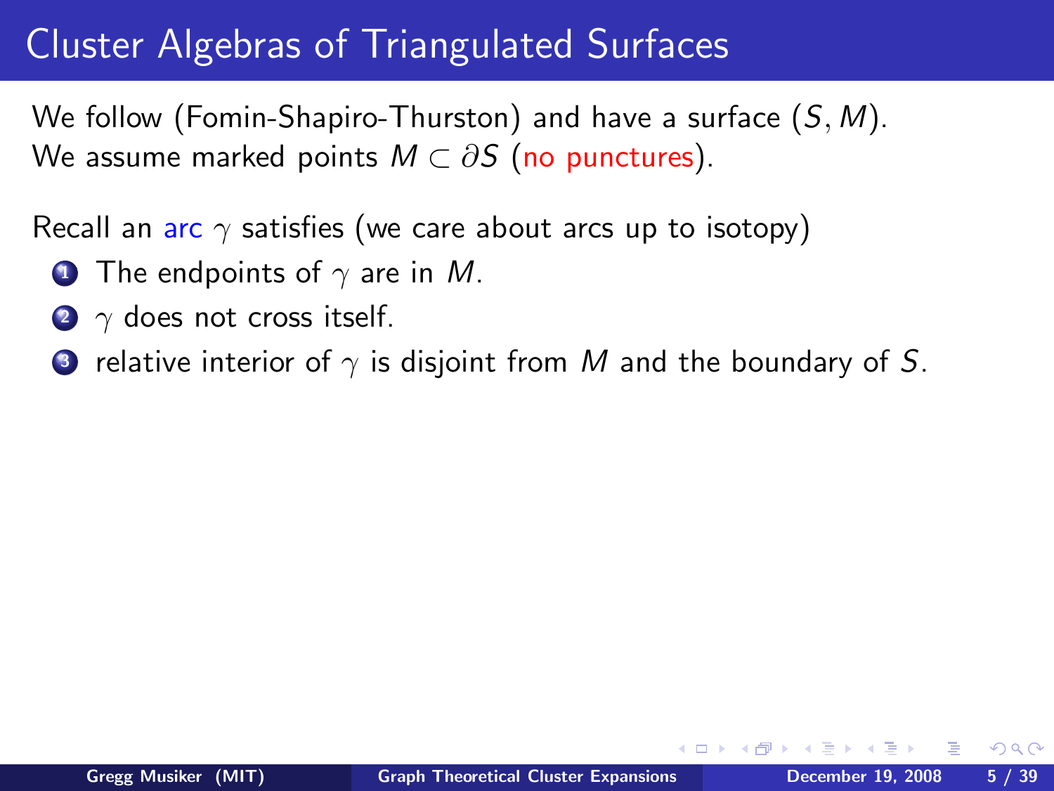# Cluster Algebras of Triangulated Surfaces

We follow (Fomin-Shapiro-Thurston) and have a surface $(S, M)$.
We assume marked points $M \subset \partial S$ (no punctures).

Recall an arc $\gamma$ satisfies (we care about arcs up to isotopy)

1. The endpoints of $\gamma$ are in $M$.
2. $\gamma$ does not cross itself.
3. relative interior of $\gamma$ is disjoint from $M$ and the boundary of $S$.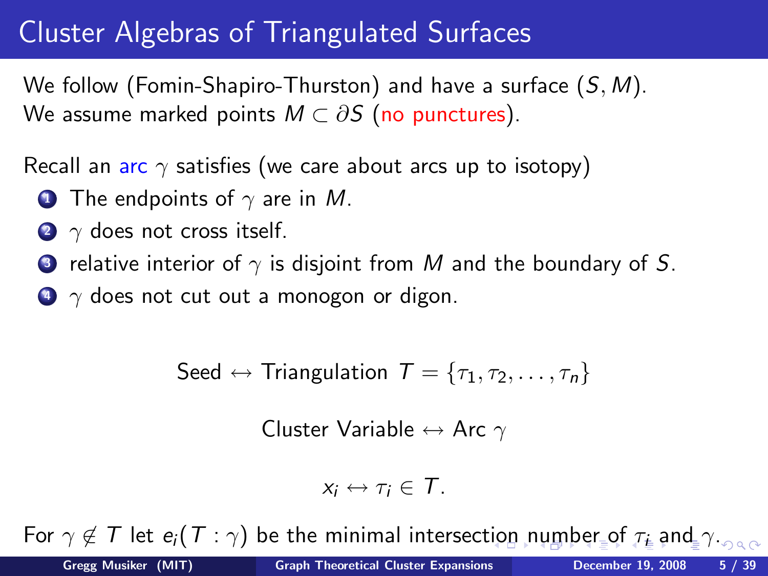# Cluster Algebras of Triangulated Surfaces

We follow (Fomin-Shapiro-Thurston) and have a surface $(S, M)$.
We assume marked points $M \subset \partial S$ (no punctures).

Recall an arc $\gamma$ satisfies (we care about arcs up to isotopy)

1. The endpoints of $\gamma$ are in $M$.
2. $\gamma$ does not cross itself.
3. relative interior of $\gamma$ is disjoint from $M$ and the boundary of $S$.
4. $\gamma$ does not cut out a monogon or digon.

$$\text{Seed} \leftrightarrow \text{Triangulation } T = \{\tau_1, \tau_2, \ldots, \tau_n\}$$

$$\text{Cluster Variable} \leftrightarrow \text{Arc } \gamma$$

$$x_i \leftrightarrow \tau_i \in T.$$

For $\gamma \notin T$ let $e_i(T : \gamma)$ be the minimal intersection number of $\tau_i$ and $\gamma$.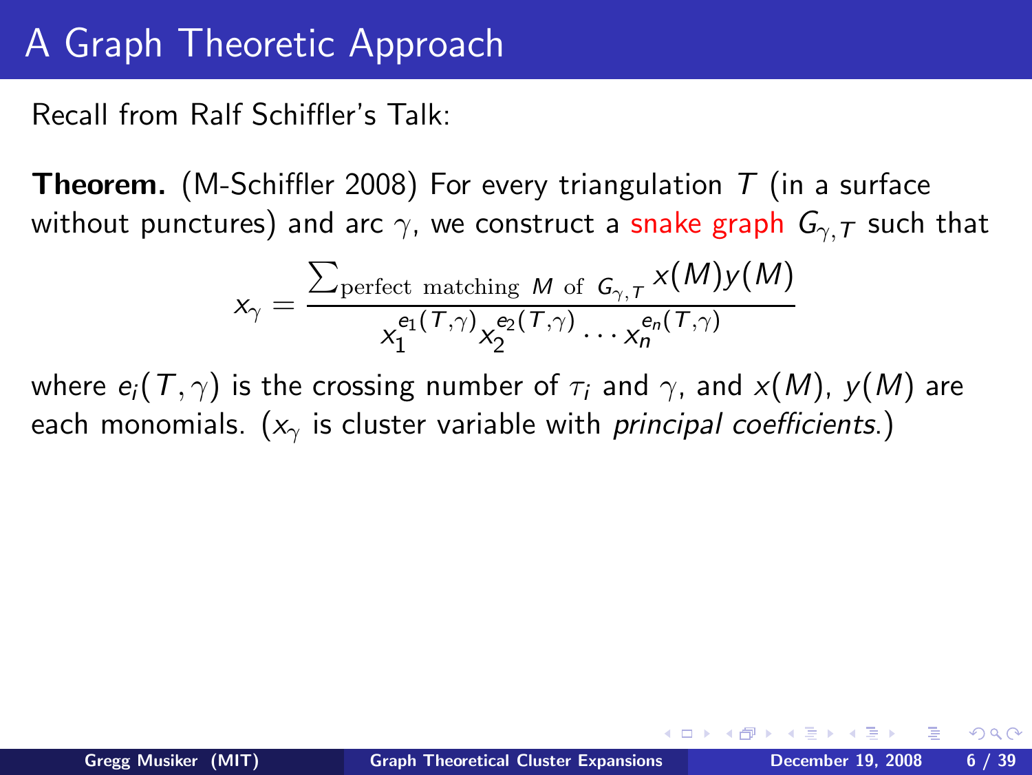# A Graph Theoretic Approach

Recall from Ralf Schiffler's Talk:

**Theorem.** (M-Schiffler 2008) For every triangulation $T$ (in a surface without punctures) and arc $\gamma$, we construct a snake graph $G_{\gamma,T}$ such that

$$x_\gamma = \frac{\sum_{\text{perfect matching } M \text{ of } G_{\gamma,T}} x(M)y(M)}{x_1^{e_1(T,\gamma)} x_2^{e_2(T,\gamma)} \cdots x_n^{e_n(T,\gamma)}}$$

where $e_i(T,\gamma)$ is the crossing number of $\tau_i$ and $\gamma$, and $x(M)$, $y(M)$ are each monomials. ($x_\gamma$ is cluster variable with *principal coefficients*.)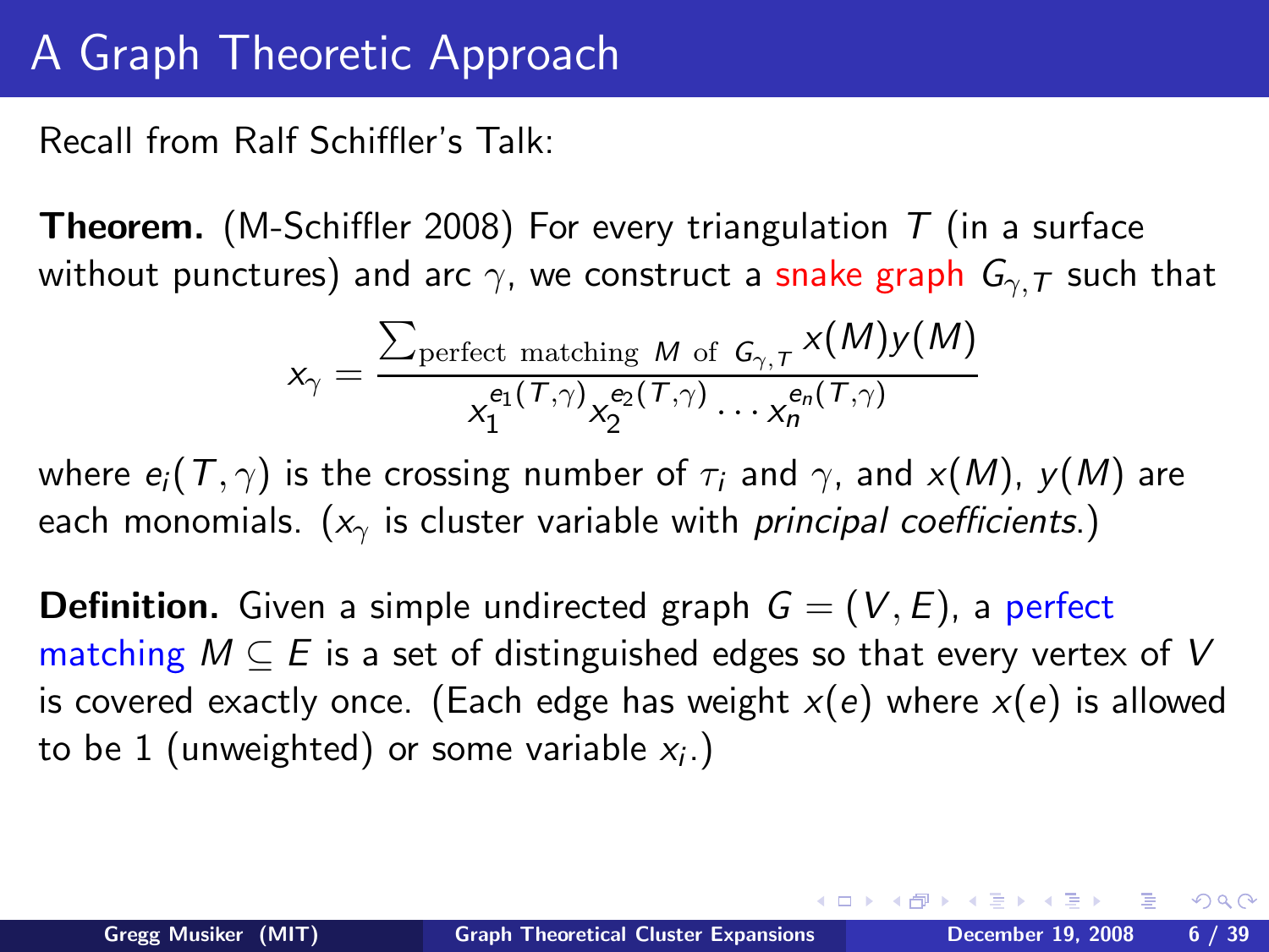# A Graph Theoretic Approach

Recall from Ralf Schiffler's Talk:

**Theorem.** (M-Schiffler 2008) For every triangulation $T$ (in a surface without punctures) and arc $\gamma$, we construct a snake graph $G_{\gamma,T}$ such that

$$x_\gamma = \frac{\sum_{\text{perfect matching } M \text{ of } G_{\gamma,T}} x(M)y(M)}{x_1^{e_1(T,\gamma)} x_2^{e_2(T,\gamma)} \cdots x_n^{e_n(T,\gamma)}}$$

where $e_i(T,\gamma)$ is the crossing number of $\tau_i$ and $\gamma$, and $x(M)$, $y(M)$ are each monomials. ($x_\gamma$ is cluster variable with *principal coefficients*.)

**Definition.** Given a simple undirected graph $G = (V, E)$, a perfect matching $M \subseteq E$ is a set of distinguished edges so that every vertex of $V$ is covered exactly once. (Each edge has weight $x(e)$ where $x(e)$ is allowed to be 1 (unweighted) or some variable $x_i$.)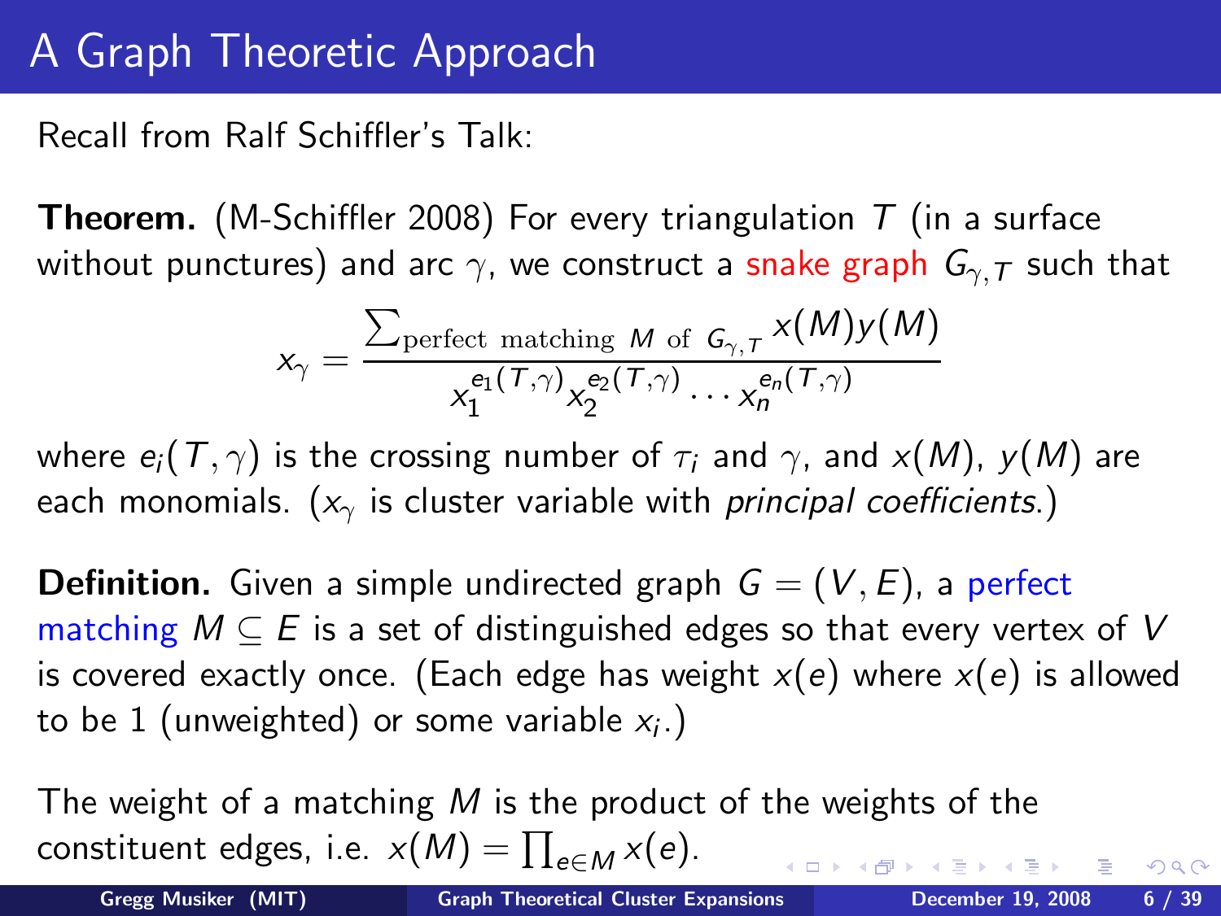# A Graph Theoretic Approach

Recall from Ralf Schiffler's Talk:

**Theorem.** (M-Schiffler 2008) For every triangulation $T$ (in a surface without punctures) and arc $\gamma$, we construct a snake graph $G_{\gamma,T}$ such that

$$x_\gamma = \frac{\sum_{\text{perfect matching } M \text{ of } G_{\gamma,T}} x(M)y(M)}{x_1^{e_1(T,\gamma)} x_2^{e_2(T,\gamma)} \cdots x_n^{e_n(T,\gamma)}}$$

where $e_i(T,\gamma)$ is the crossing number of $\tau_i$ and $\gamma$, and $x(M)$, $y(M)$ are each monomials. ($x_\gamma$ is cluster variable with *principal coefficients*.)

**Definition.** Given a simple undirected graph $G = (V, E)$, a perfect matching $M \subseteq E$ is a set of distinguished edges so that every vertex of $V$ is covered exactly once. (Each edge has weight $x(e)$ where $x(e)$ is allowed to be 1 (unweighted) or some variable $x_i$.)

The weight of a matching $M$ is the product of the weights of the constituent edges, i.e. $x(M) = \prod_{e \in M} x(e)$.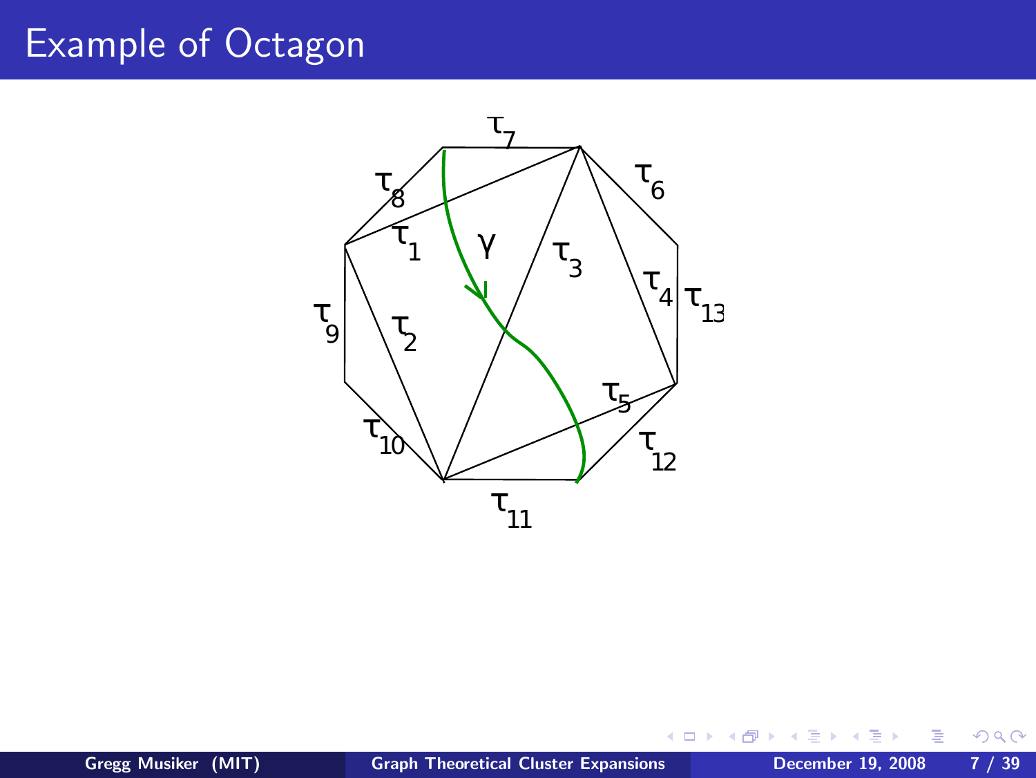# Example of Octagon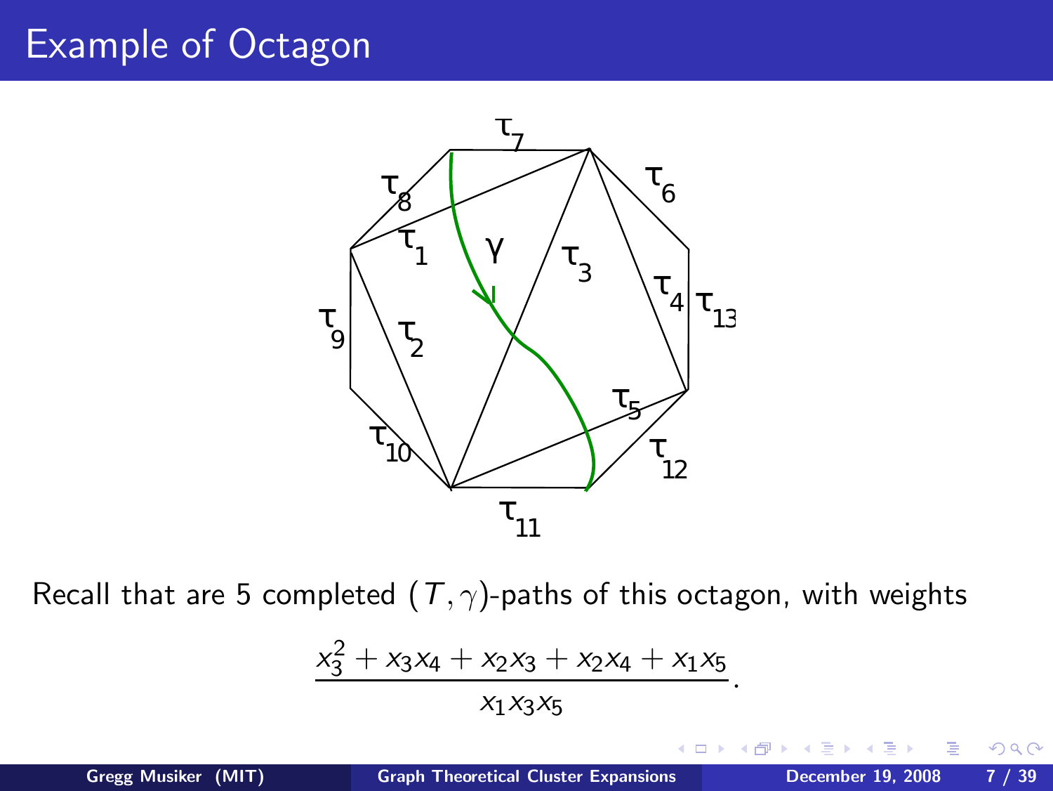# Example of Octagon

Recall that are 5 completed $(T, \gamma)$-paths of this octagon, with weights

$$\frac{x_3^2 + x_3x_4 + x_2x_3 + x_2x_4 + x_1x_5}{x_1x_3x_5}.$$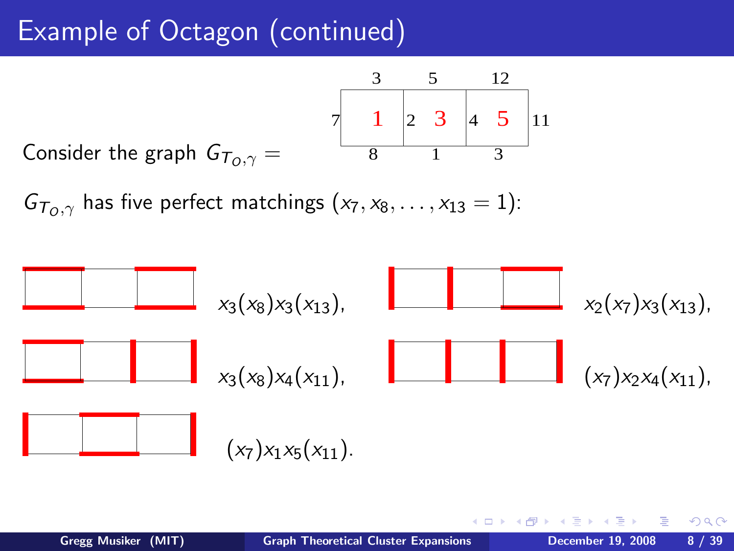# Example of Octagon (continued)

Consider the graph $G_{T_O,\gamma} =$

$G_{T_O,\gamma}$ has five perfect matchings $(x_7, x_8, \ldots, x_{13} = 1)$:

$x_3(x_8)x_3(x_{13})$, $x_2(x_7)x_3(x_{13})$,

$x_3(x_8)x_4(x_{11})$, $(x_7)x_2x_4(x_{11})$,

$(x_7)x_1x_5(x_{11})$.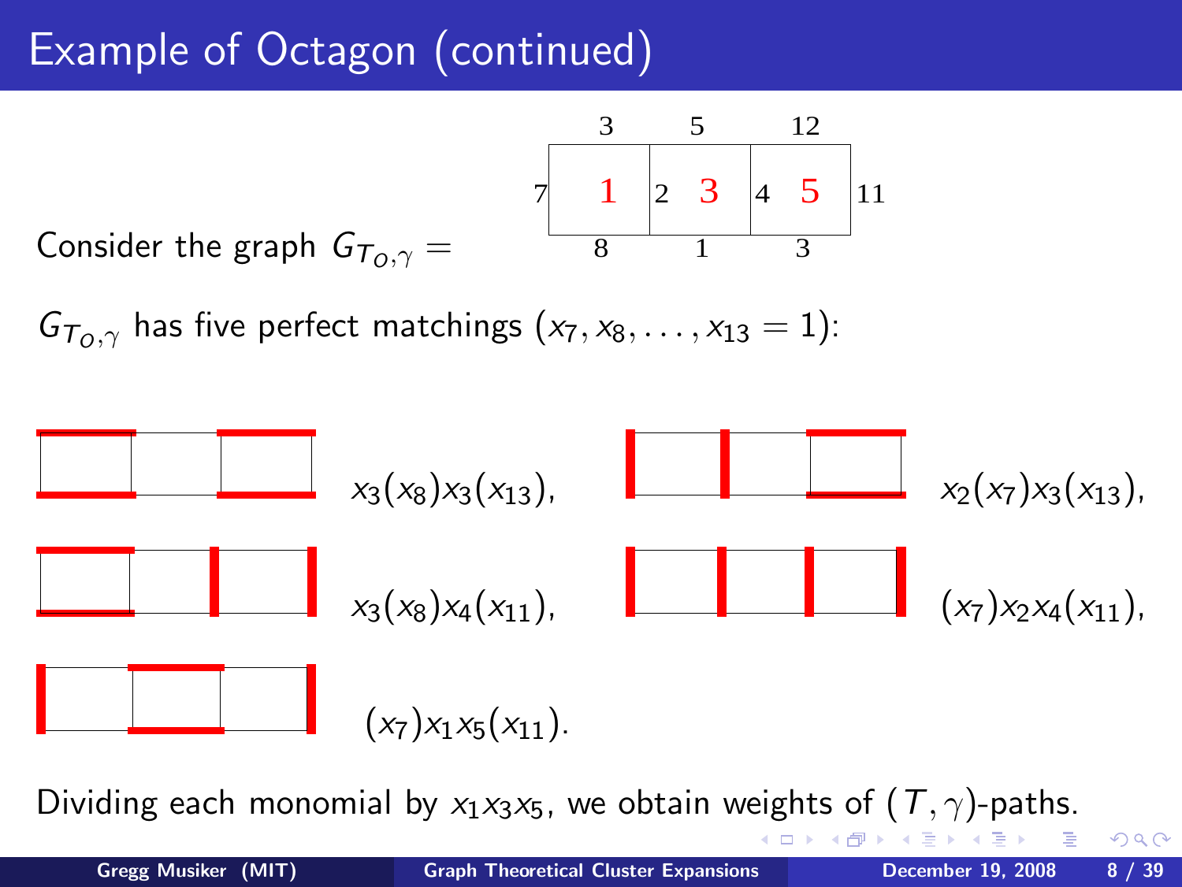# Example of Octagon (continued)

Consider the graph $G_{T_O,\gamma} =$

$G_{T_O,\gamma}$ has five perfect matchings $(x_7, x_8, \ldots, x_{13} = 1)$:

$x_3(x_8)x_3(x_{13})$,

$x_2(x_7)x_3(x_{13})$,

$x_3(x_8)x_4(x_{11})$,

$(x_7)x_2x_4(x_{11})$,

$(x_7)x_1x_5(x_{11})$.

Dividing each monomial by $x_1x_3x_5$, we obtain weights of $(T,\gamma)$-paths.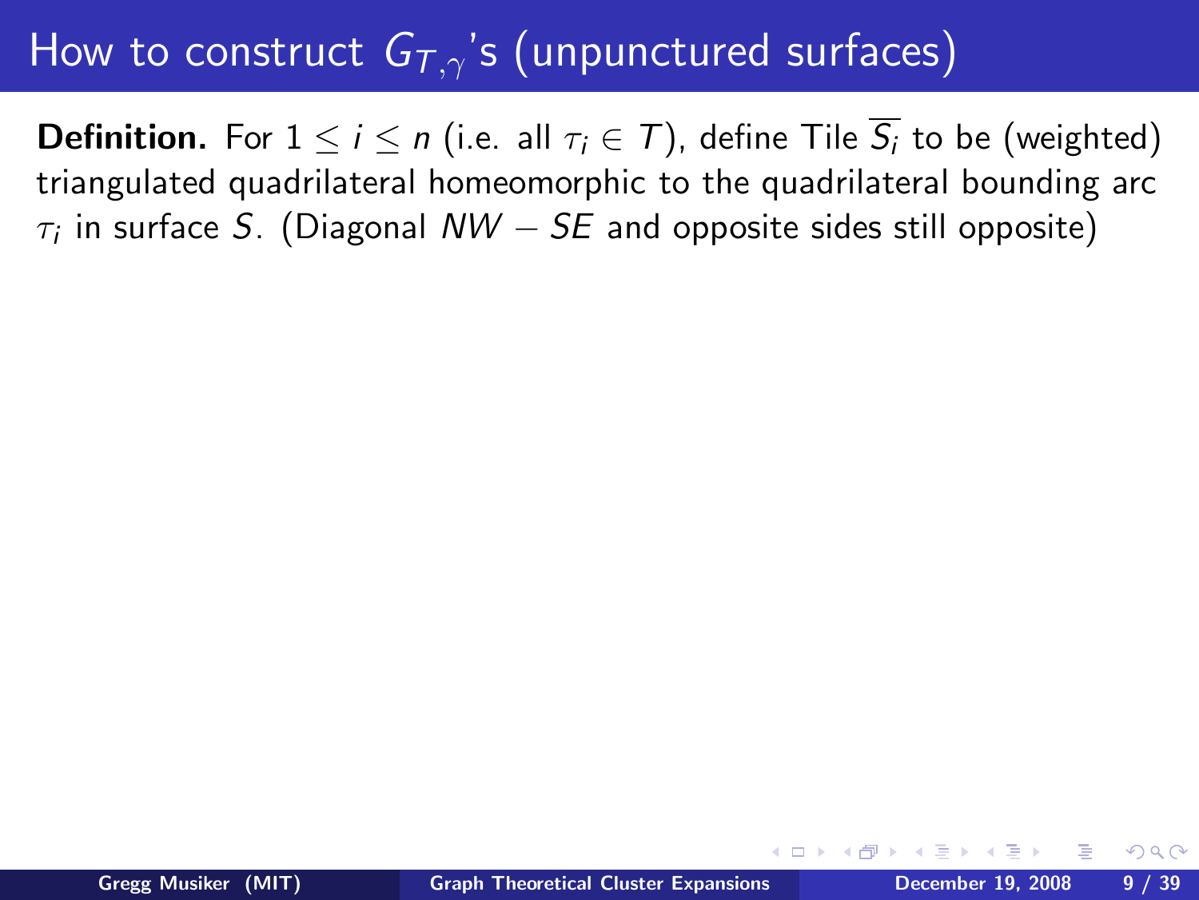# How to construct $G_{T,\gamma}$'s (unpunctured surfaces)

**Definition.** For $1 \leq i \leq n$ (i.e. all $\tau_i \in T$), define Tile $\overline{S_i}$ to be (weighted) triangulated quadrilateral homeomorphic to the quadrilateral bounding arc $\tau_i$ in surface $S$. (Diagonal $NW - SE$ and opposite sides still opposite)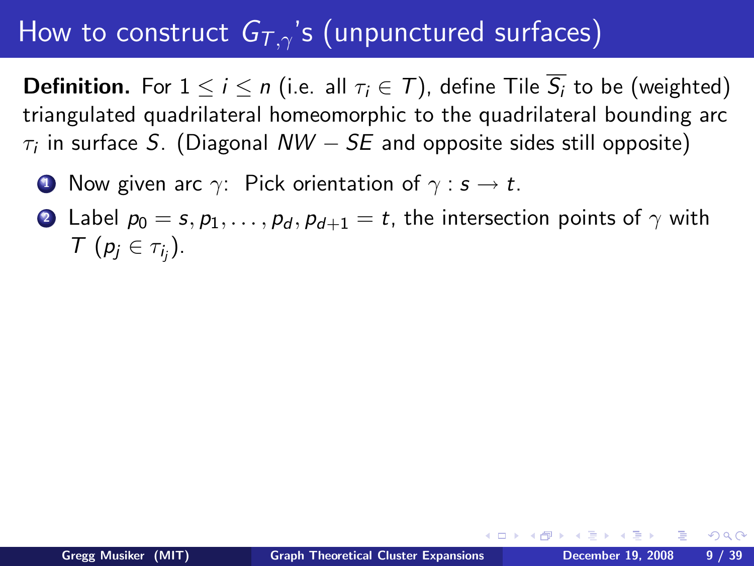# How to construct $G_{T,\gamma}$'s (unpunctured surfaces)

**Definition.** For $1 \leq i \leq n$ (i.e. all $\tau_i \in T$), define Tile $\overline{S_i}$ to be (weighted) triangulated quadrilateral homeomorphic to the quadrilateral bounding arc $\tau_i$ in surface $S$. (Diagonal $NW - SE$ and opposite sides still opposite)

1. Now given arc $\gamma$: Pick orientation of $\gamma : s \rightarrow t$.
2. Label $p_0 = s, p_1, \ldots, p_d, p_{d+1} = t$, the intersection points of $\gamma$ with $T$ ($p_j \in \tau_{i_j}$).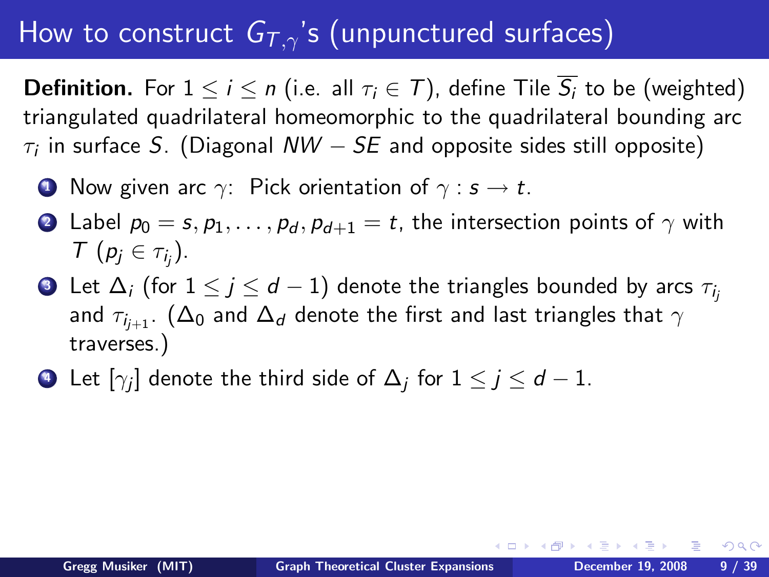# How to construct $G_{T,\gamma}$'s (unpunctured surfaces)

**Definition.** For $1 \leq i \leq n$ (i.e. all $\tau_i \in T$), define Tile $\overline{S_i}$ to be (weighted) triangulated quadrilateral homeomorphic to the quadrilateral bounding arc $\tau_i$ in surface $S$. (Diagonal $NW - SE$ and opposite sides still opposite)

1. Now given arc $\gamma$: Pick orientation of $\gamma : s \rightarrow t$.
2. Label $p_0 = s, p_1, \ldots, p_d, p_{d+1} = t$, the intersection points of $\gamma$ with $T$ ($p_j \in \tau_{i_j}$).
3. Let $\Delta_i$ (for $1 \leq j \leq d-1$) denote the triangles bounded by arcs $\tau_{i_j}$ and $\tau_{i_{j+1}}$. ($\Delta_0$ and $\Delta_d$ denote the first and last triangles that $\gamma$ traverses.)
4. Let $[\gamma_j]$ denote the third side of $\Delta_j$ for $1 \leq j \leq d-1$.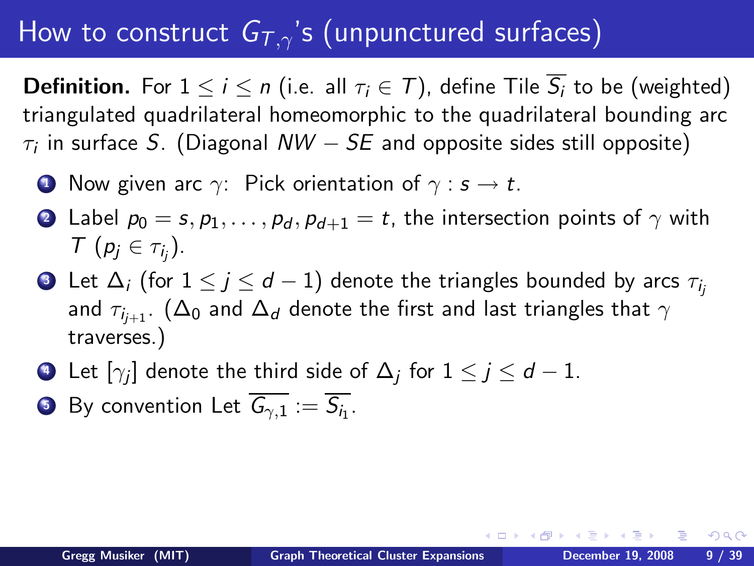# How to construct $G_{T,\gamma}$'s (unpunctured surfaces)

**Definition.** For $1 \leq i \leq n$ (i.e. all $\tau_i \in T$), define Tile $\overline{S_i}$ to be (weighted) triangulated quadrilateral homeomorphic to the quadrilateral bounding arc $\tau_i$ in surface $S$. (Diagonal $NW - SE$ and opposite sides still opposite)

1. Now given arc $\gamma$: Pick orientation of $\gamma : s \to t$.
2. Label $p_0 = s, p_1, \ldots, p_d, p_{d+1} = t$, the intersection points of $\gamma$ with $T$ ($p_j \in \tau_{i_j}$).
3. Let $\Delta_i$ (for $1 \leq j \leq d-1$) denote the triangles bounded by arcs $\tau_{i_j}$ and $\tau_{i_{j+1}}$. ($\Delta_0$ and $\Delta_d$ denote the first and last triangles that $\gamma$ traverses.)
4. Let $[\gamma_j]$ denote the third side of $\Delta_j$ for $1 \leq j \leq d-1$.
5. By convention Let $\overline{G_{\gamma,1}} := \overline{S_{i_1}}$.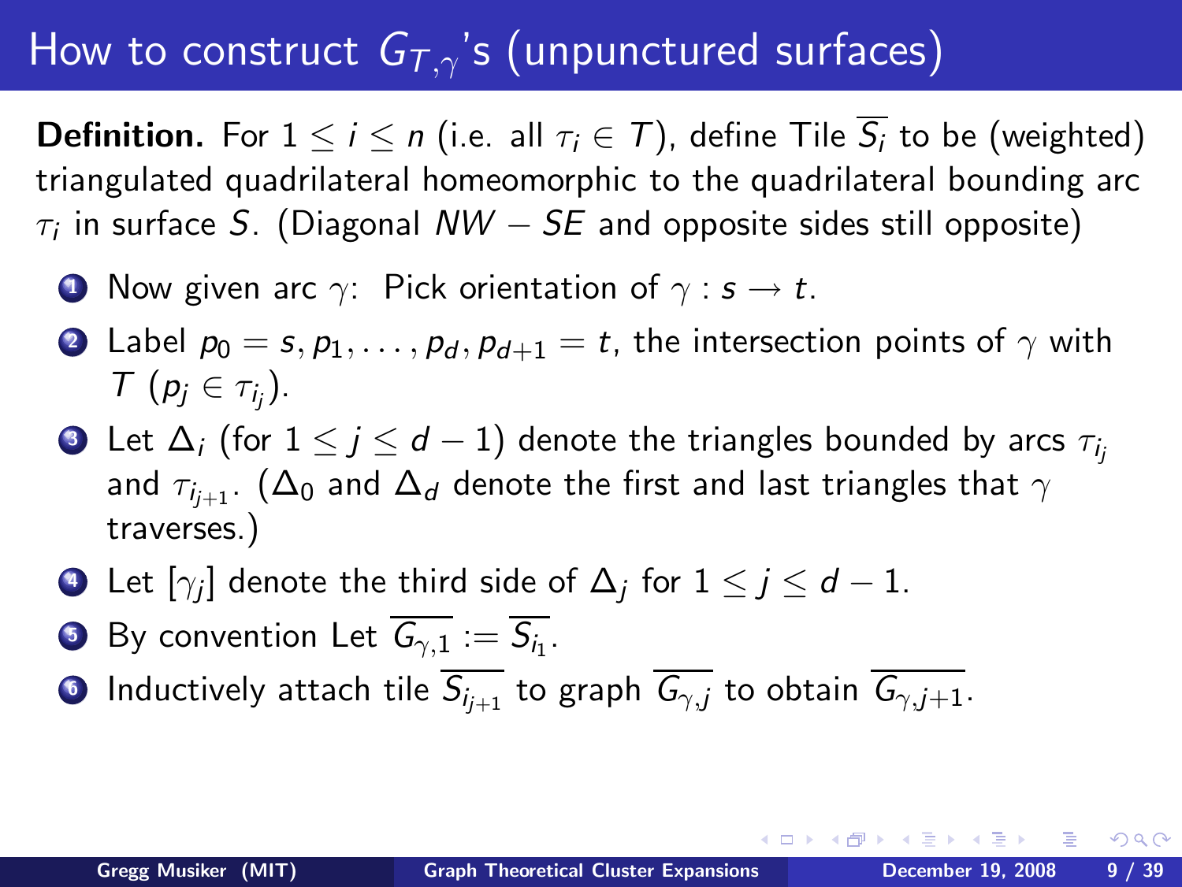# How to construct $G_{T,\gamma}$'s (unpunctured surfaces)

**Definition.** For $1 \leq i \leq n$ (i.e. all $\tau_i \in T$), define Tile $\overline{S_i}$ to be (weighted) triangulated quadrilateral homeomorphic to the quadrilateral bounding arc $\tau_i$ in surface $S$. (Diagonal $NW - SE$ and opposite sides still opposite)

1. Now given arc $\gamma$: Pick orientation of $\gamma : s \to t$.
2. Label $p_0 = s, p_1, \ldots, p_d, p_{d+1} = t$, the intersection points of $\gamma$ with $T$ ($p_j \in \tau_{i_j}$).
3. Let $\Delta_i$ (for $1 \leq j \leq d-1$) denote the triangles bounded by arcs $\tau_{i_j}$ and $\tau_{i_{j+1}}$. ($\Delta_0$ and $\Delta_d$ denote the first and last triangles that $\gamma$ traverses.)
4. Let $[\gamma_j]$ denote the third side of $\Delta_j$ for $1 \leq j \leq d-1$.
5. By convention Let $\overline{G_{\gamma,1}} := \overline{S_{i_1}}$.
6. Inductively attach tile $\overline{S_{i_{j+1}}}$ to graph $\overline{G_{\gamma,j}}$ to obtain $\overline{G_{\gamma,j+1}}$.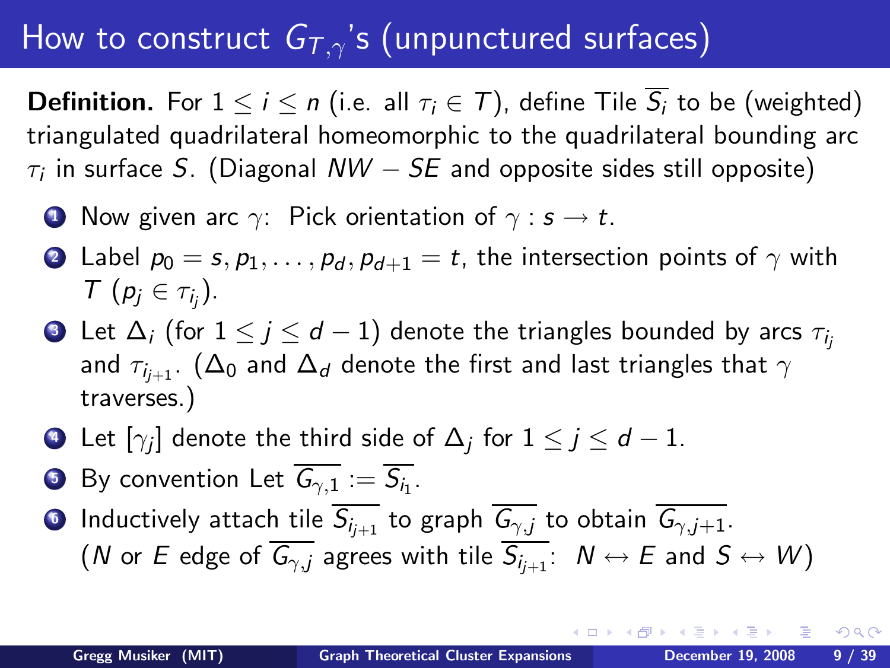# How to construct $G_{T,\gamma}$'s (unpunctured surfaces)

**Definition.** For $1 \leq i \leq n$ (i.e. all $\tau_i \in T$), define Tile $\overline{S_i}$ to be (weighted) triangulated quadrilateral homeomorphic to the quadrilateral bounding arc $\tau_i$ in surface $S$. (Diagonal $NW - SE$ and opposite sides still opposite)

1. Now given arc $\gamma$: Pick orientation of $\gamma : s \rightarrow t$.
2. Label $p_0 = s, p_1, \ldots, p_d, p_{d+1} = t$, the intersection points of $\gamma$ with $T$ ($p_j \in \tau_{i_j}$).
3. Let $\Delta_i$ (for $1 \leq j \leq d-1$) denote the triangles bounded by arcs $\tau_{i_j}$ and $\tau_{i_{j+1}}$. ($\Delta_0$ and $\Delta_d$ denote the first and last triangles that $\gamma$ traverses.)
4. Let $[\gamma_j]$ denote the third side of $\Delta_j$ for $1 \leq j \leq d-1$.
5. By convention Let $\overline{G_{\gamma,1}} := \overline{S_{i_1}}$.
6. Inductively attach tile $\overline{S_{i_{j+1}}}$ to graph $\overline{G_{\gamma,j}}$ to obtain $\overline{G_{\gamma,j+1}}$. ($N$ or $E$ edge of $\overline{G_{\gamma,j}}$ agrees with tile $\overline{S_{i_{j+1}}}$: $N \leftrightarrow E$ and $S \leftrightarrow W$)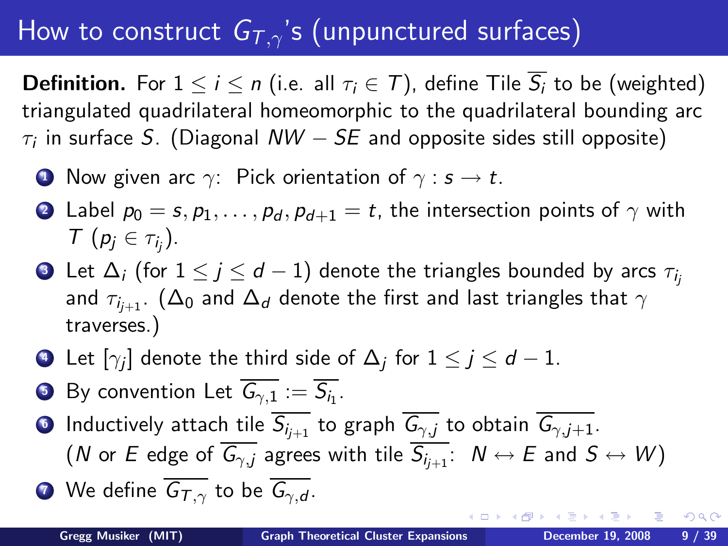# How to construct $G_{T,\gamma}$'s (unpunctured surfaces)

**Definition.** For $1 \leq i \leq n$ (i.e. all $\tau_i \in T$), define Tile $\overline{S_i}$ to be (weighted) triangulated quadrilateral homeomorphic to the quadrilateral bounding arc $\tau_i$ in surface $S$. (Diagonal $NW - SE$ and opposite sides still opposite)

1. Now given arc $\gamma$: Pick orientation of $\gamma : s \to t$.
2. Label $p_0 = s, p_1, \ldots, p_d, p_{d+1} = t$, the intersection points of $\gamma$ with $T$ ($p_j \in \tau_{i_j}$).
3. Let $\Delta_i$ (for $1 \leq j \leq d-1$) denote the triangles bounded by arcs $\tau_{i_j}$ and $\tau_{i_{j+1}}$. ($\Delta_0$ and $\Delta_d$ denote the first and last triangles that $\gamma$ traverses.)
4. Let $[\gamma_j]$ denote the third side of $\Delta_j$ for $1 \leq j \leq d-1$.
5. By convention Let $\overline{G_{\gamma,1}} := \overline{S_{i_1}}$.
6. Inductively attach tile $\overline{S_{i_{j+1}}}$ to graph $\overline{G_{\gamma,j}}$ to obtain $\overline{G_{\gamma,j+1}}$. ($N$ or $E$ edge of $\overline{G_{\gamma,j}}$ agrees with tile $\overline{S_{i_{j+1}}}$: $N \leftrightarrow E$ and $S \leftrightarrow W$)
7. We define $\overline{G_{T,\gamma}}$ to be $\overline{G_{\gamma,d}}$.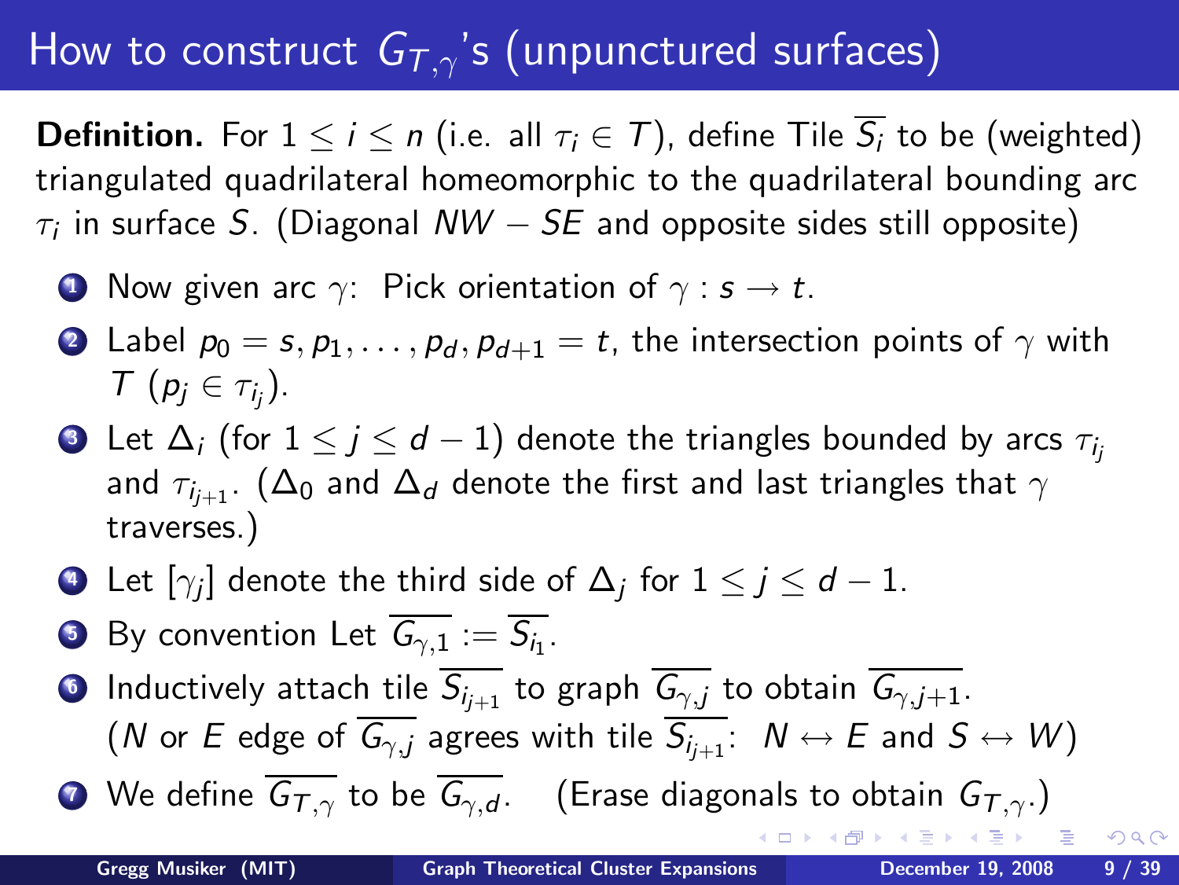# How to construct $G_{T,\gamma}$'s (unpunctured surfaces)

**Definition.** For $1 \leq i \leq n$ (i.e. all $\tau_i \in T$), define Tile $\overline{S_i}$ to be (weighted) triangulated quadrilateral homeomorphic to the quadrilateral bounding arc $\tau_i$ in surface $S$. (Diagonal $NW - SE$ and opposite sides still opposite)

1. Now given arc $\gamma$: Pick orientation of $\gamma : s \to t$.
2. Label $p_0 = s, p_1, \ldots, p_d, p_{d+1} = t$, the intersection points of $\gamma$ with $T$ ($p_j \in \tau_{i_j}$).
3. Let $\Delta_i$ (for $1 \leq j \leq d-1$) denote the triangles bounded by arcs $\tau_{i_j}$ and $\tau_{i_{j+1}}$. ($\Delta_0$ and $\Delta_d$ denote the first and last triangles that $\gamma$ traverses.)
4. Let $[\gamma_j]$ denote the third side of $\Delta_j$ for $1 \leq j \leq d-1$.
5. By convention Let $\overline{G_{\gamma,1}} := \overline{S_{i_1}}$.
6. Inductively attach tile $\overline{S_{i_{j+1}}}$ to graph $\overline{G_{\gamma,j}}$ to obtain $\overline{G_{\gamma,j+1}}$. ($N$ or $E$ edge of $\overline{G_{\gamma,j}}$ agrees with tile $\overline{S_{i_{j+1}}}$: $N \leftrightarrow E$ and $S \leftrightarrow W$)
7. We define $\overline{G_{T,\gamma}}$ to be $\overline{G_{\gamma,d}}$. (Erase diagonals to obtain $G_{T,\gamma}$.)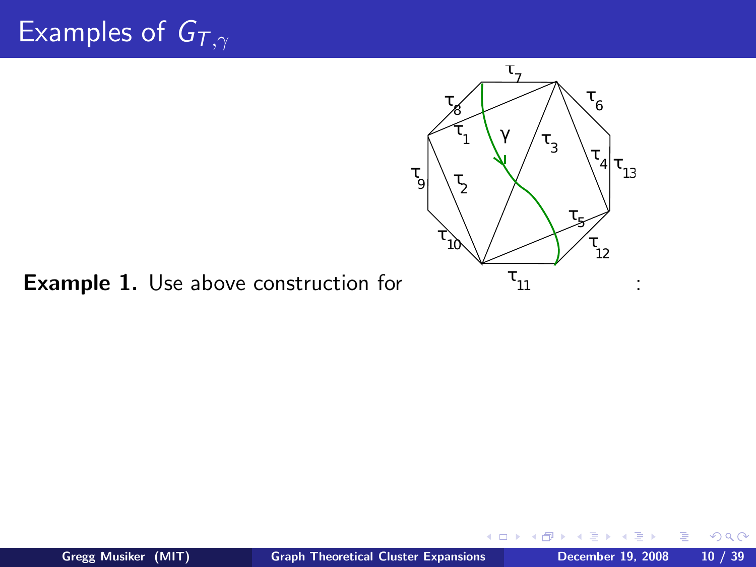# Examples of $G_{T,\gamma}$

**Example 1.** Use above construction for :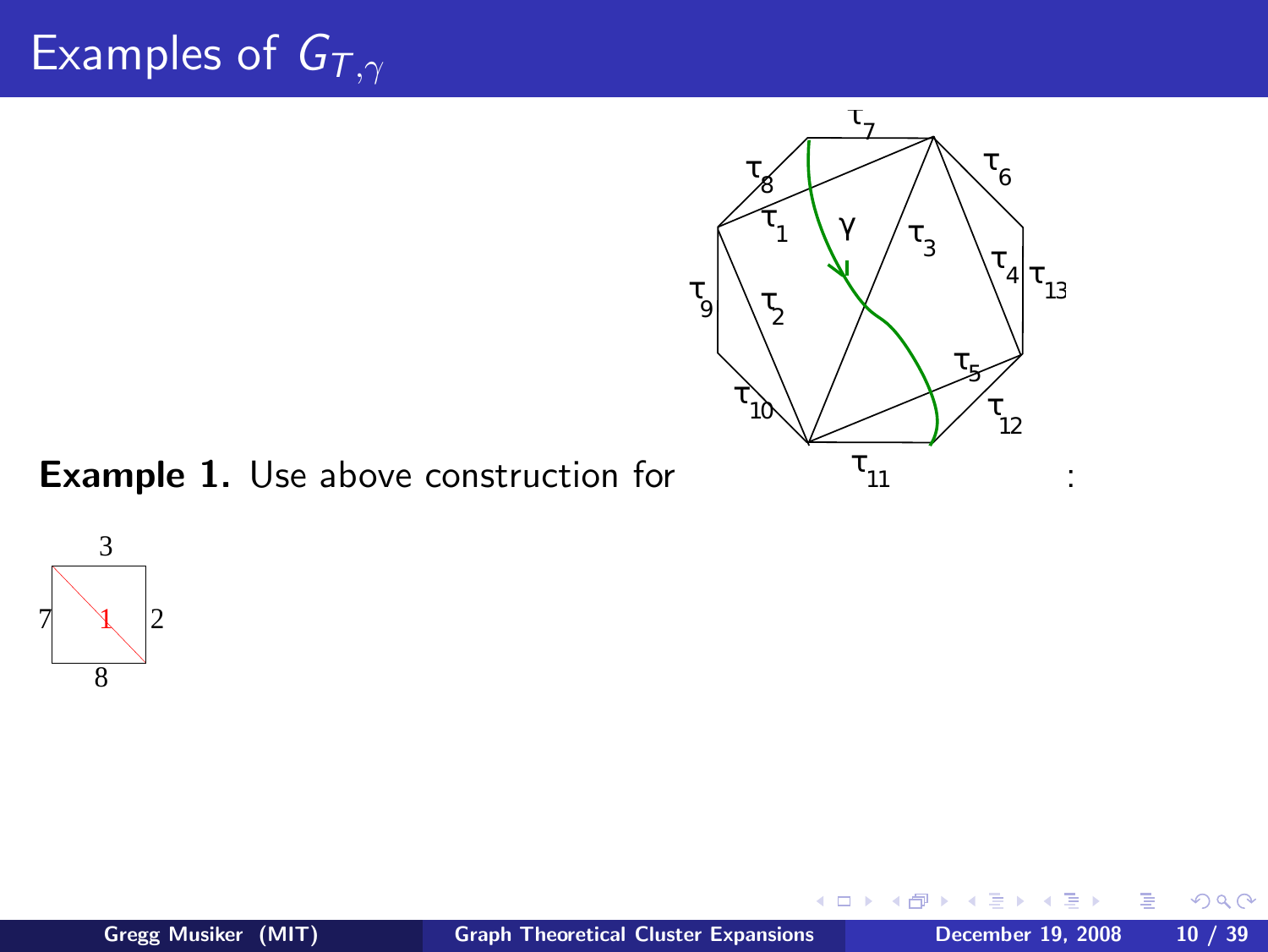# Examples of $G_{T,\gamma}$

**Example 1.** Use above construction for :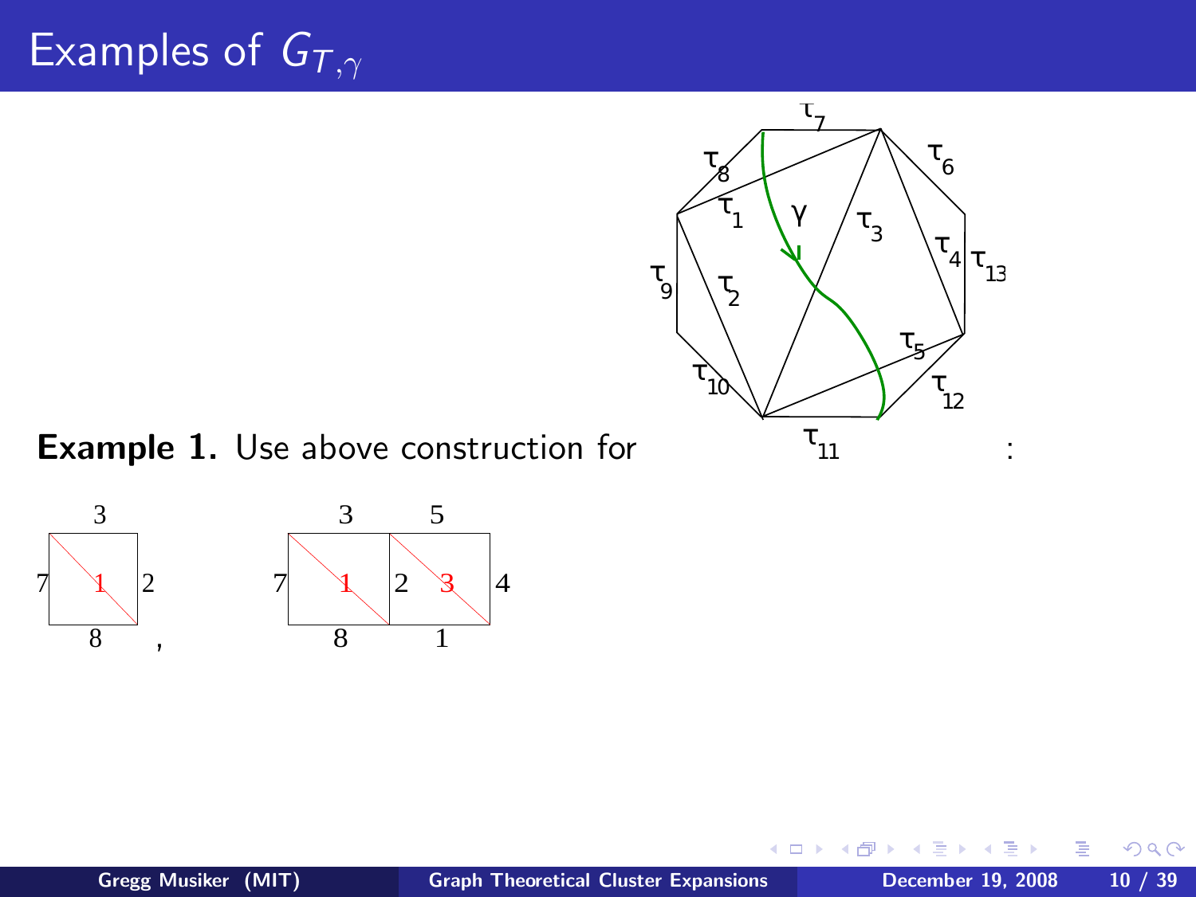# Examples of $G_{T,\gamma}$

**Example 1.** Use above construction for :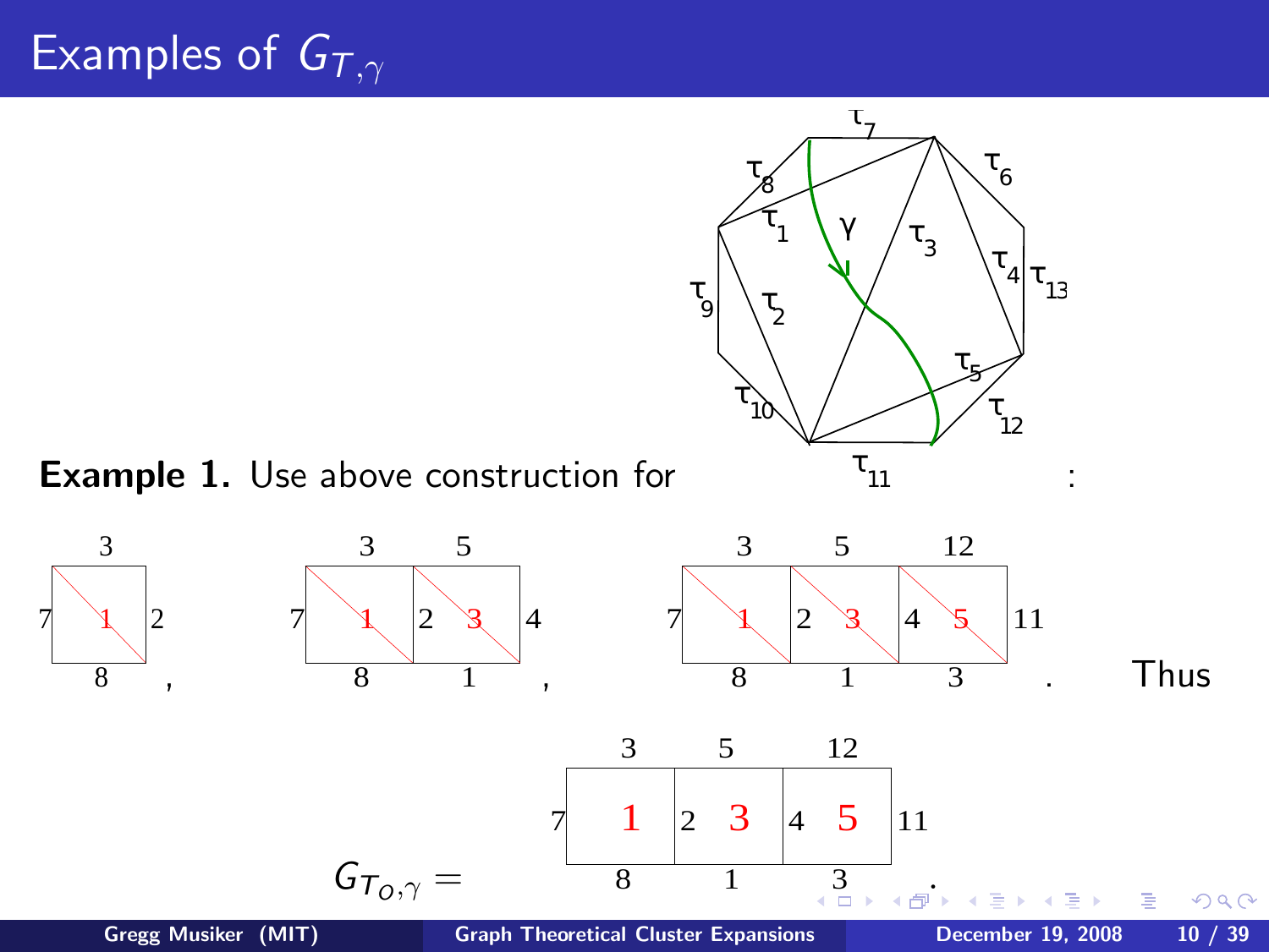# Examples of $G_{T,\gamma}$

**Example 1.** Use above construction for :

Thus

$G_{T_O,\gamma} =$ .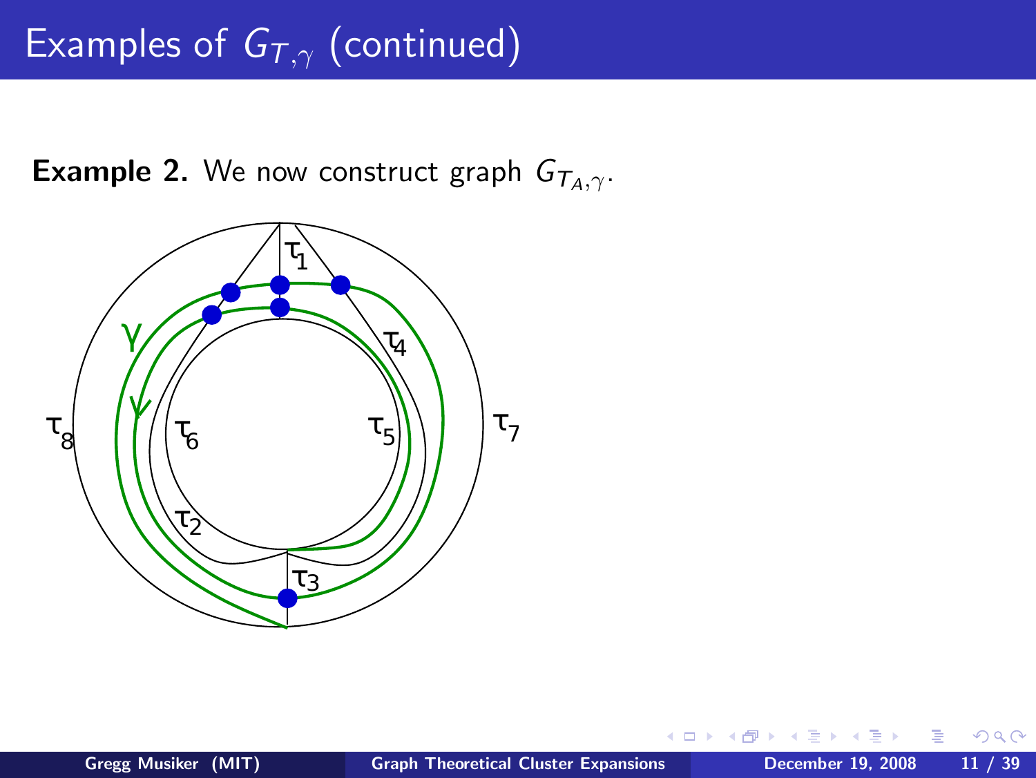# Examples of $G_{T,\gamma}$ (continued)

**Example 2.** We now construct graph $G_{T_A,\gamma}$.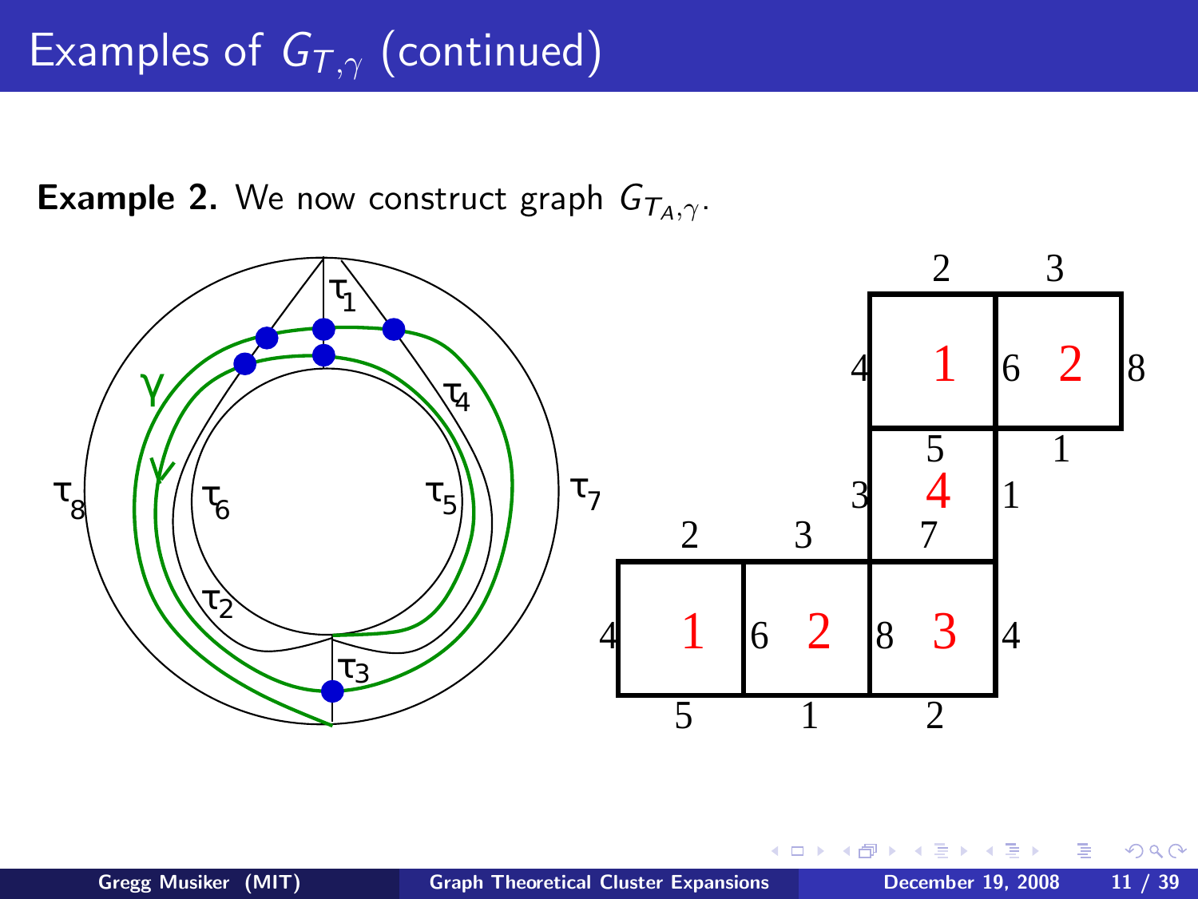# Examples of $G_{T,\gamma}$ (continued)

**Example 2.** We now construct graph $G_{T_A,\gamma}$.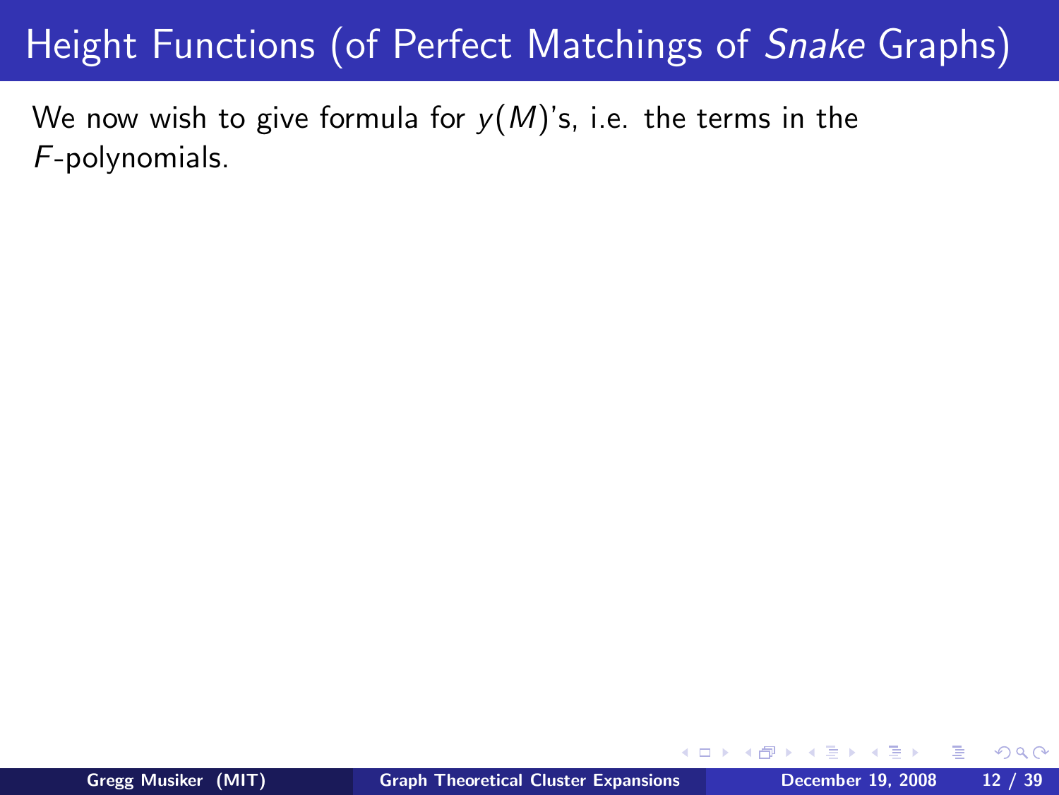# Height Functions (of Perfect Matchings of *Snake* Graphs)

We now wish to give formula for $y(M)$'s, i.e. the terms in the $F$-polynomials.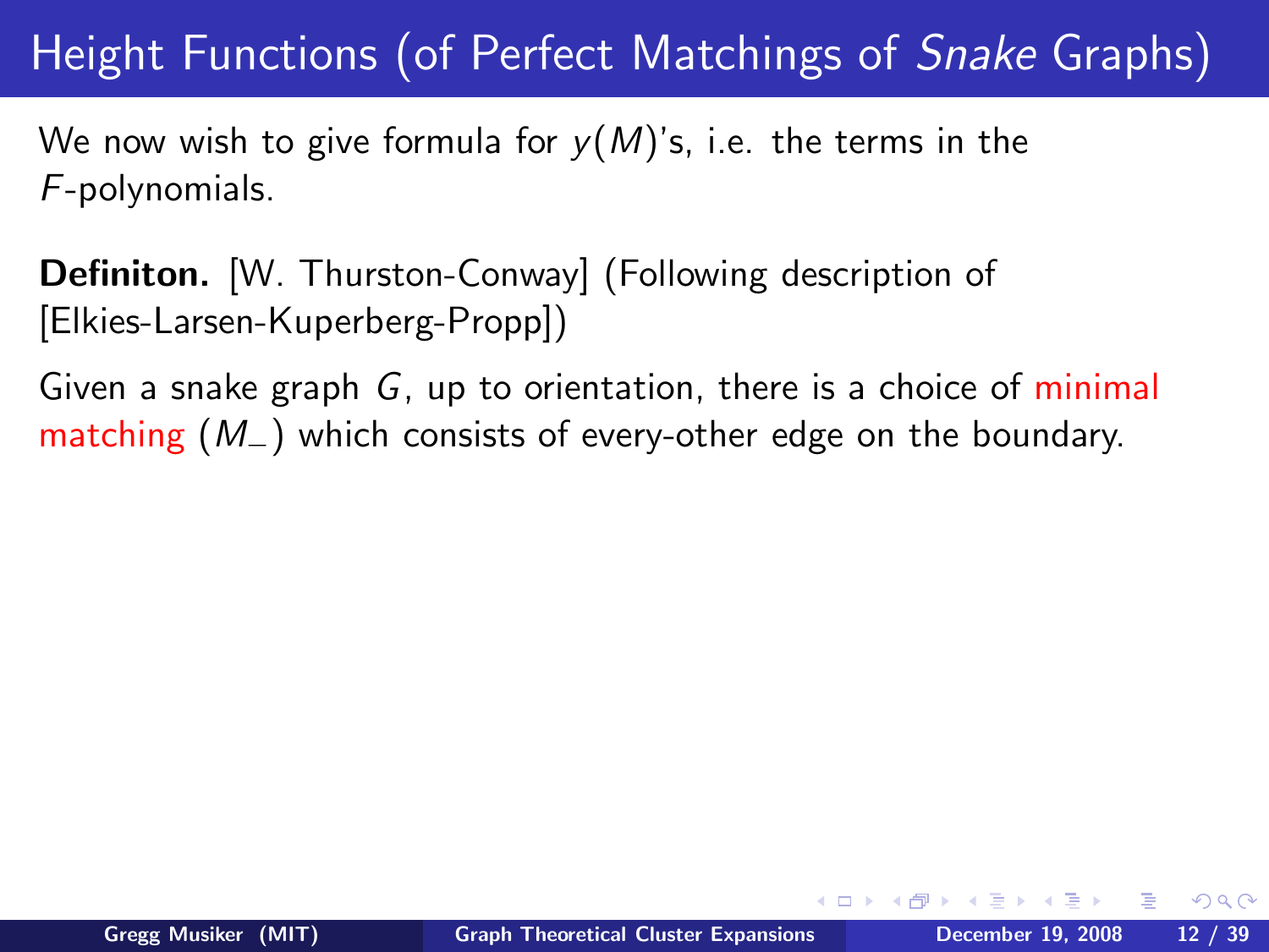# Height Functions (of Perfect Matchings of *Snake* Graphs)

We now wish to give formula for $y(M)$'s, i.e. the terms in the $F$-polynomials.

**Definiton.** [W. Thurston-Conway] (Following description of [Elkies-Larsen-Kuperberg-Propp])

Given a snake graph $G$, up to orientation, there is a choice of minimal matching ($M_-$) which consists of every-other edge on the boundary.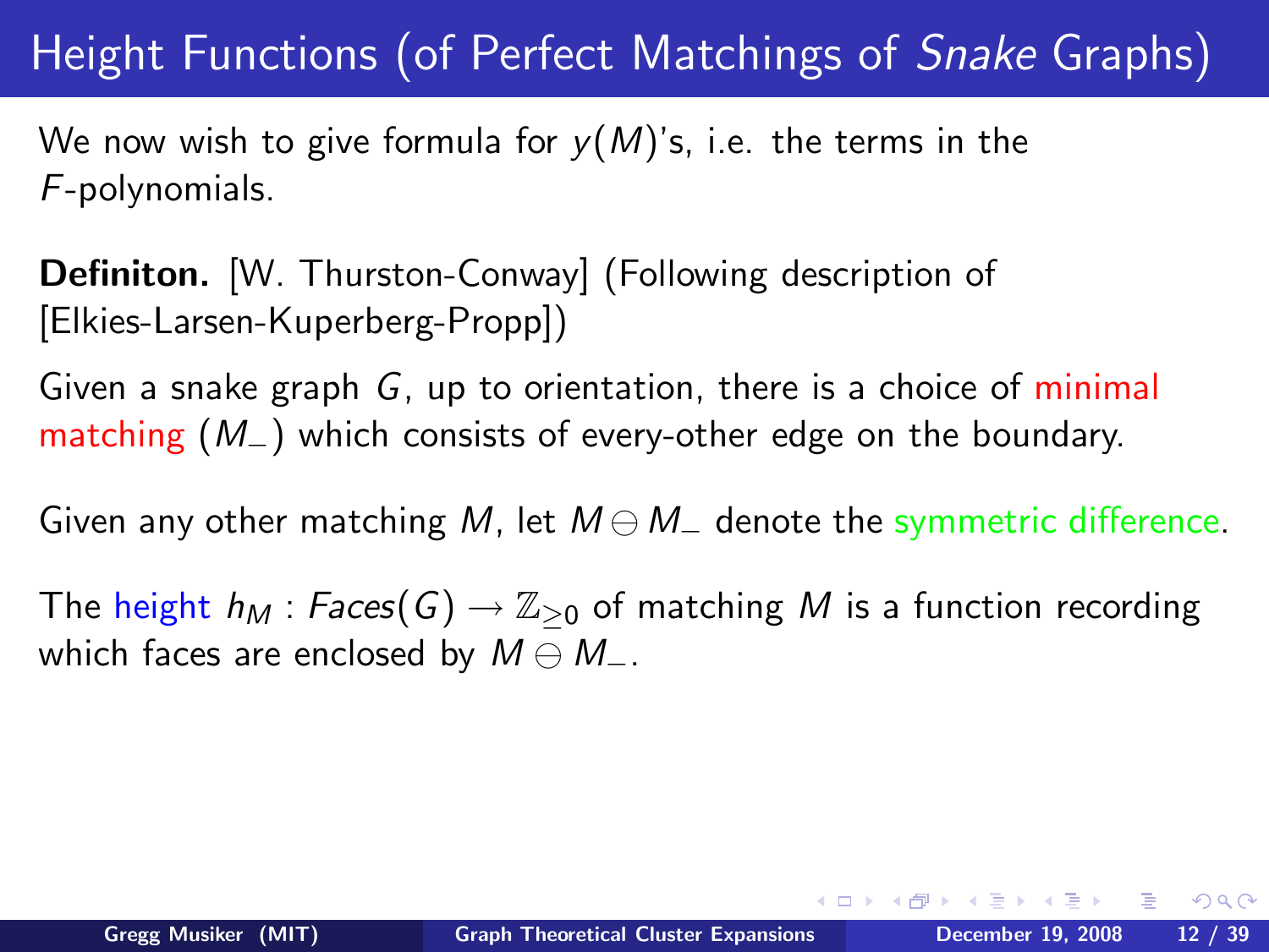# Height Functions (of Perfect Matchings of *Snake* Graphs)

We now wish to give formula for $y(M)$'s, i.e. the terms in the $F$-polynomials.

**Definiton.** [W. Thurston-Conway] (Following description of [Elkies-Larsen-Kuperberg-Propp])

Given a snake graph $G$, up to orientation, there is a choice of minimal matching ($M_-$) which consists of every-other edge on the boundary.

Given any other matching $M$, let $M \ominus M_-$ denote the symmetric difference.

The height $h_M : Faces(G) \rightarrow \mathbb{Z}_{\geq 0}$ of matching $M$ is a function recording which faces are enclosed by $M \ominus M_-$.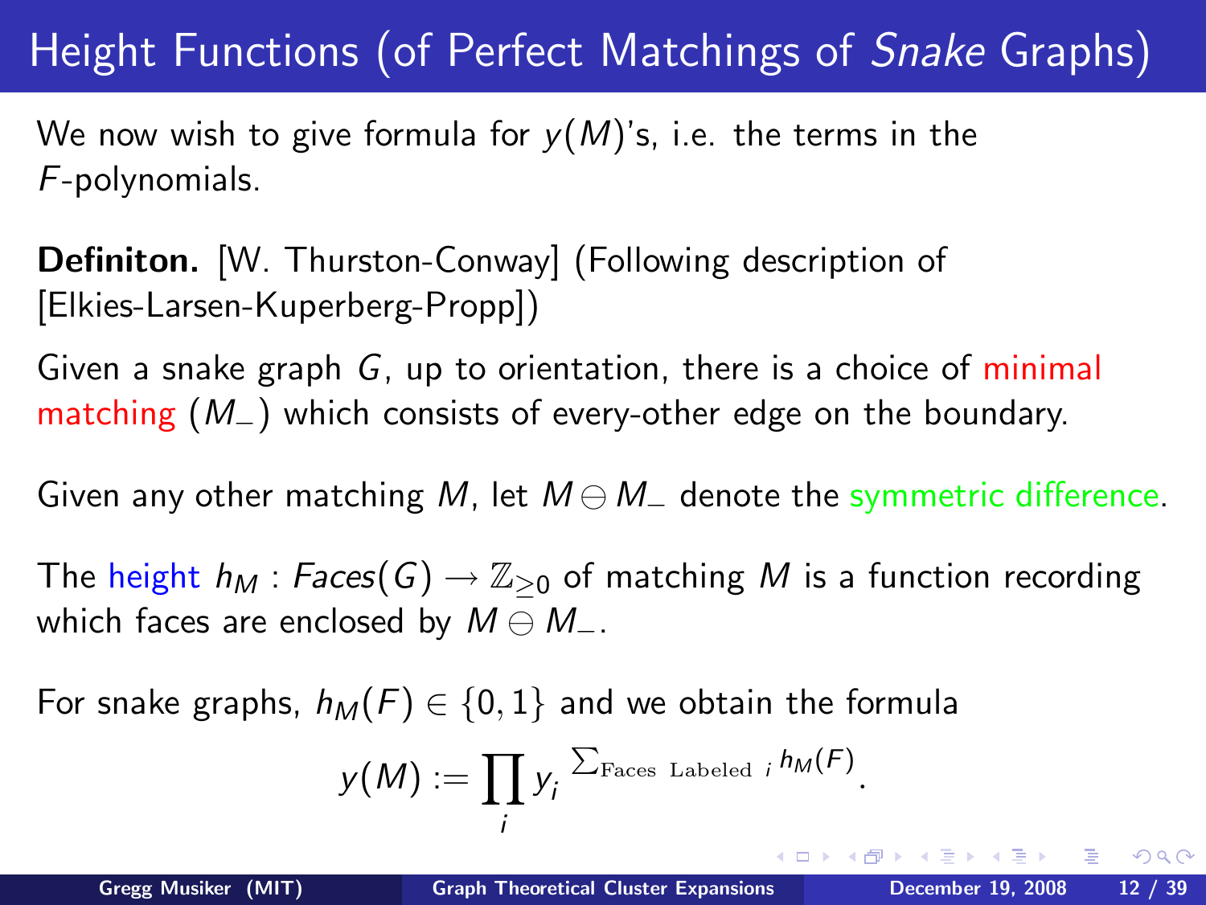# Height Functions (of Perfect Matchings of *Snake* Graphs)

We now wish to give formula for $y(M)$'s, i.e. the terms in the $F$-polynomials.

**Definiton.** [W. Thurston-Conway] (Following description of [Elkies-Larsen-Kuperberg-Propp])

Given a snake graph $G$, up to orientation, there is a choice of minimal matching ($M_-$) which consists of every-other edge on the boundary.

Given any other matching $M$, let $M \ominus M_-$ denote the symmetric difference.

The height $h_M : Faces(G) \rightarrow \mathbb{Z}_{\geq 0}$ of matching $M$ is a function recording which faces are enclosed by $M \ominus M_-$.

For snake graphs, $h_M(F) \in \{0, 1\}$ and we obtain the formula

$$y(M) := \prod_i y_i^{\sum_{\text{Faces Labeled } i} h_M(F)}.$$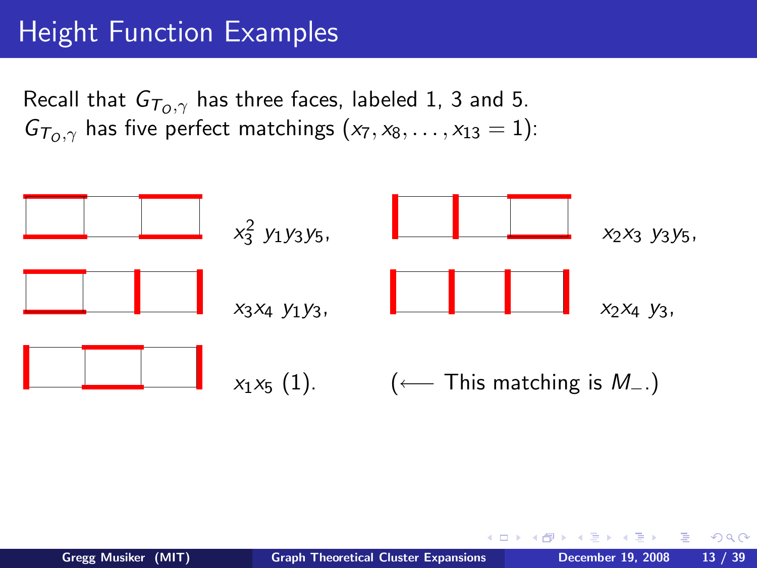# Height Function Examples

Recall that $G_{T_O,\gamma}$ has three faces, labeled 1, 3 and 5.
$G_{T_O,\gamma}$ has five perfect matchings $(x_7, x_8, \ldots, x_{13} = 1)$:

$x_3^2\ y_1 y_3 y_5$,

$x_2 x_3\ y_3 y_5$,

$x_3 x_4\ y_1 y_3$,

$x_2 x_4\ y_3$,

$x_1 x_5\ (1)$. (⟵ This matching is $M_-$.)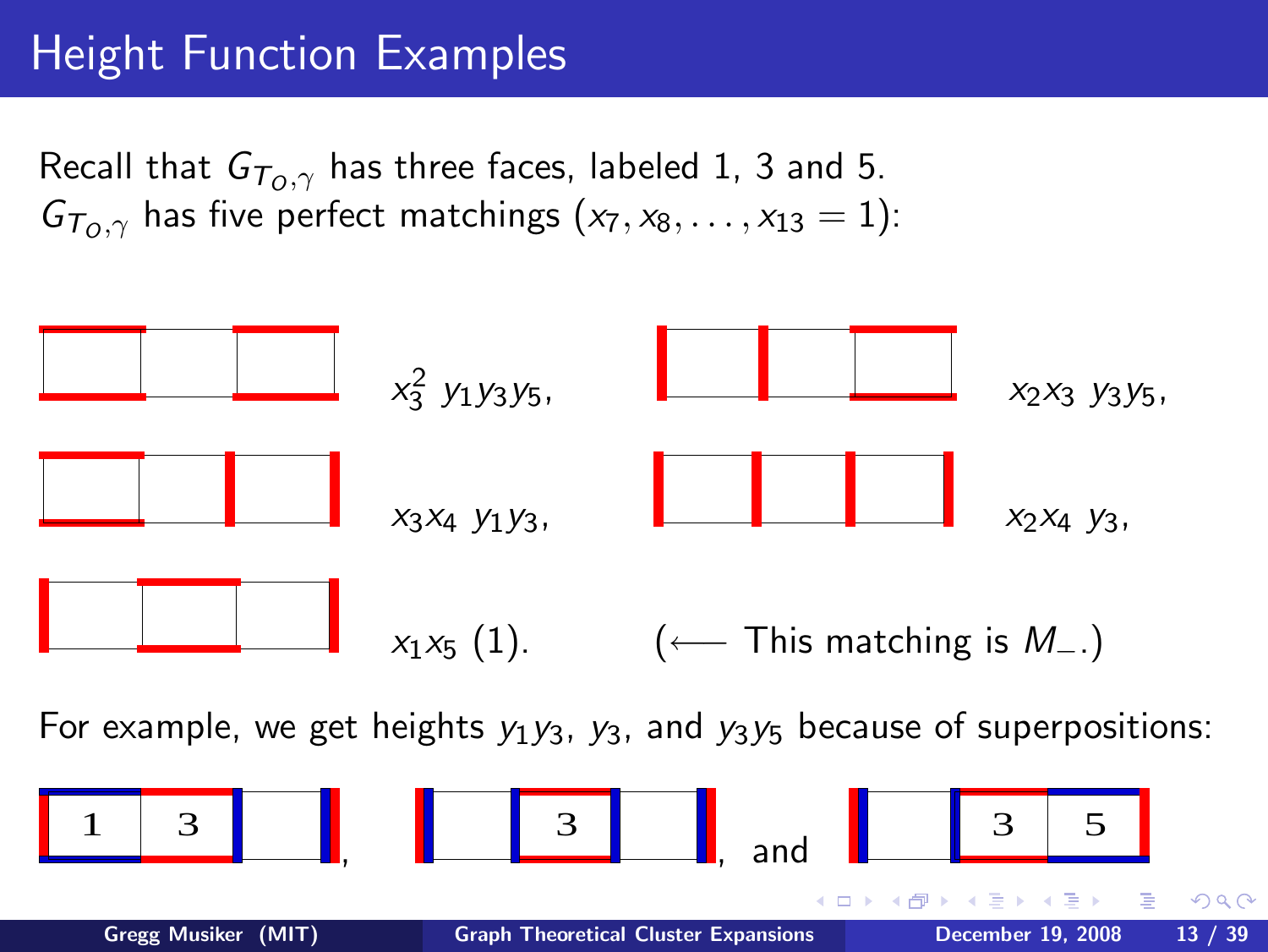# Height Function Examples

Recall that $G_{T_O,\gamma}$ has three faces, labeled 1, 3 and 5.
$G_{T_O,\gamma}$ has five perfect matchings ($x_7, x_8, \ldots, x_{13} = 1$):

$x_3^2\ y_1 y_3 y_5$, $x_2 x_3\ y_3 y_5$,

$x_3 x_4\ y_1 y_3$, $x_2 x_4\ y_3$,

$x_1 x_5$ (1). ($\longleftarrow$ This matching is $M_-$.)

For example, we get heights $y_1 y_3$, $y_3$, and $y_3 y_5$ because of superpositions:

1 3, 3, and 3 5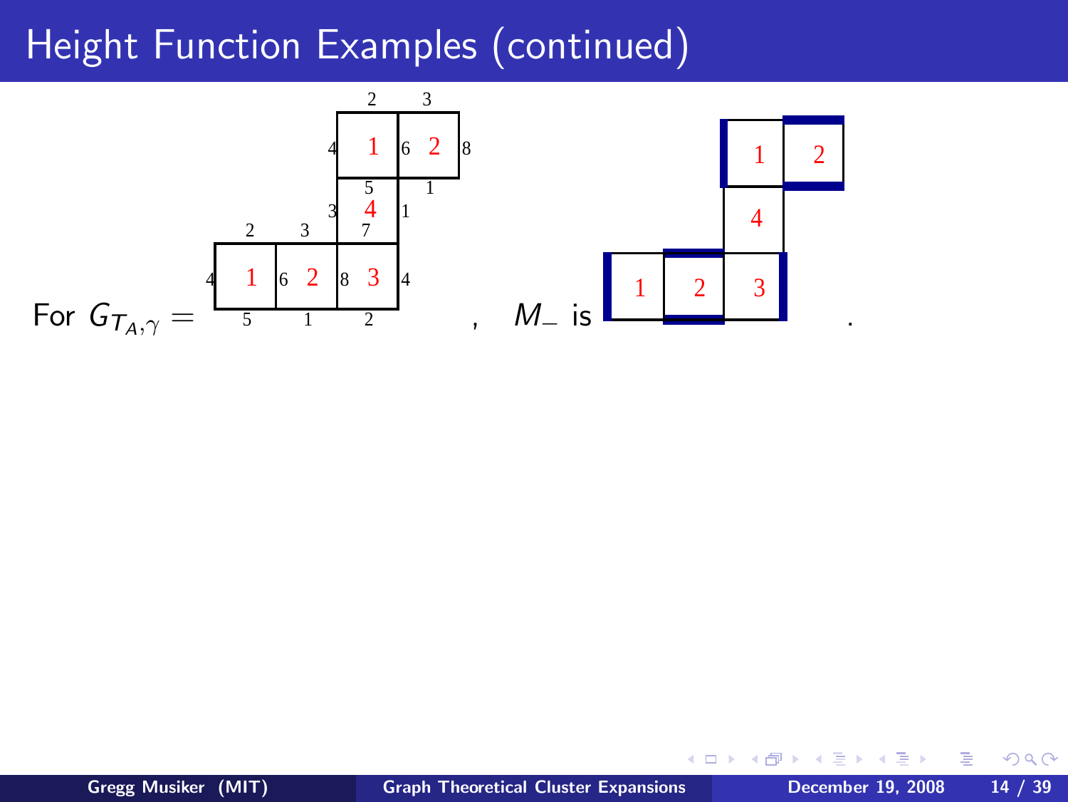# Height Function Examples (continued)

For $G_{T_A,\gamma} =$ , $M_-$ is .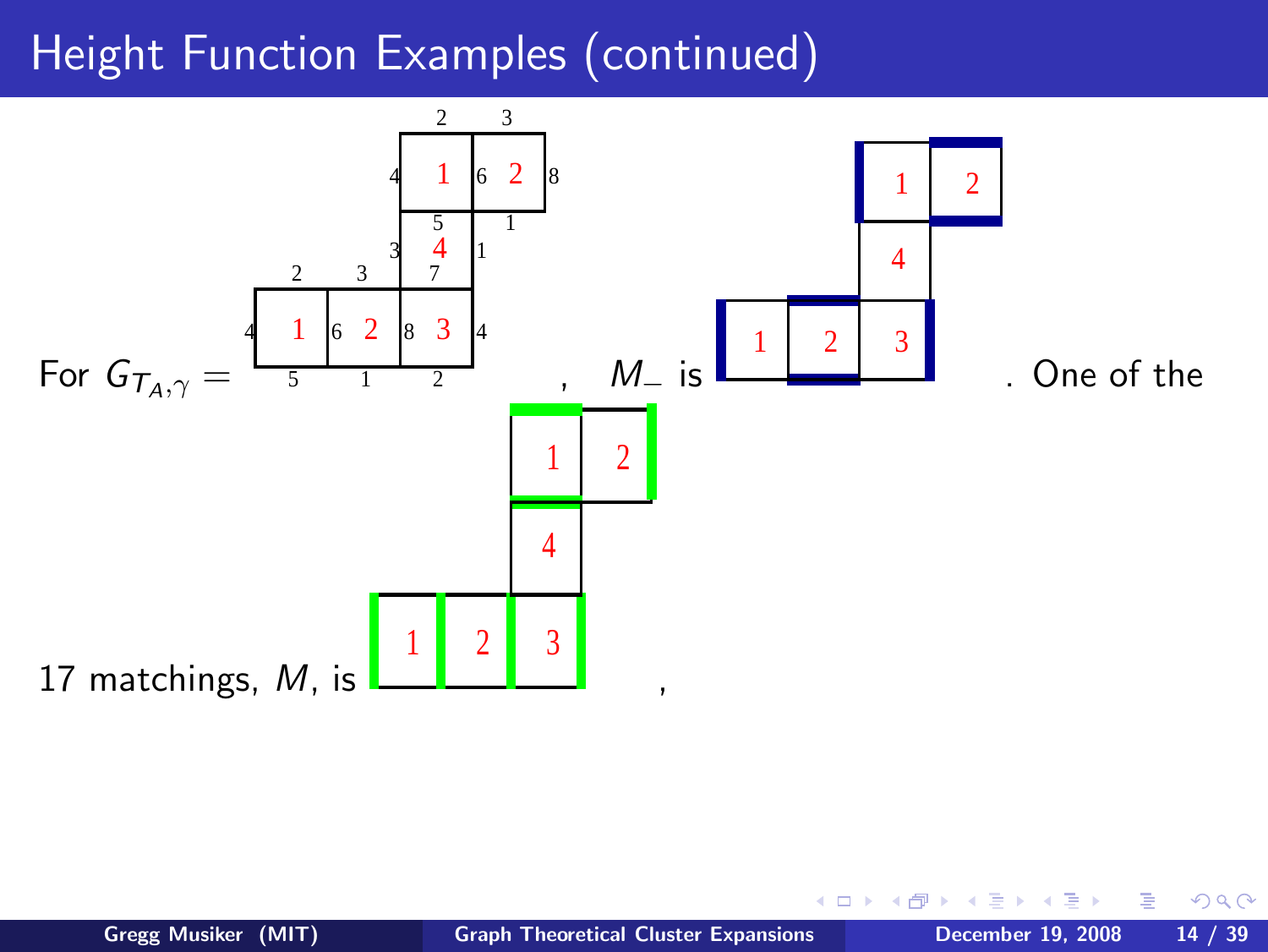# Height Function Examples (continued)

For $G_{T_A,\gamma} =$ , $M_-$ is . One of the

17 matchings, $M$, is ,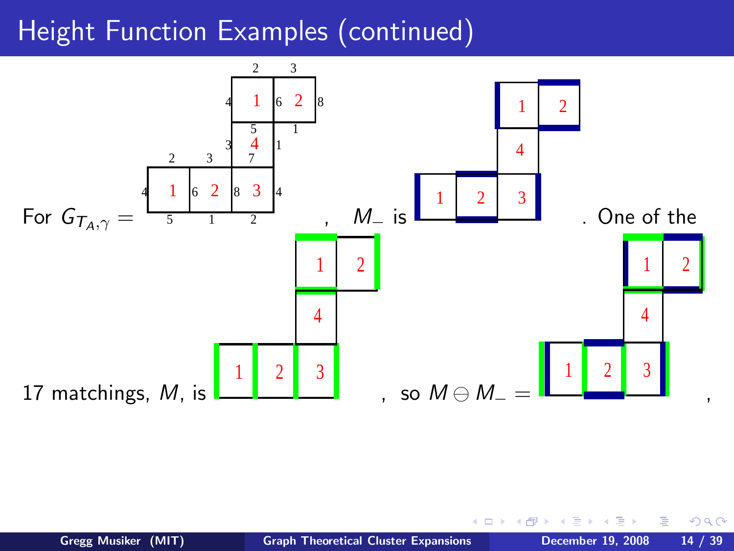# Height Function Examples (continued)

For $G_{T_A,\gamma} =$ , $M_-$ is . One of the 17 matchings, $M$, is , so $M \ominus M_- =$ ,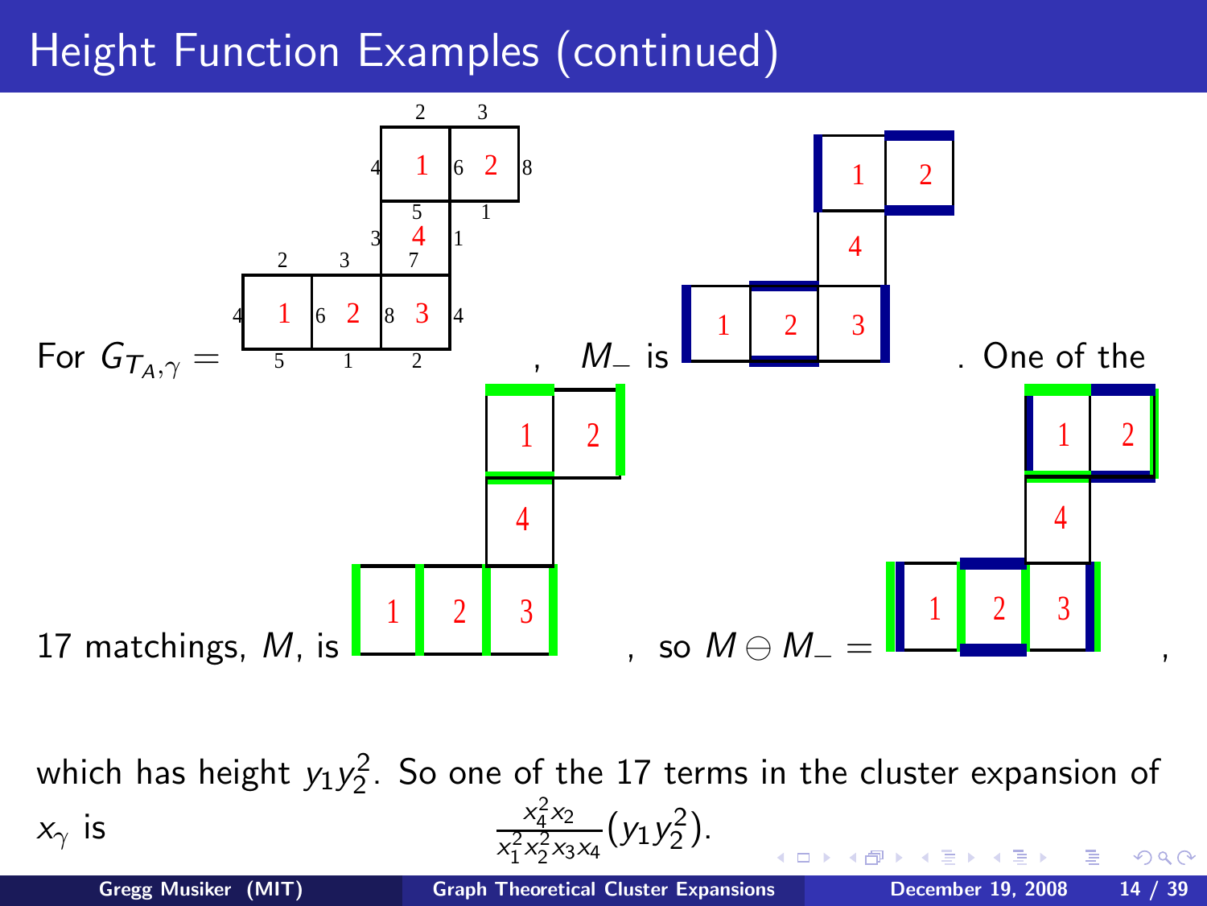# Height Function Examples (continued)

For $G_{T_A,\gamma} =$ , $M_-$ is . One of the 17 matchings, $M$, is , so $M \ominus M_- =$ ,

which has height $y_1 y_2^2$. So one of the 17 terms in the cluster expansion of $x_\gamma$ is
$$\frac{x_4^2 x_2}{x_1^2 x_2^2 x_3 x_4}(y_1 y_2^2).$$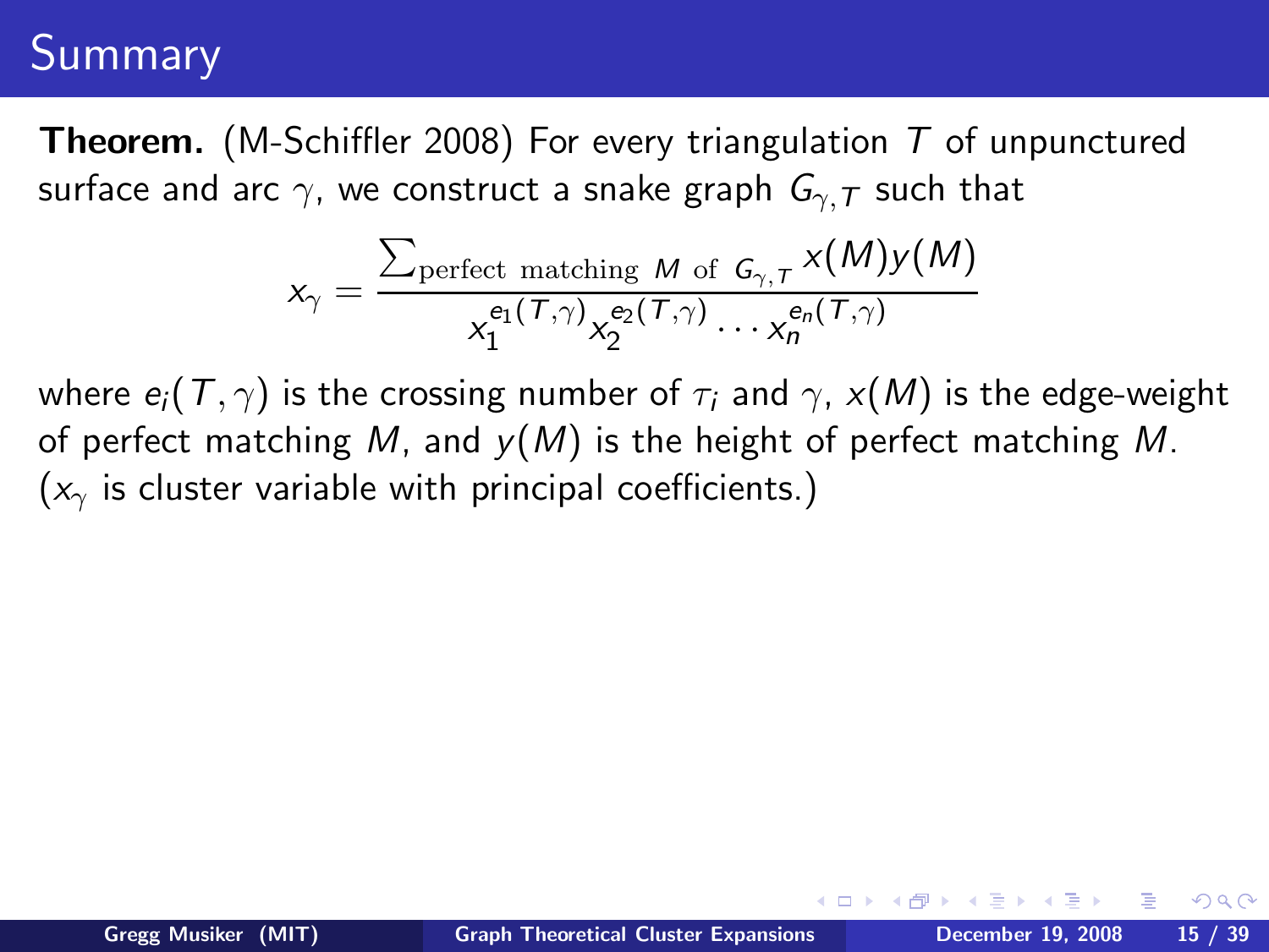# Summary

**Theorem.** (M-Schiffler 2008) For every triangulation $T$ of unpunctured surface and arc $\gamma$, we construct a snake graph $G_{\gamma,T}$ such that

$$x_\gamma = \frac{\sum_{\text{perfect matching } M \text{ of } G_{\gamma,T}} x(M)y(M)}{x_1^{e_1(T,\gamma)} x_2^{e_2(T,\gamma)} \cdots x_n^{e_n(T,\gamma)}}$$

where $e_i(T,\gamma)$ is the crossing number of $\tau_i$ and $\gamma$, $x(M)$ is the edge-weight of perfect matching $M$, and $y(M)$ is the height of perfect matching $M$. ($x_\gamma$ is cluster variable with principal coefficients.)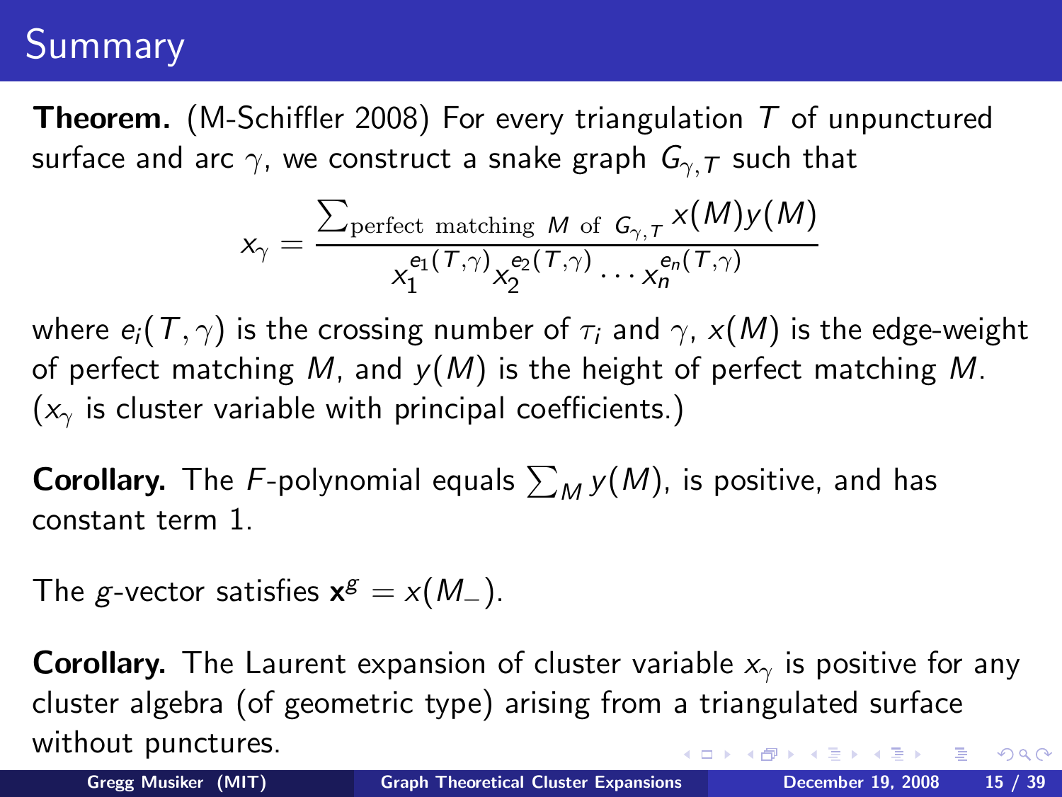# Summary

**Theorem.** (M-Schiffler 2008) For every triangulation $T$ of unpunctured surface and arc $\gamma$, we construct a snake graph $G_{\gamma,T}$ such that

$$x_\gamma = \frac{\sum_{\text{perfect matching } M \text{ of } G_{\gamma,T}} x(M)y(M)}{x_1^{e_1(T,\gamma)} x_2^{e_2(T,\gamma)} \cdots x_n^{e_n(T,\gamma)}}$$

where $e_i(T,\gamma)$ is the crossing number of $\tau_i$ and $\gamma$, $x(M)$ is the edge-weight of perfect matching $M$, and $y(M)$ is the height of perfect matching $M$. ($x_\gamma$ is cluster variable with principal coefficients.)

**Corollary.** The $F$-polynomial equals $\sum_M y(M)$, is positive, and has constant term 1.

The $g$-vector satisfies $\mathbf{x}^g = x(M_-)$.

**Corollary.** The Laurent expansion of cluster variable $x_\gamma$ is positive for any cluster algebra (of geometric type) arising from a triangulated surface without punctures.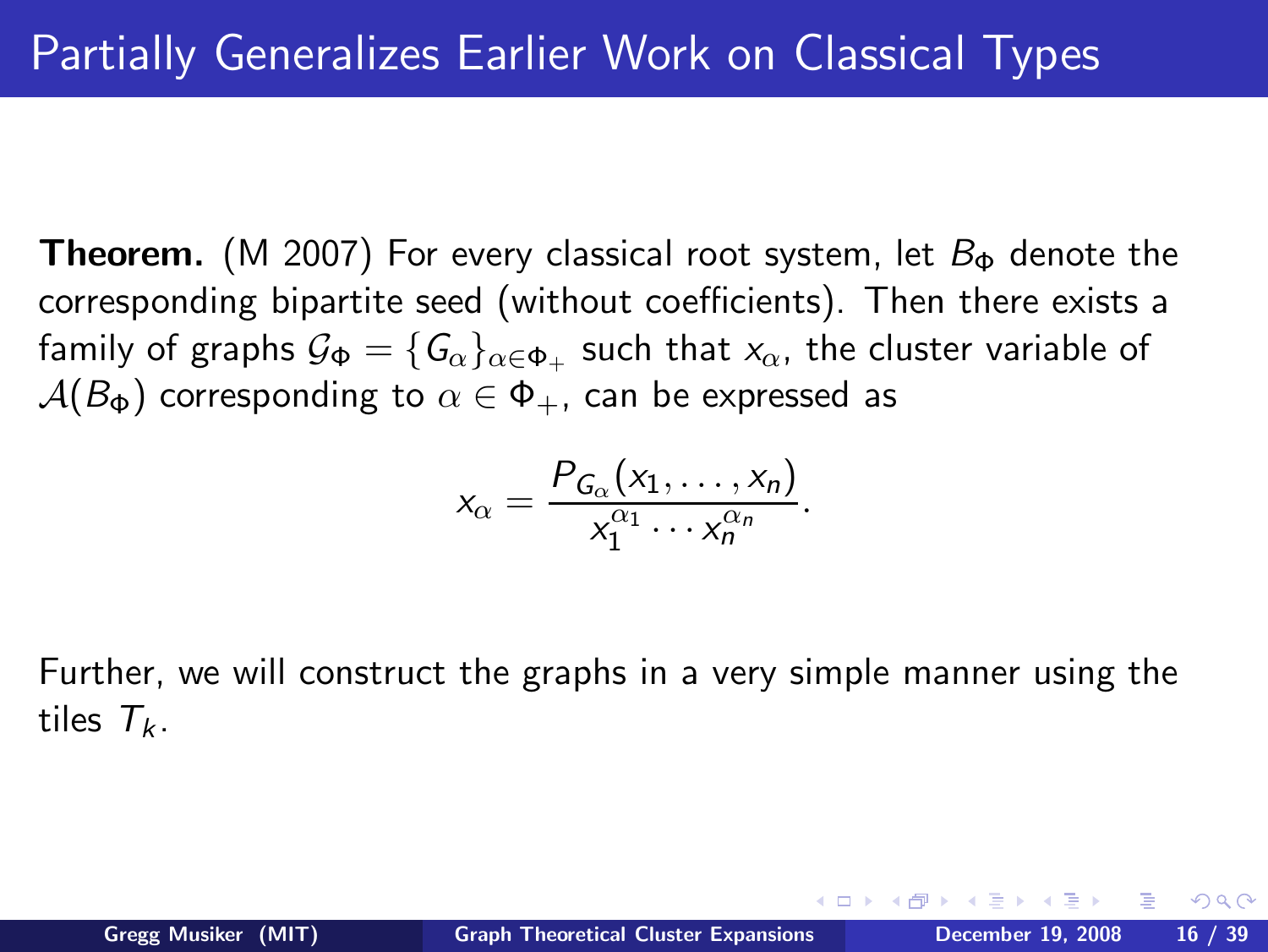# Partially Generalizes Earlier Work on Classical Types

**Theorem.** (M 2007) For every classical root system, let $B_\Phi$ denote the corresponding bipartite seed (without coefficients). Then there exists a family of graphs $\mathcal{G}_\Phi = \{G_\alpha\}_{\alpha \in \Phi_+}$ such that $x_\alpha$, the cluster variable of $\mathcal{A}(B_\Phi)$ corresponding to $\alpha \in \Phi_+$, can be expressed as

$$x_\alpha = \frac{P_{G_\alpha}(x_1, \ldots, x_n)}{x_1^{\alpha_1} \cdots x_n^{\alpha_n}}.$$

Further, we will construct the graphs in a very simple manner using the tiles $T_k$.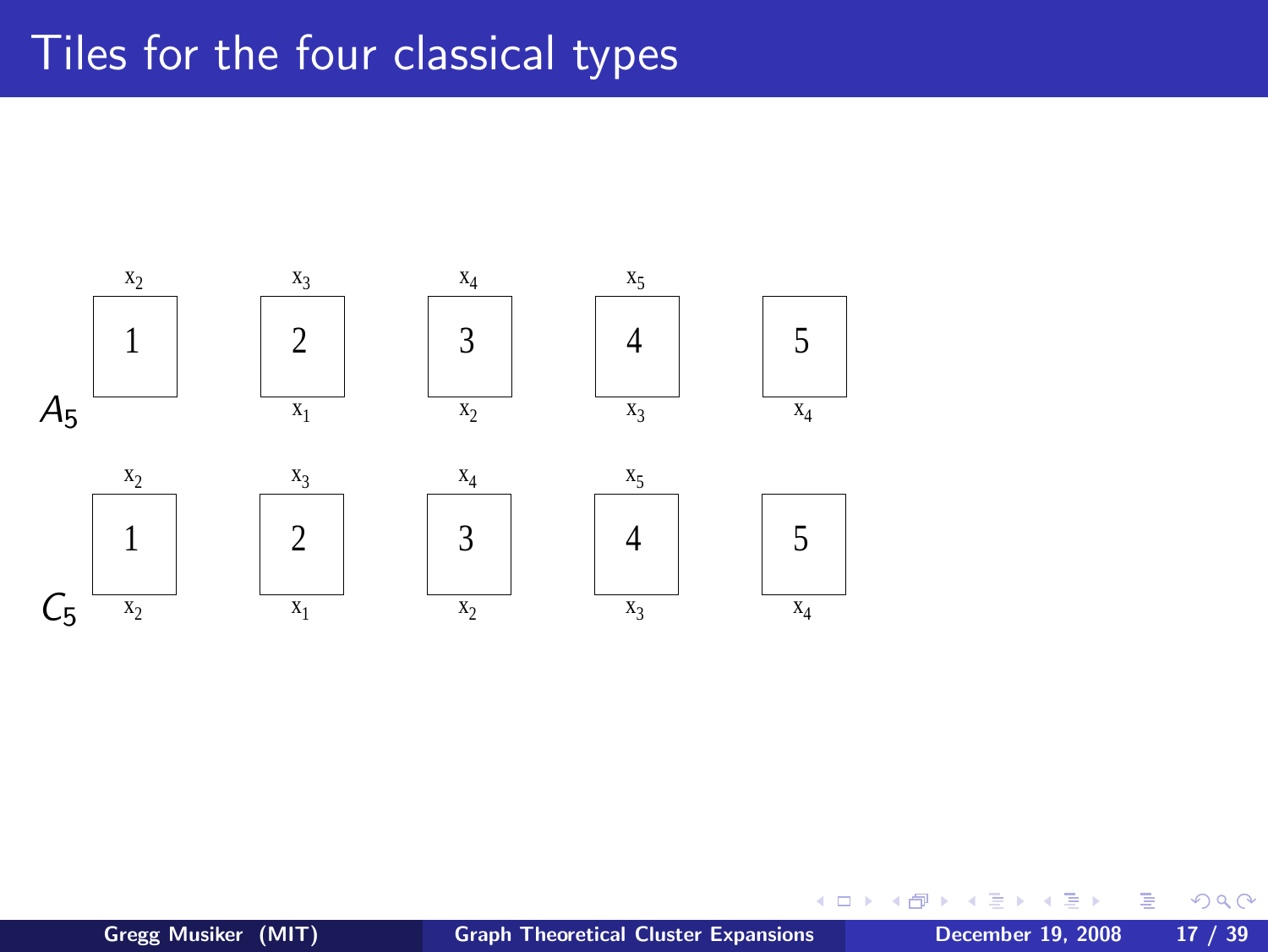# Tiles for the four classical types

$A_5$

| | Tile 1 | Tile 2 | Tile 3 | Tile 4 | Tile 5 |
|---|---|---|---|---|---|
| Top | $x_2$ | $x_3$ | $x_4$ | $x_5$ | |
| Label | 1 | 2 | 3 | 4 | 5 |
| Bottom | | $x_1$ | $x_2$ | $x_3$ | $x_4$ |

$C_5$

| | Tile 1 | Tile 2 | Tile 3 | Tile 4 | Tile 5 |
|---|---|---|---|---|---|
| Top | $x_2$ | $x_3$ | $x_4$ | $x_5$ | |
| Label | 1 | 2 | 3 | 4 | 5 |
| Bottom | $x_2$ | $x_1$ | $x_2$ | $x_3$ | $x_4$ |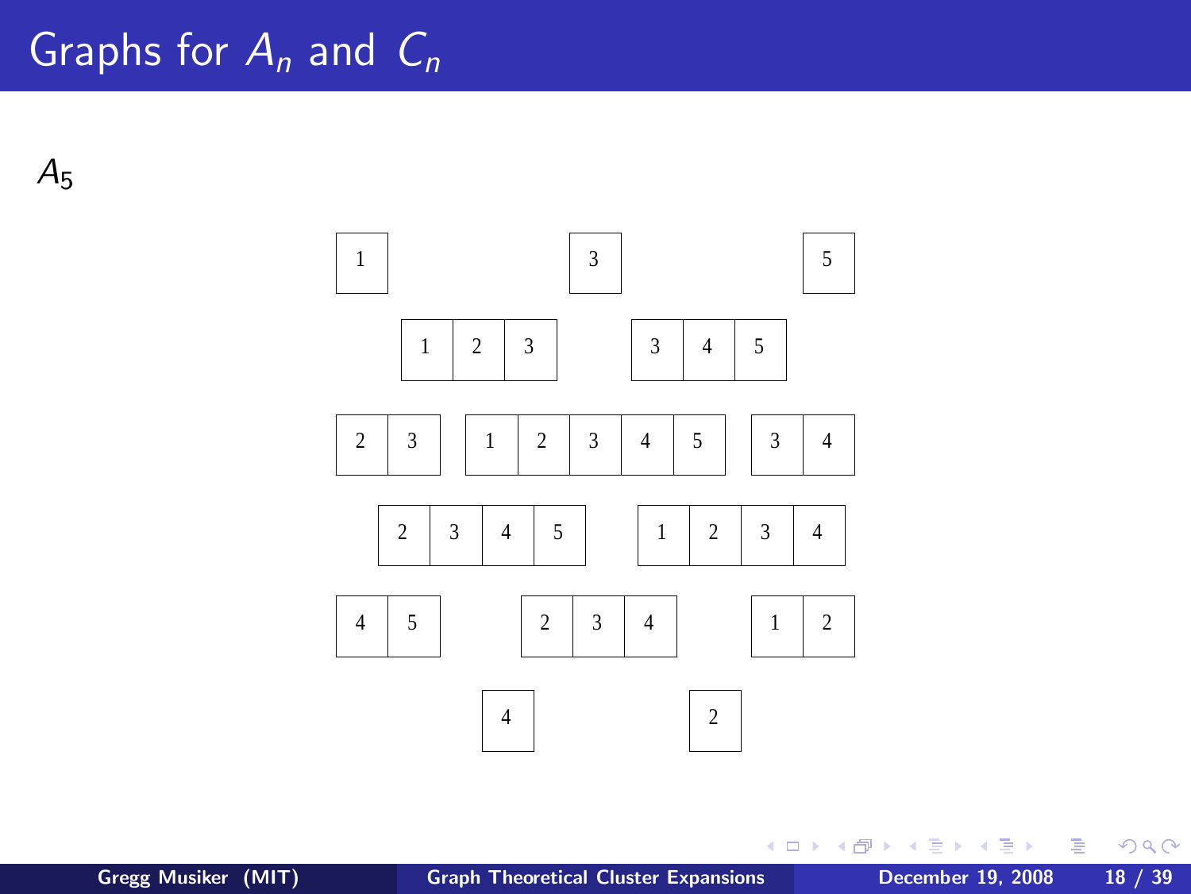# Graphs for $A_n$ and $C_n$

$A_5$

| 1 | | 3 | | 5 |
|---|---|---|---|---|

| 1 | 2 | 3 |
|---|---|---|

| 3 | 4 | 5 |
|---|---|---|

| 2 | 3 |
|---|---|

| 1 | 2 | 3 | 4 | 5 |
|---|---|---|---|---|

| 3 | 4 |
|---|---|

| 2 | 3 | 4 | 5 |
|---|---|---|---|

| 1 | 2 | 3 | 4 |
|---|---|---|---|

| 4 | 5 |
|---|---|

| 2 | 3 | 4 |
|---|---|---|

| 1 | 2 |
|---|---|

| 4 | | 2 |
|---|---|---|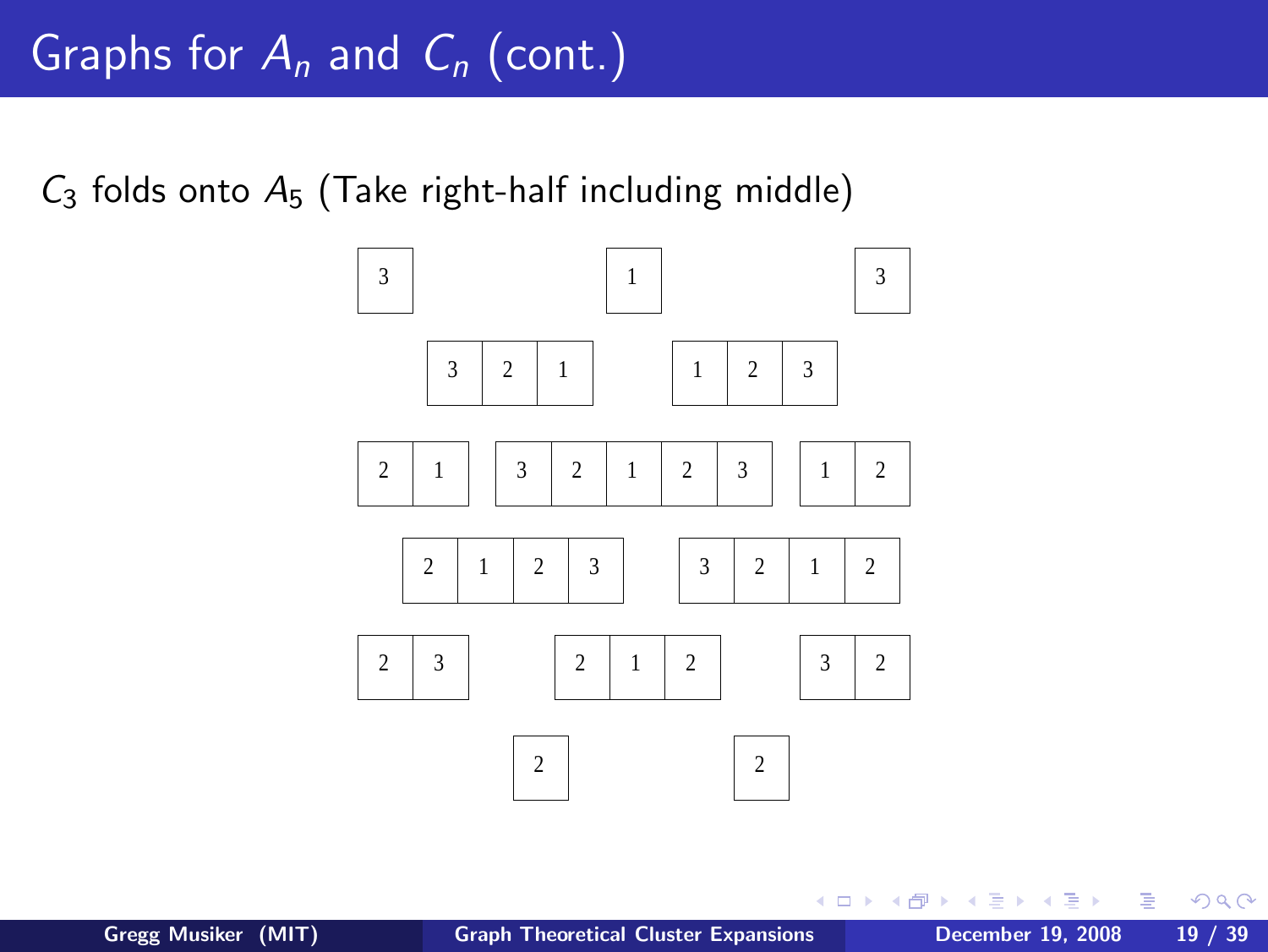# Graphs for $A_n$ and $C_n$ (cont.)

$C_3$ folds onto $A_5$ (Take right-half including middle)

| 3 | | | 1 | | | 3 |
|---|---|---|---|---|---|---|

| 3 | 2 | 1 | | 1 | 2 | 3 |
|---|---|---|---|---|---|---|

| 2 | 1 | | 3 | 2 | 1 | 2 | 3 | | 1 | 2 |
|---|---|---|---|---|---|---|---|---|---|---|

| 2 | 1 | 2 | 3 | | 3 | 2 | 1 | 2 |
|---|---|---|---|---|---|---|---|---|

| 2 | 3 | | 2 | 1 | 2 | | 3 | 2 |
|---|---|---|---|---|---|---|---|---|

| 2 | | 2 |
|---|---|---|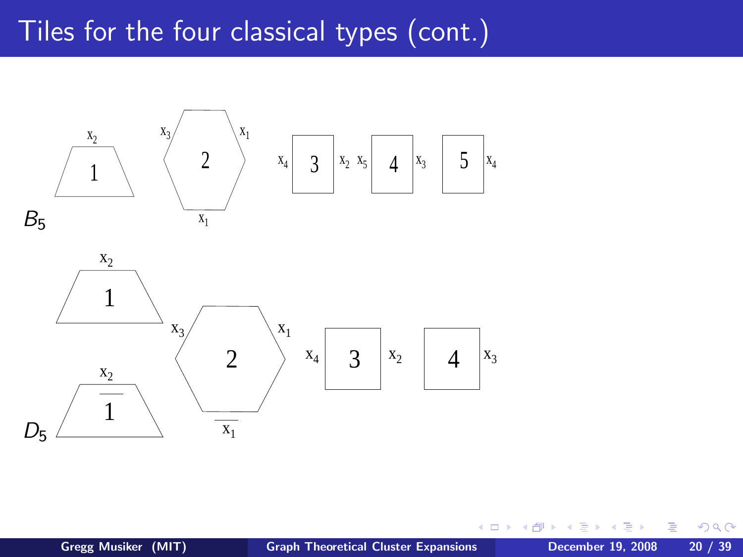# Tiles for the four classical types (cont.)

$B_5$

$x_2$ 1 &nbsp;&nbsp; $x_3$ 2 $x_1$, $x_1$ &nbsp;&nbsp; $x_4$ 3 $x_2$ &nbsp;&nbsp; $x_5$ 4 $x_3$ &nbsp;&nbsp; 5 $x_4$

$D_5$

$x_2$ 1 &nbsp;&nbsp; $x_2$ $\overline{1}$ &nbsp;&nbsp; $x_3$ 2 $x_1$, $\overline{x_1}$ &nbsp;&nbsp; $x_4$ 3 $x_2$ &nbsp;&nbsp; 4 $x_3$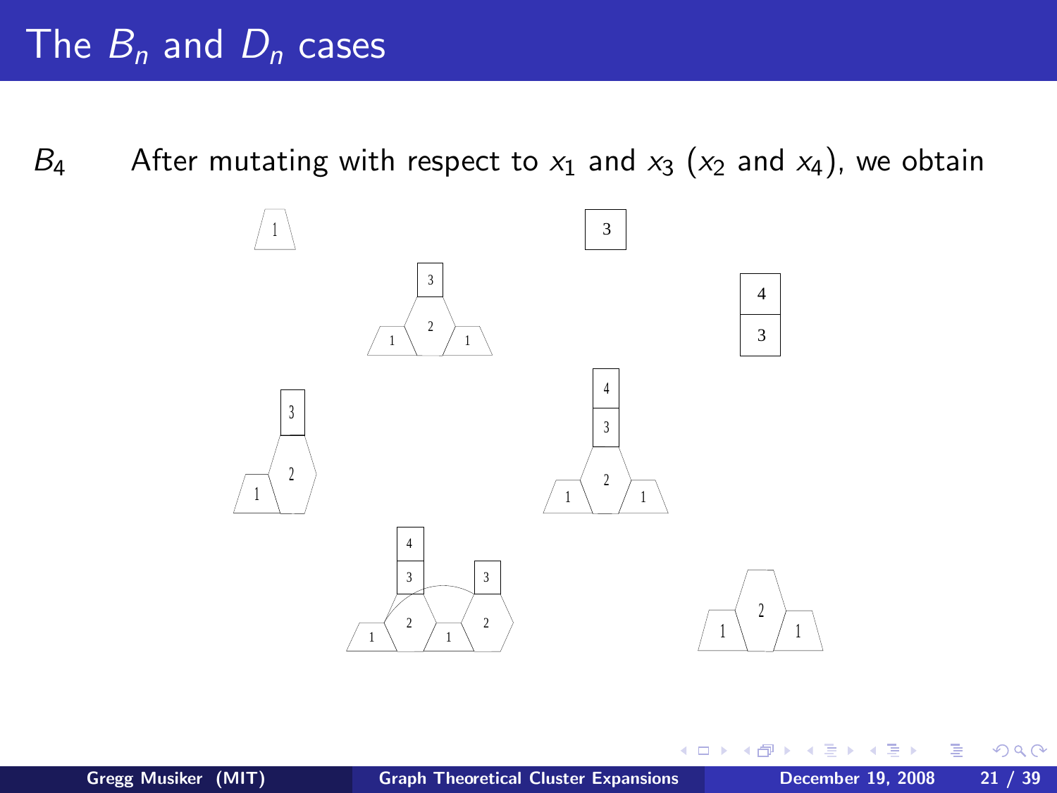# The $B_n$ and $D_n$ cases

$B_4$ After mutating with respect to $x_1$ and $x_3$ ($x_2$ and $x_4$), we obtain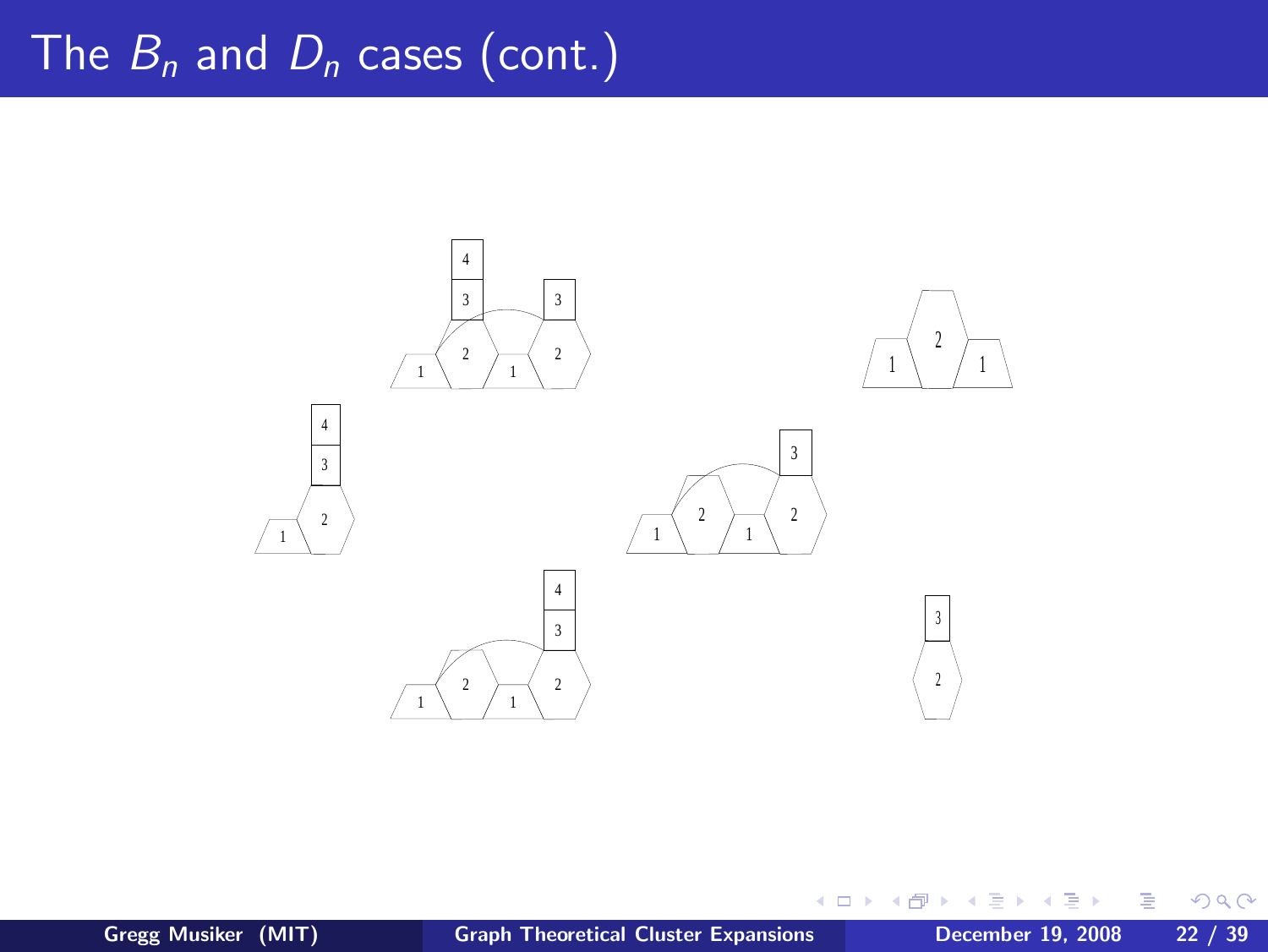# The $B_n$ and $D_n$ cases (cont.)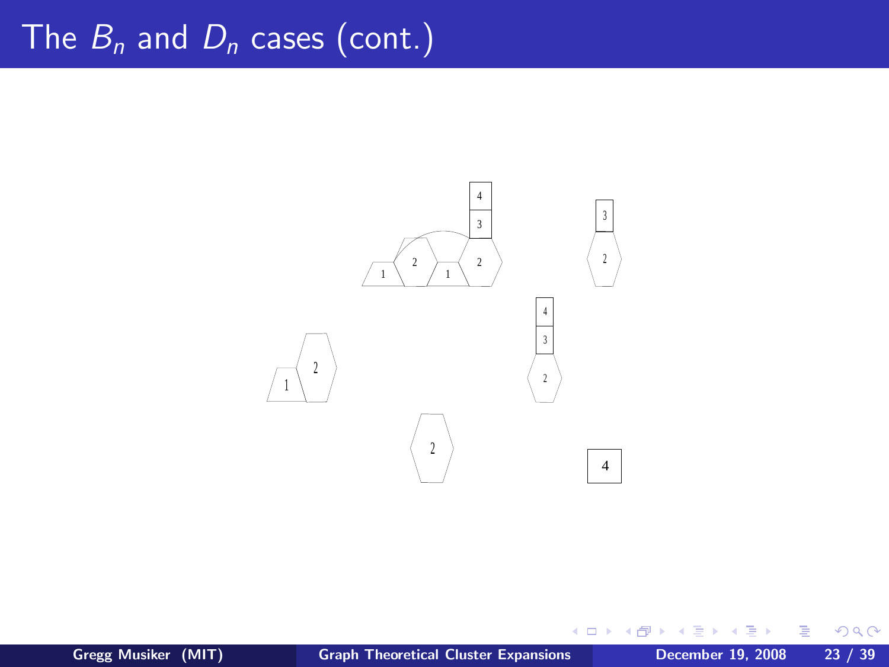# The $B_n$ and $D_n$ cases (cont.)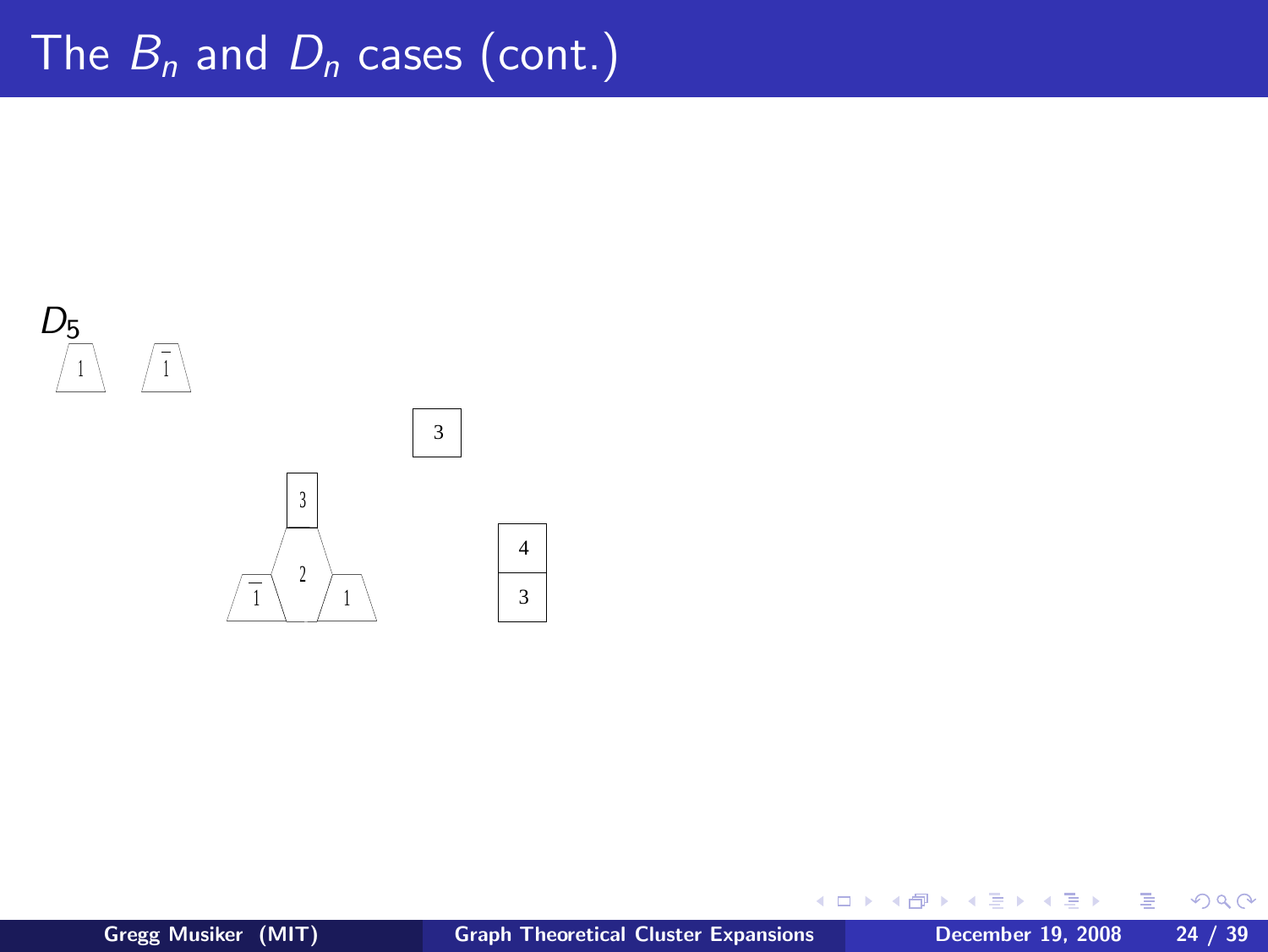# The $B_n$ and $D_n$ cases (cont.)

$D_5$

1 $\bar{1}$

3

3
2
$\bar{1}$ 1

4
3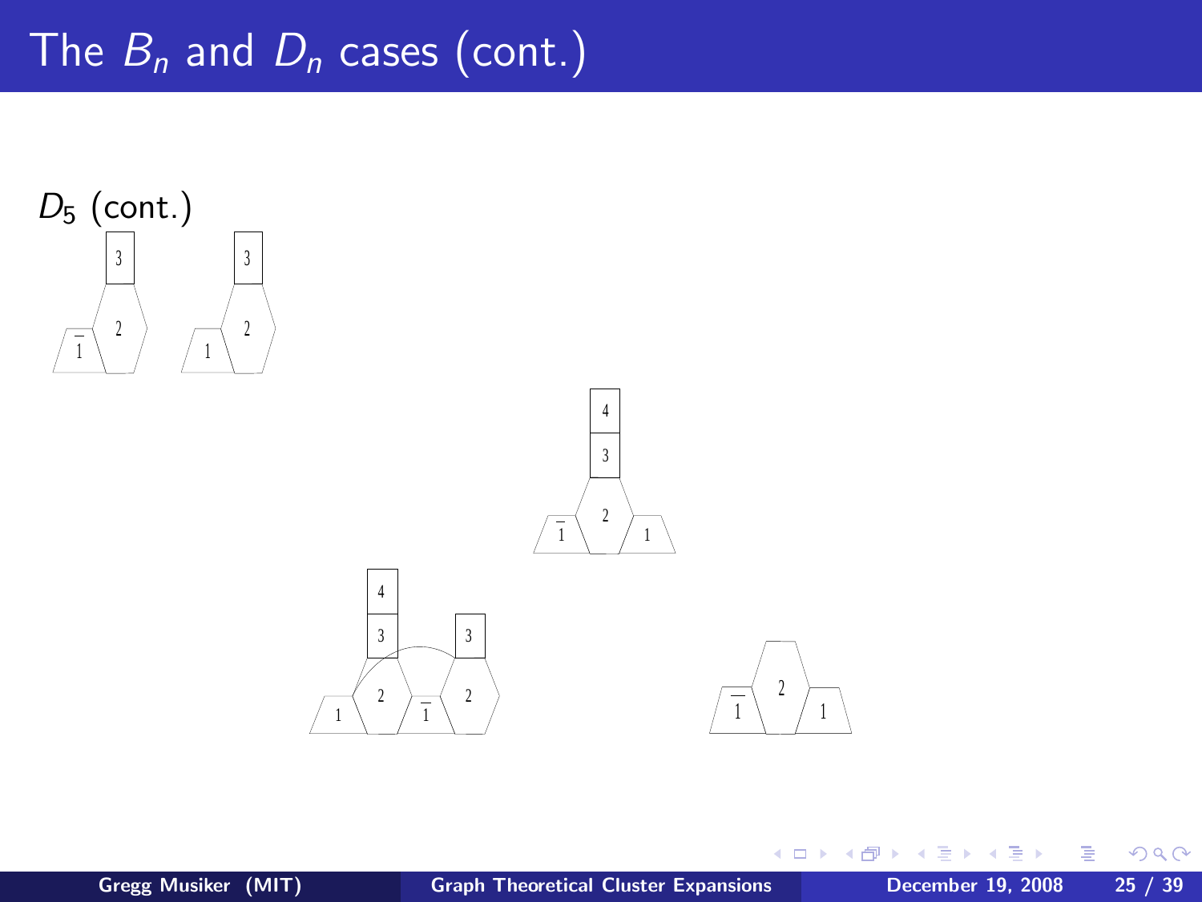# The $B_n$ and $D_n$ cases (cont.)

$D_5$ (cont.)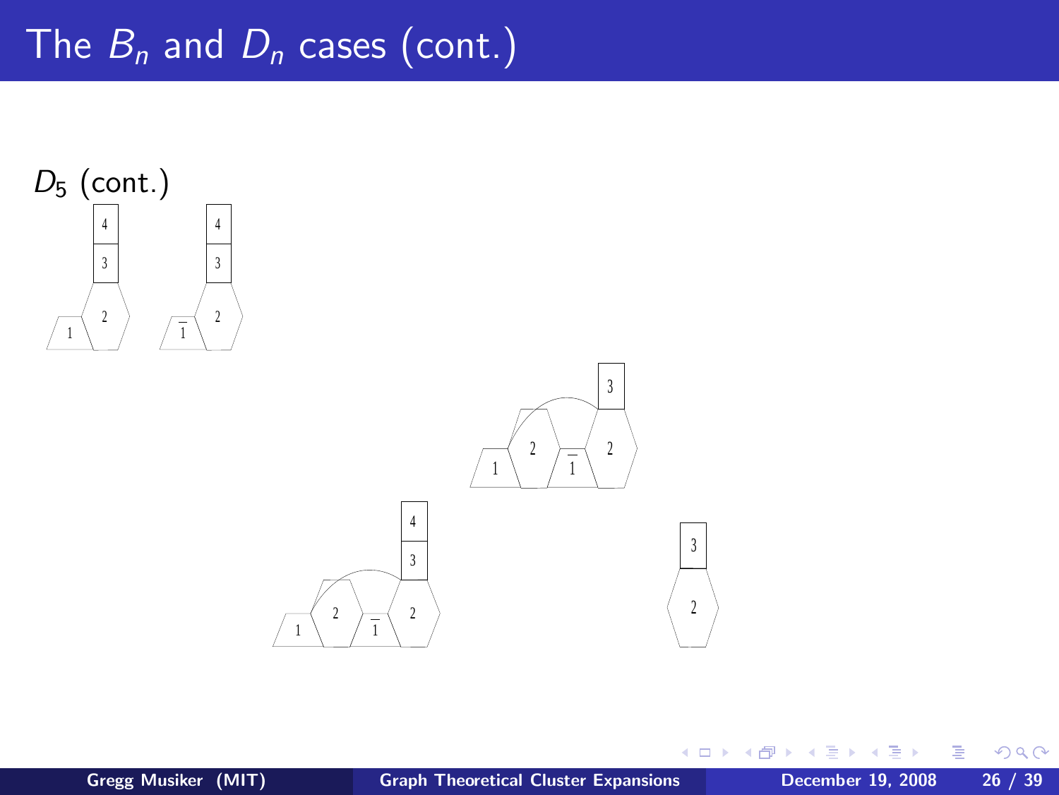# The $B_n$ and $D_n$ cases (cont.)

$D_5$ (cont.)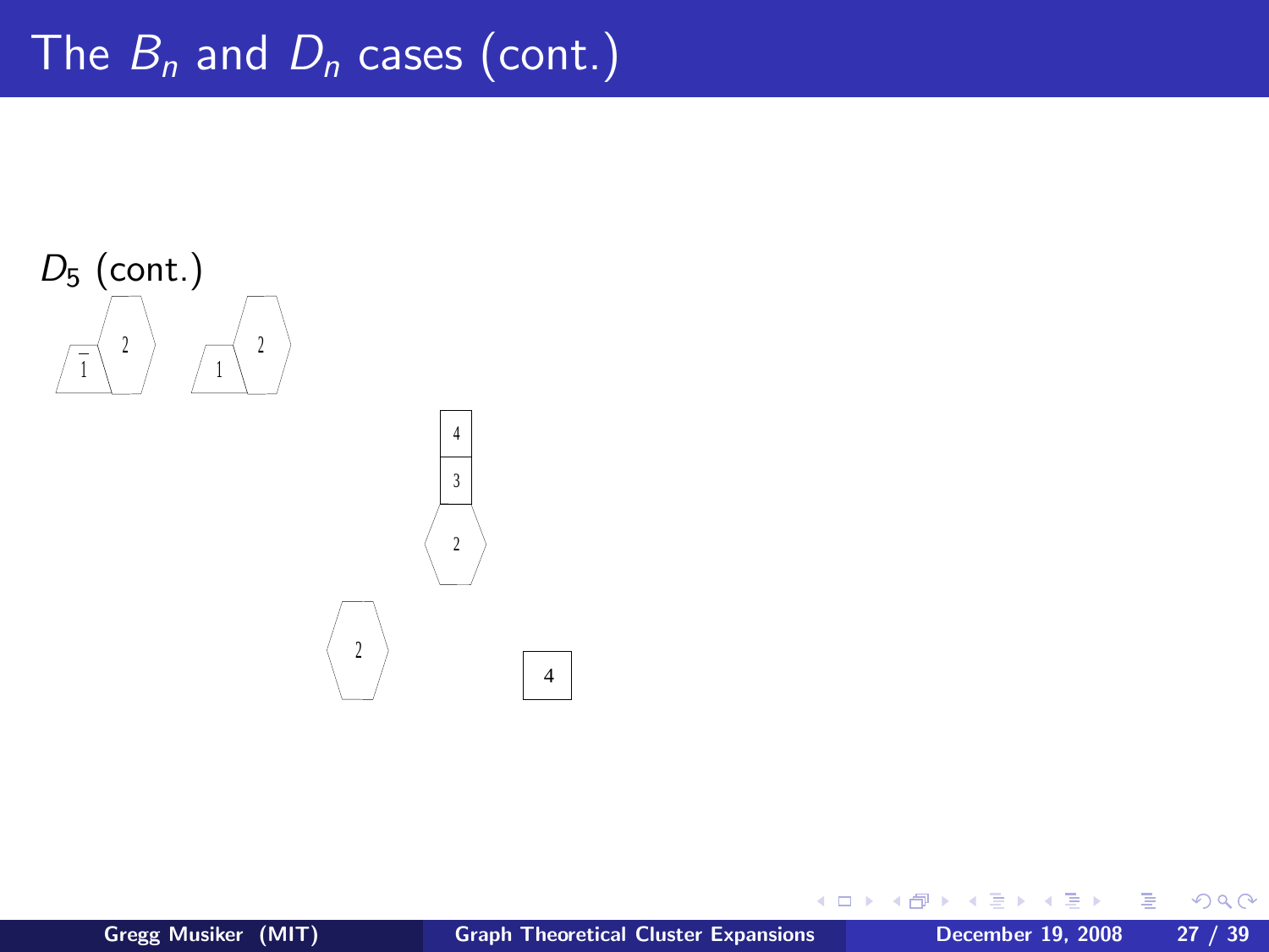# The $B_n$ and $D_n$ cases (cont.)

$D_5$ (cont.)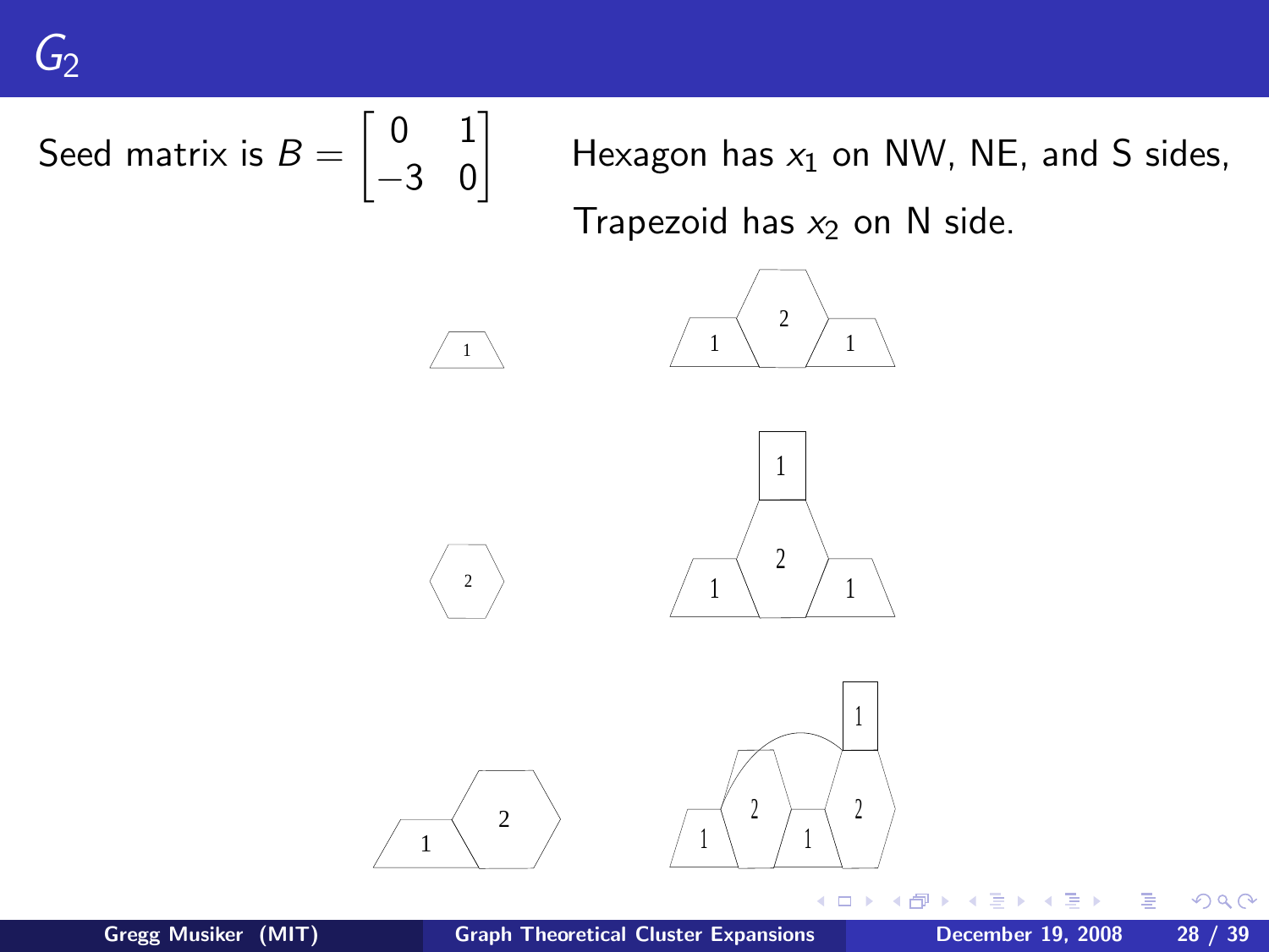# $G_2$

Seed matrix is $B = \begin{bmatrix} 0 & 1 \\ -3 & 0 \end{bmatrix}$

Hexagon has $x_1$ on NW, NE, and S sides,

Trapezoid has $x_2$ on N side.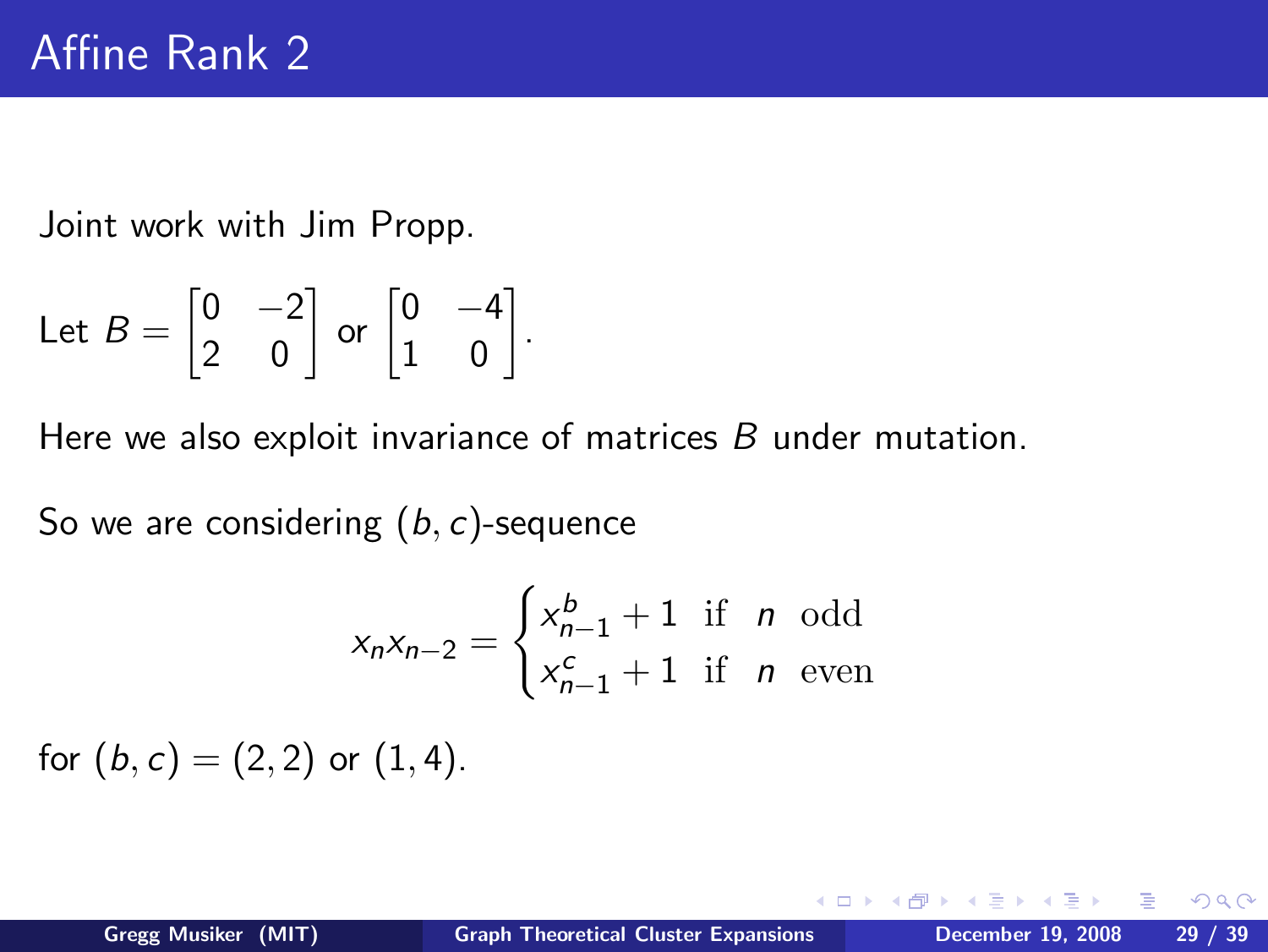# Affine Rank 2

Joint work with Jim Propp.

Let $B = \begin{bmatrix} 0 & -2 \\ 2 & 0 \end{bmatrix}$ or $\begin{bmatrix} 0 & -4 \\ 1 & 0 \end{bmatrix}$.

Here we also exploit invariance of matrices $B$ under mutation.

So we are considering $(b, c)$-sequence

$$x_n x_{n-2} = \begin{cases} x_{n-1}^b + 1 & \text{if} \quad n \quad \text{odd} \\ x_{n-1}^c + 1 & \text{if} \quad n \quad \text{even} \end{cases}$$

for $(b, c) = (2, 2)$ or $(1, 4)$.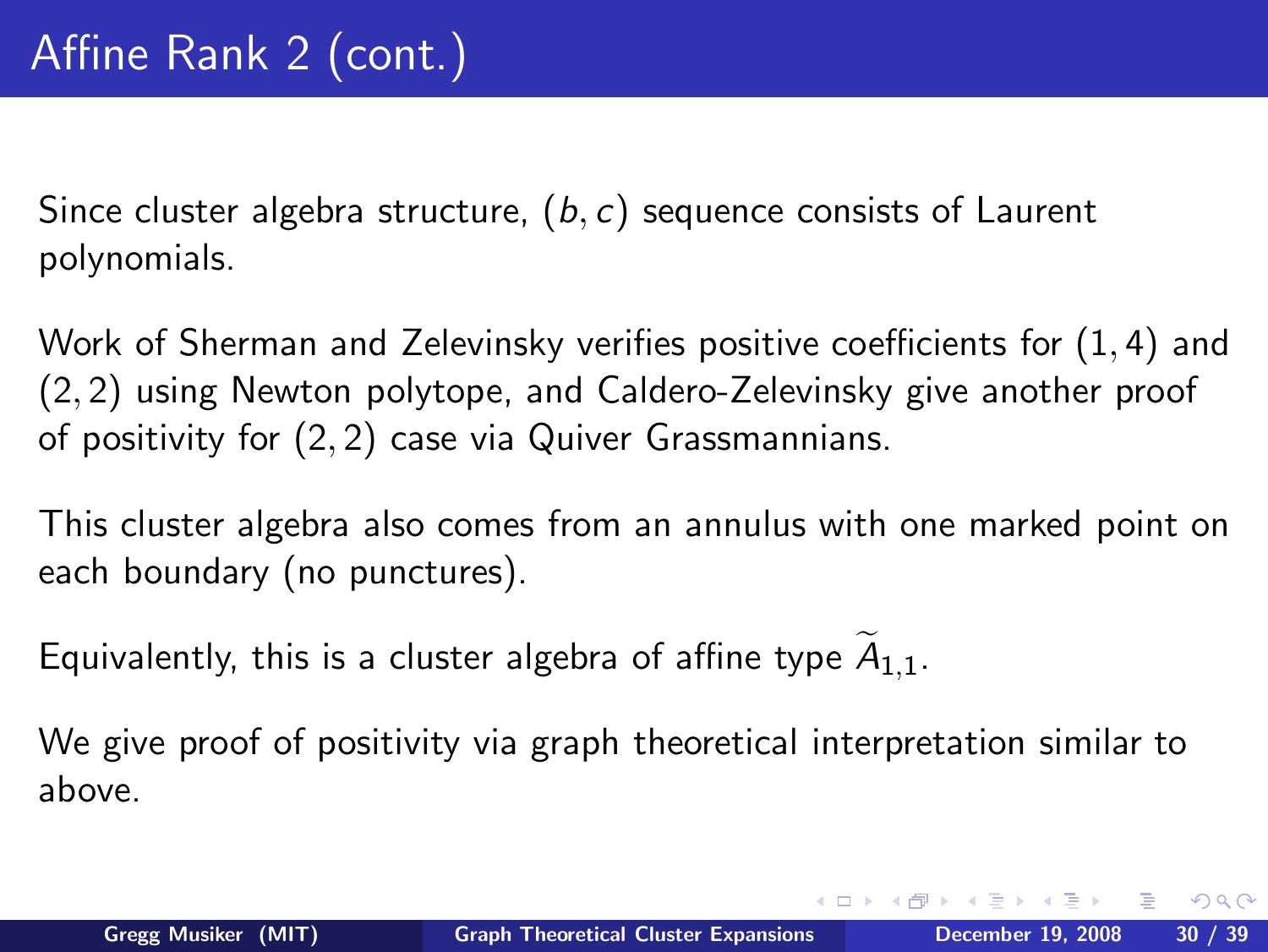# Affine Rank 2 (cont.)

Since cluster algebra structure, $(b, c)$ sequence consists of Laurent polynomials.

Work of Sherman and Zelevinsky verifies positive coefficients for $(1, 4)$ and $(2, 2)$ using Newton polytope, and Caldero-Zelevinsky give another proof of positivity for $(2, 2)$ case via Quiver Grassmannians.

This cluster algebra also comes from an annulus with one marked point on each boundary (no punctures).

Equivalently, this is a cluster algebra of affine type $\widetilde{A}_{1,1}$.

We give proof of positivity via graph theoretical interpretation similar to above.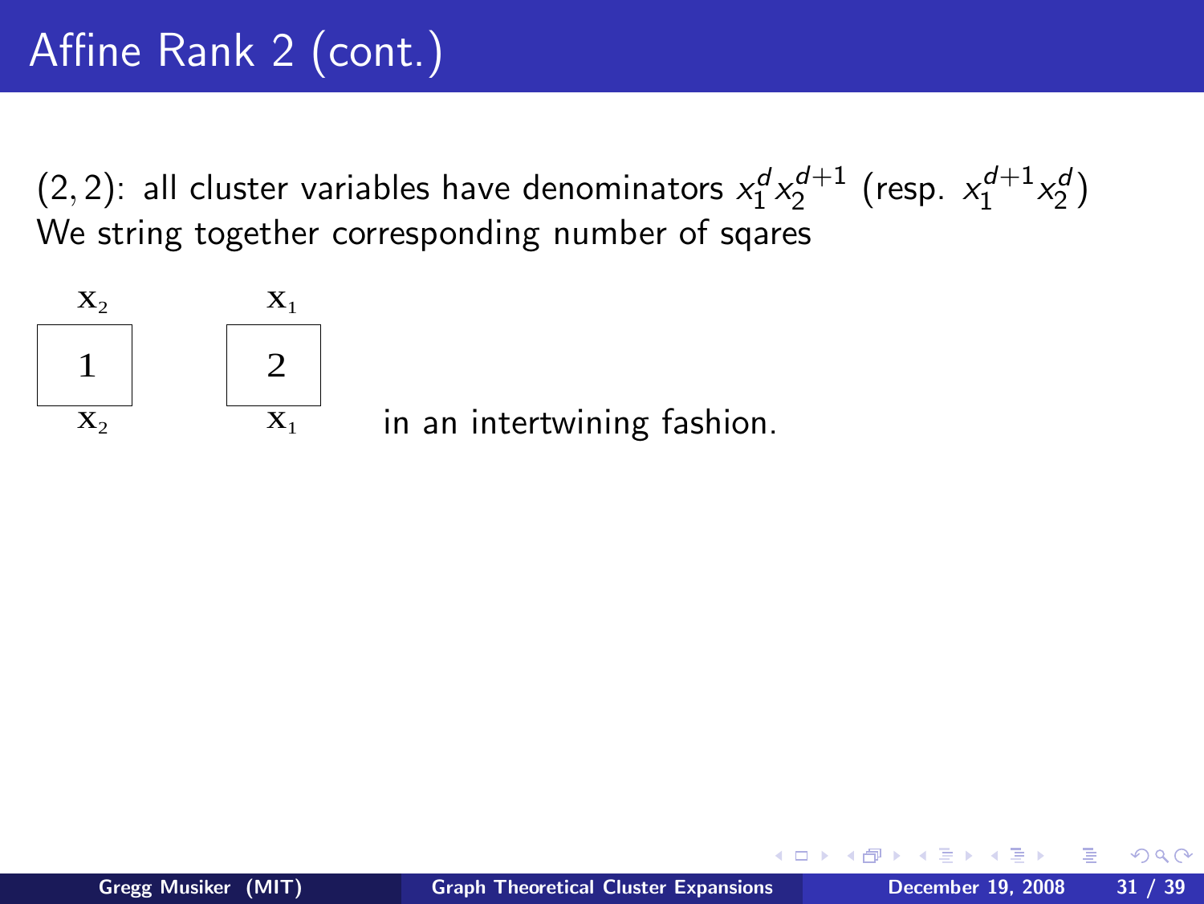# Affine Rank 2 (cont.)

$(2,2)$: all cluster variables have denominators $x_1^d x_2^{d+1}$ (resp. $x_1^{d+1} x_2^d$)
We string together corresponding number of sqares

| $x_2$ | | $x_1$ |
|---|---|---|
| 1 | | 2 |
| $x_2$ | | $x_1$ |

in an intertwining fashion.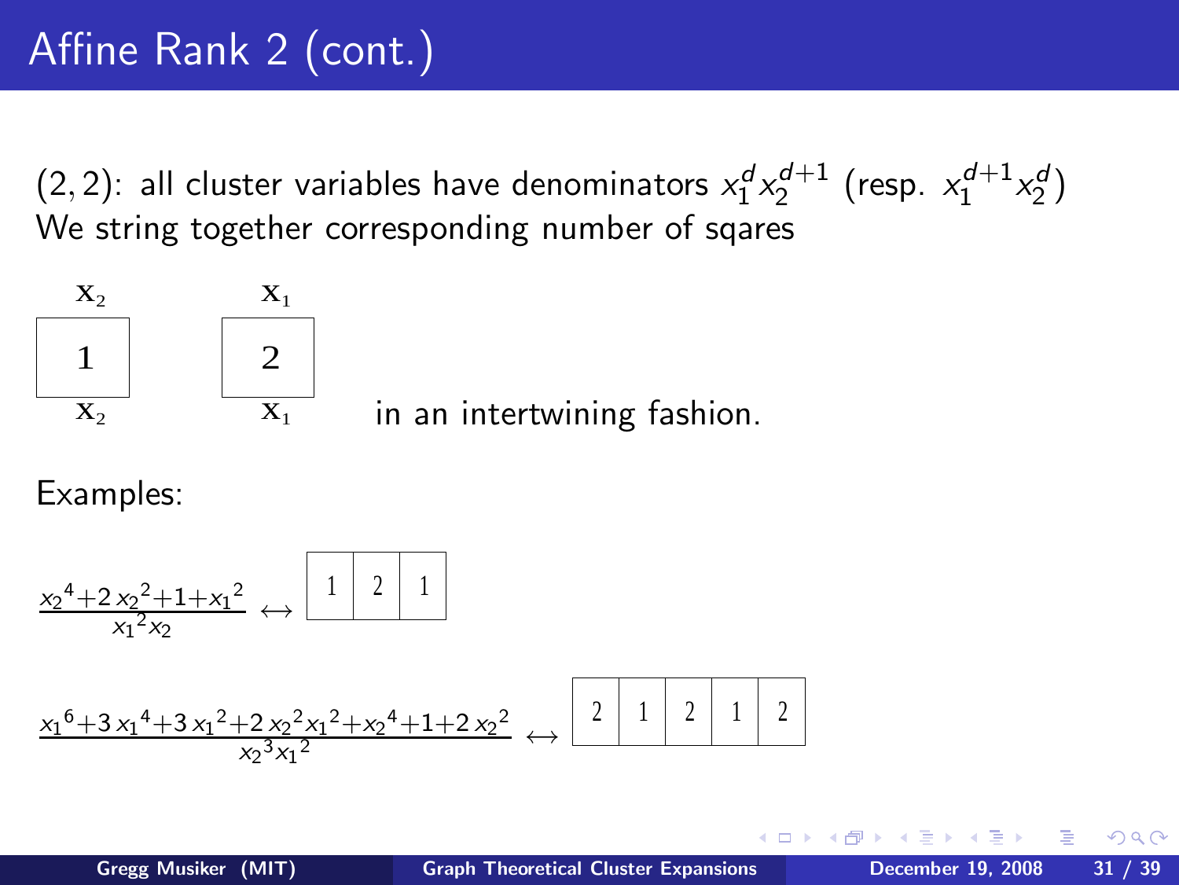# Affine Rank 2 (cont.)

(2, 2): all cluster variables have denominators $x_1^d x_2^{d+1}$ (resp. $x_1^{d+1} x_2^d$)
We string together corresponding number of sqares

| $x_2$ | | $x_1$ |
|---|---|---|
| 1 | | 2 |
| $x_2$ | | $x_1$ |

in an intertwining fashion.

Examples:

$$\frac{{x_2}^4 + 2\,{x_2}^2 + 1 + {x_1}^2}{{x_1}^2 x_2} \leftrightarrow$$

| 1 | 2 | 1 |
|---|---|---|

$$\frac{{x_1}^6 + 3\,{x_1}^4 + 3\,{x_1}^2 + 2\,{x_2}^2{x_1}^2 + {x_2}^4 + 1 + 2\,{x_2}^2}{{x_2}^3{x_1}^2} \leftrightarrow$$

| 2 | 1 | 2 | 1 | 2 |
|---|---|---|---|---|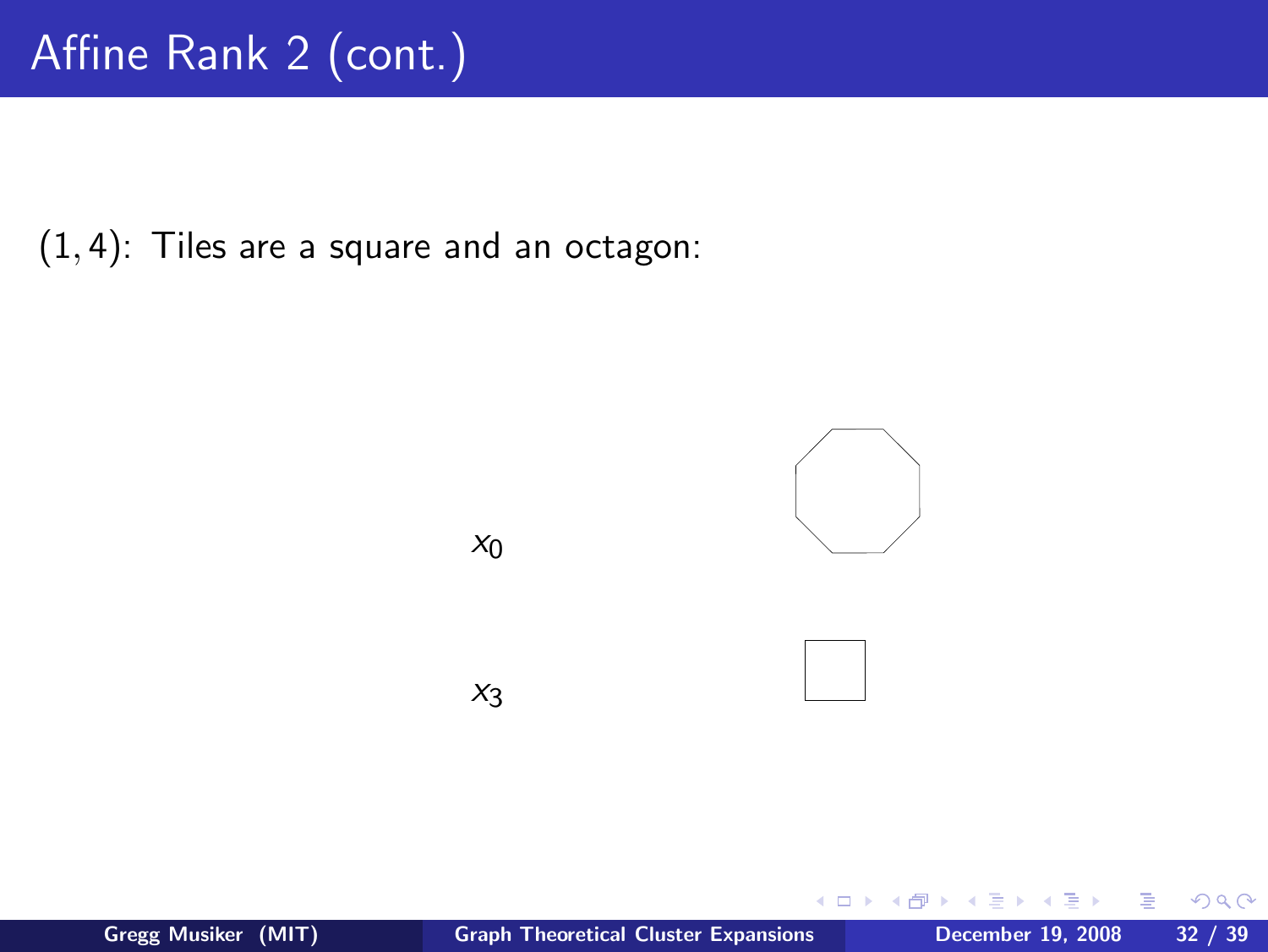# Affine Rank 2 (cont.)

$(1, 4)$: Tiles are a square and an octagon:

$x_0$

$x_3$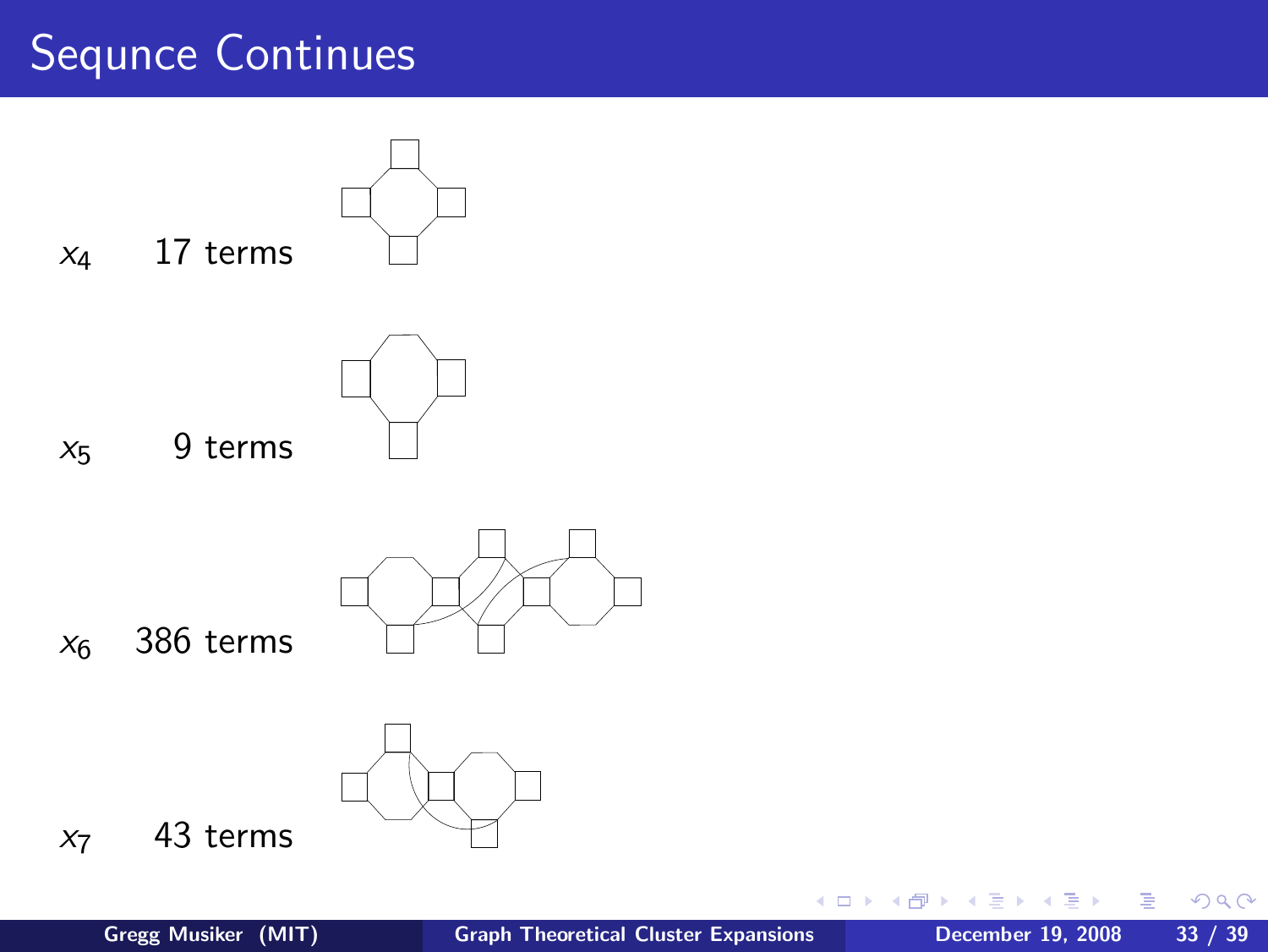# Sequnce Continues

$x_4$ 17 terms

$x_5$ 9 terms

$x_6$ 386 terms

$x_7$ 43 terms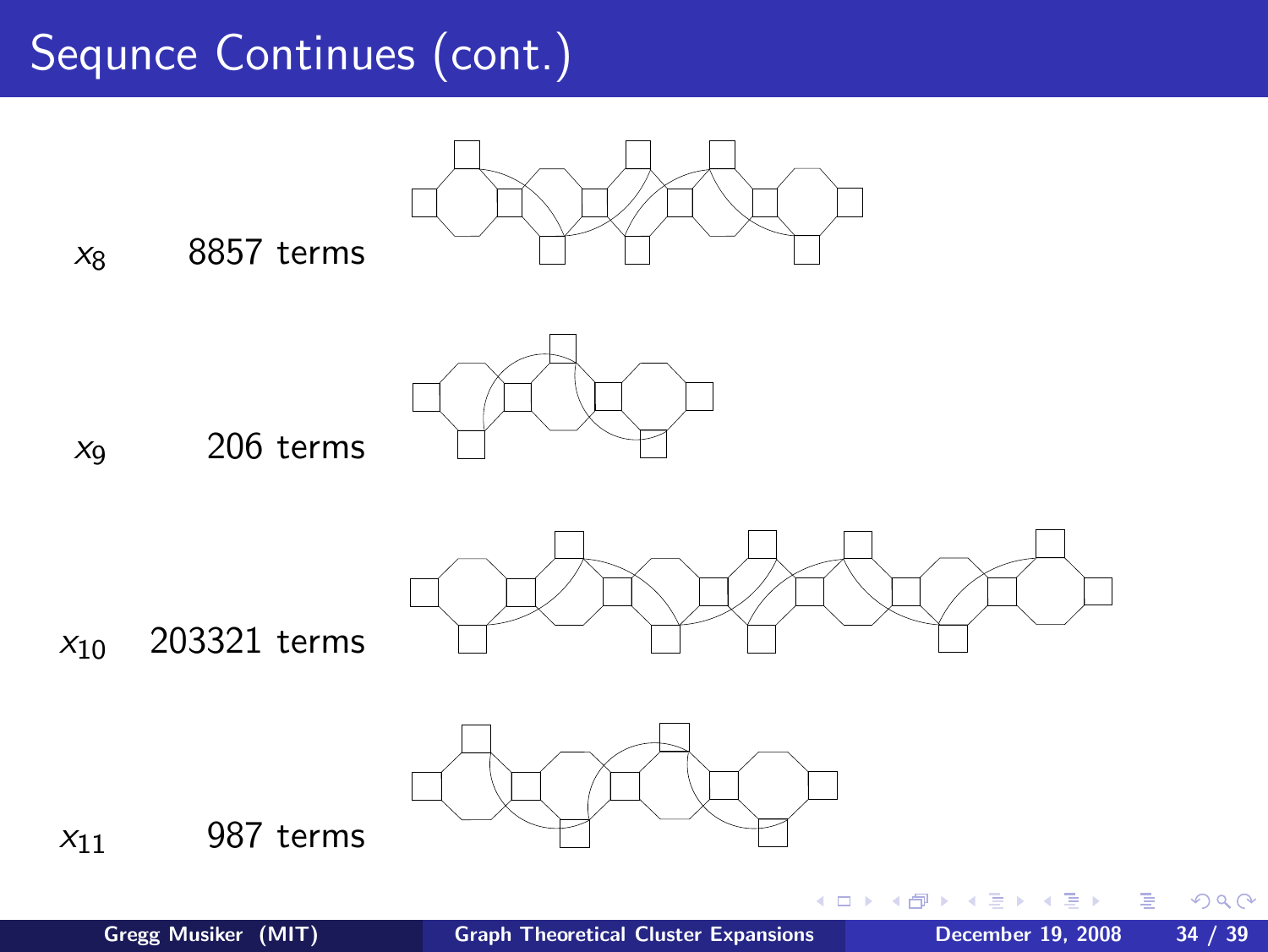# Sequnce Continues (cont.)

| | |
|---|---|
| $x_8$ | 8857 terms |
| $x_9$ | 206 terms |
| $x_{10}$ | 203321 terms |
| $x_{11}$ | 987 terms |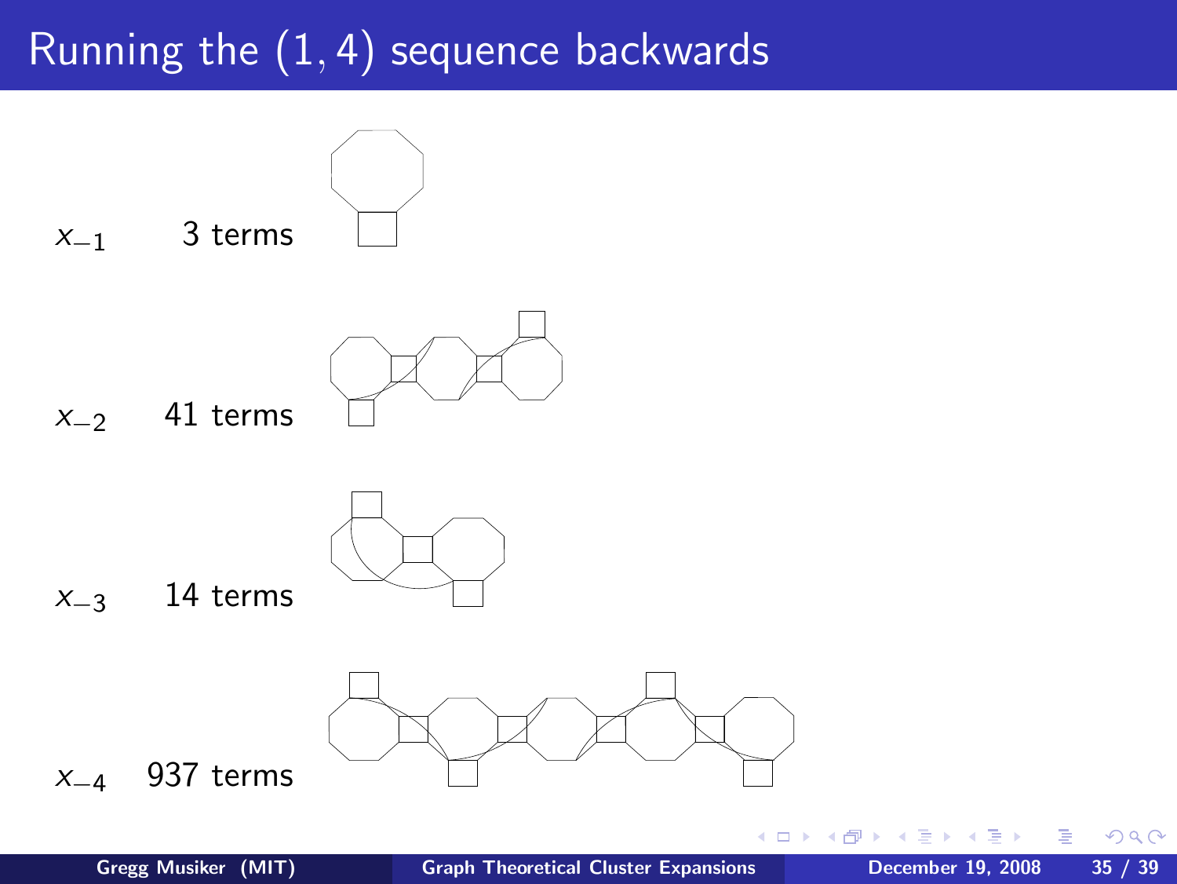# Running the $(1, 4)$ sequence backwards

$x_{-1}$ 3 terms

$x_{-2}$ 41 terms

$x_{-3}$ 14 terms

$x_{-4}$ 937 terms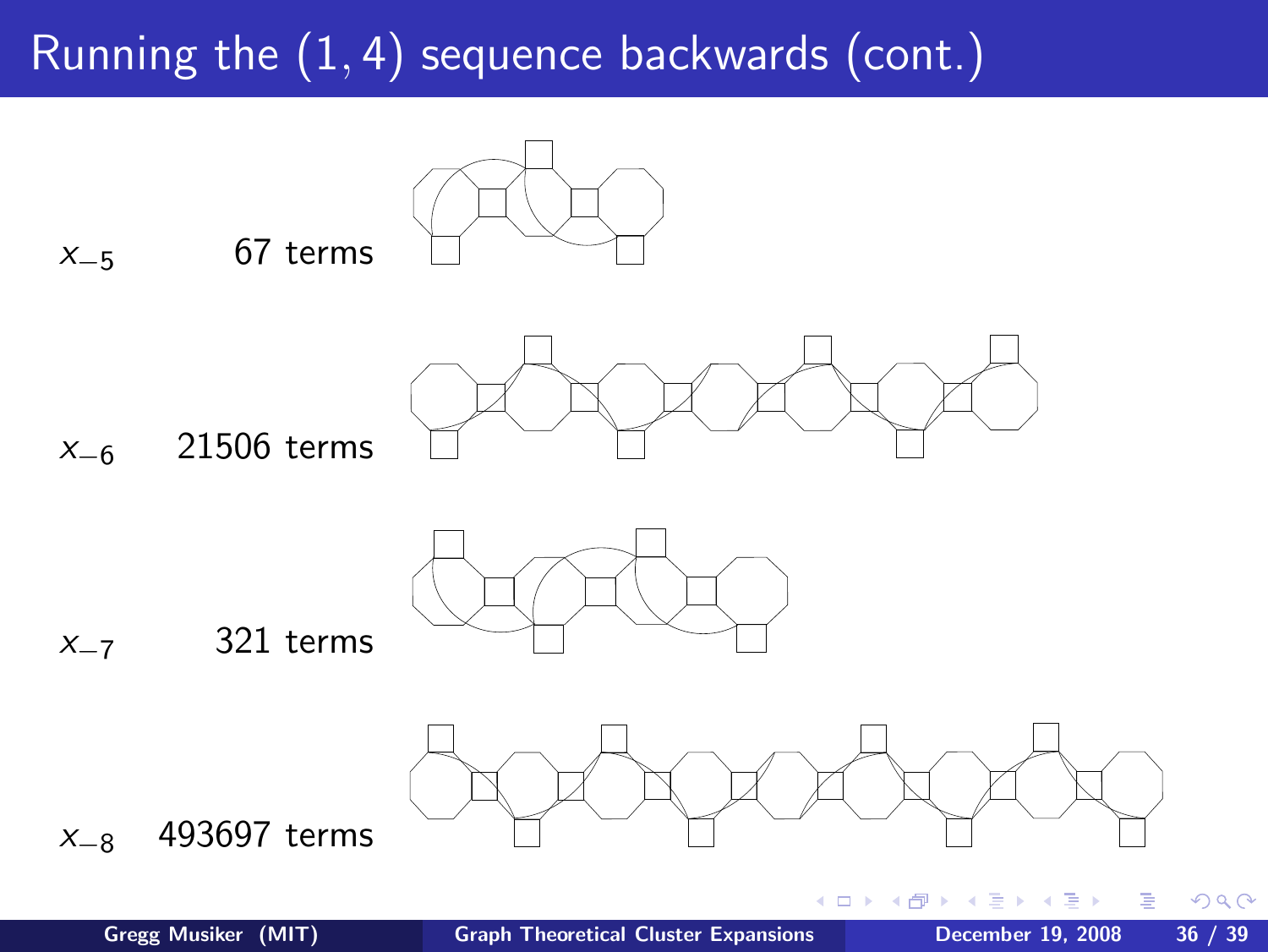# Running the $(1, 4)$ sequence backwards (cont.)

$x_{-5}$ 67 terms

$x_{-6}$ 21506 terms

$x_{-7}$ 321 terms

$x_{-8}$ 493697 terms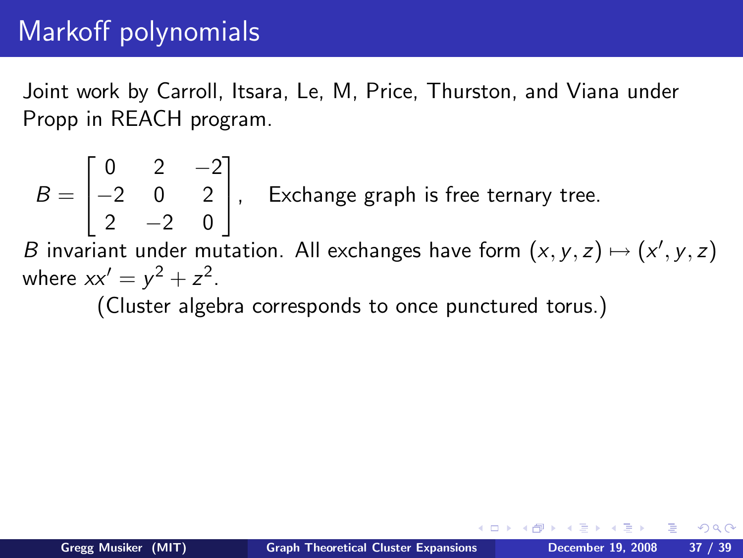# Markoff polynomials

Joint work by Carroll, Itsara, Le, M, Price, Thurston, and Viana under Propp in REACH program.

$$B = \begin{bmatrix} 0 & 2 & -2 \\ -2 & 0 & 2 \\ 2 & -2 & 0 \end{bmatrix},$$

Exchange graph is free ternary tree.

$B$ invariant under mutation. All exchanges have form $(x, y, z) \mapsto (x', y, z)$ where $xx' = y^2 + z^2$.

(Cluster algebra corresponds to once punctured torus.)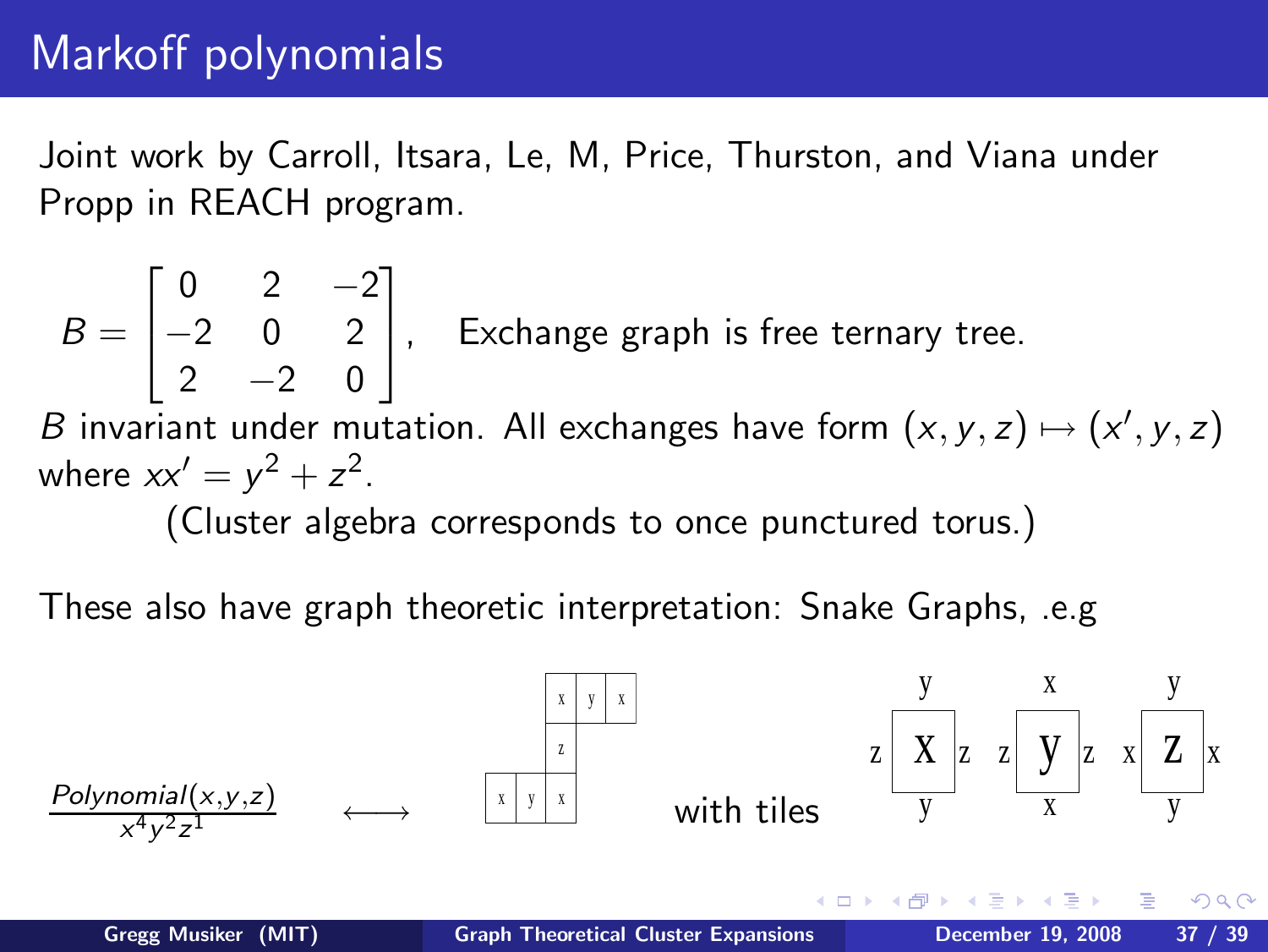# Markoff polynomials

Joint work by Carroll, Itsara, Le, M, Price, Thurston, and Viana under Propp in REACH program.

$$B = \begin{bmatrix} 0 & 2 & -2 \\ -2 & 0 & 2 \\ 2 & -2 & 0 \end{bmatrix},$$ Exchange graph is free ternary tree.

$B$ invariant under mutation. All exchanges have form $(x, y, z) \mapsto (x', y, z)$ where $xx' = y^2 + z^2$.

(Cluster algebra corresponds to once punctured torus.)

These also have graph theoretic interpretation: Snake Graphs, .e.g

$$\frac{Polynomial(x,y,z)}{x^4 y^2 z^1} \longleftrightarrow$$

with tiles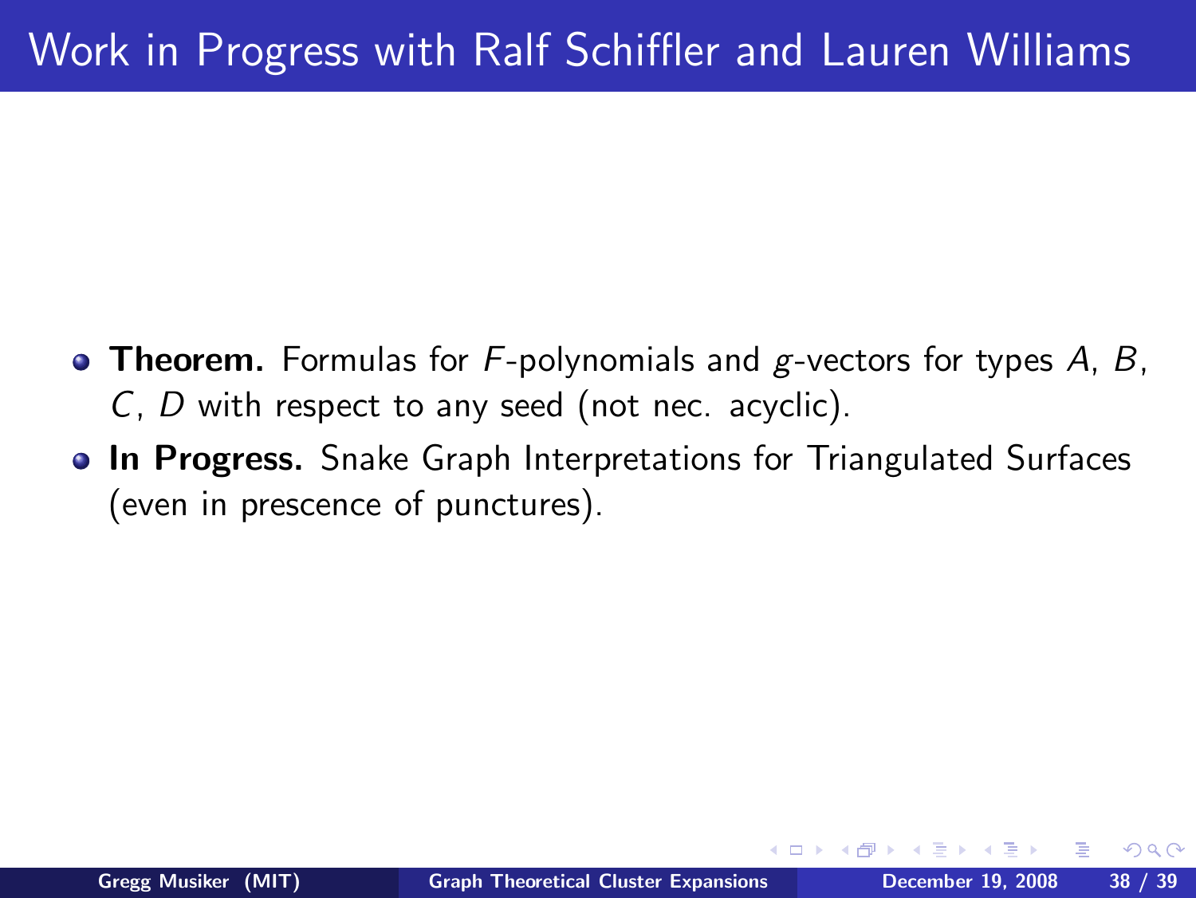# Work in Progress with Ralf Schiffler and Lauren Williams

- **Theorem.** Formulas for $F$-polynomials and $g$-vectors for types $A$, $B$, $C$, $D$ with respect to any seed (not nec. acyclic).
- **In Progress.** Snake Graph Interpretations for Triangulated Surfaces (even in prescence of punctures).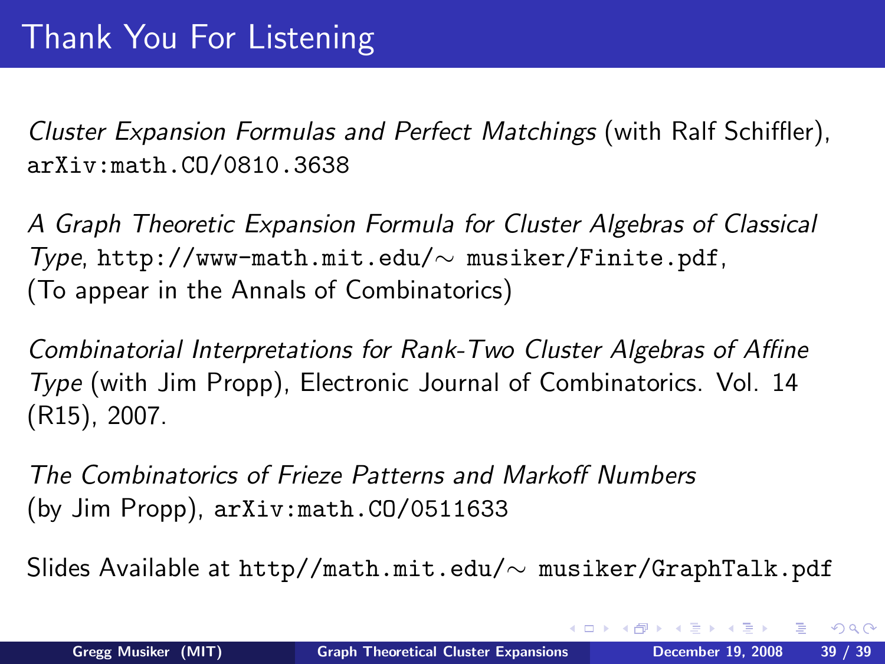# Thank You For Listening

*Cluster Expansion Formulas and Perfect Matchings* (with Ralf Schiffler), `arXiv:math.CO/0810.3638`

*A Graph Theoretic Expansion Formula for Cluster Algebras of Classical Type*, `http://www-math.mit.edu/∼ musiker/Finite.pdf`, (To appear in the Annals of Combinatorics)

*Combinatorial Interpretations for Rank-Two Cluster Algebras of Affine Type* (with Jim Propp), Electronic Journal of Combinatorics. Vol. 14 (R15), 2007.

*The Combinatorics of Frieze Patterns and Markoff Numbers* (by Jim Propp), `arXiv:math.CO/0511633`

Slides Available at `http//math.mit.edu/∼ musiker/GraphTalk.pdf`